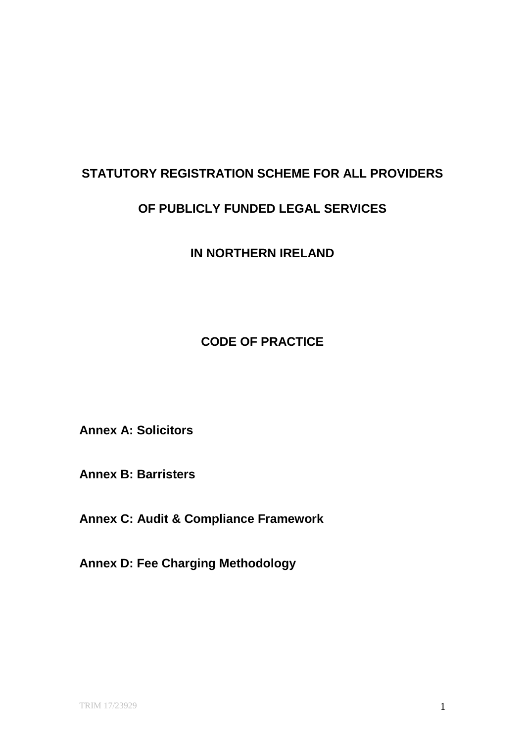# STATUTORY REGISTRATION SCHEME FOR ALL PROVIDERS

# OF PUBLICLY FUNDED LEGAL SERVICES

# IN NORTHERN IRELAND

## CODE OF PRACTICE

**Annex A: Solicitors**

**Annex B: Barristers**

**Annex C: Audit & Compliance Framework**

**Annex D: Fee Charging Methodology**

TRIM 17/23929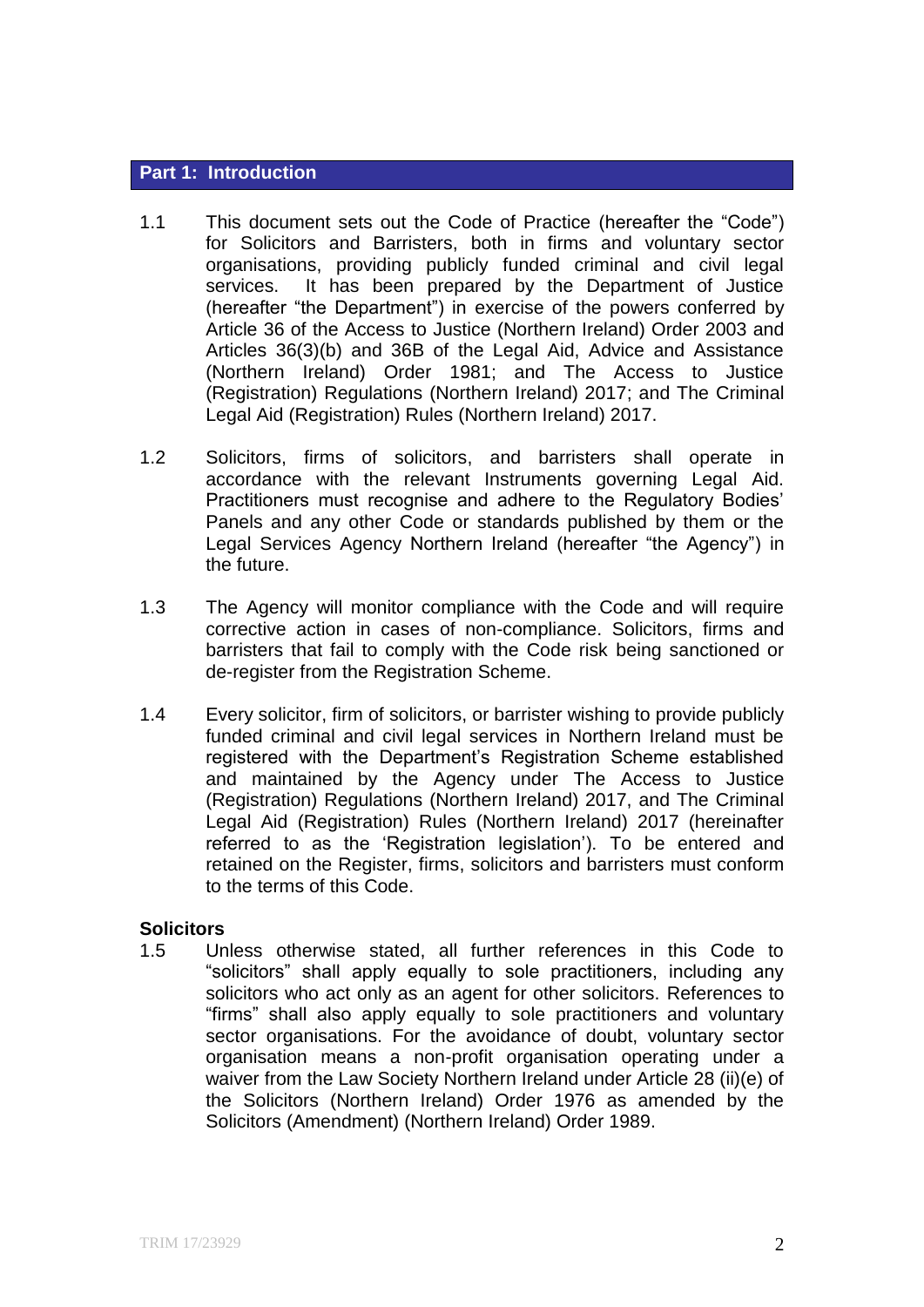## Part 1: Introduction

1.1 This document sets out the Code of Practice (hereafter the "Code") for Solicitors and Barristers, both in firms and voluntary sector organisations, providing publicly funded criminal and civil legal services. It has been prepared by the Department of Justice (hereafter "the Department") in exercise of the powers conferred by Article 36 of the Access to Justice (Northern Ireland) Order 2003 and Articles 36(3)(b) and 36B of the Legal Aid, Advice and Assistance (Northern Ireland) Order 1981; and The Access to Justice (Registration) Regulations (Northern Ireland) 2017; and The Criminal Legal Aid (Registration) Rules (Northern Ireland) 2017.

1.2 Solicitors, firms of solicitors, and barristers shall operate in accordance with the relevant Instruments governing Legal Aid. Practitioners must recognise and adhere to the Regulatory Bodies' Panels and any other Code or standards published by them or the Legal Services Agency Northern Ireland (hereafter "the Agency") in the future.

1.3 The Agency will monitor compliance with the Code and will require corrective action in cases of non-compliance. Solicitors, firms and barristers that fail to comply with the Code risk being sanctioned or de-register from the Registration Scheme.

1.4 Every solicitor, firm of solicitors, or barrister wishing to provide publicly funded criminal and civil legal services in Northern Ireland must be registered with the Department's Registration Scheme established and maintained by the Agency under The Access to Justice (Registration) Regulations (Northern Ireland) 2017, and The Criminal Legal Aid (Registration) Rules (Northern Ireland) 2017 (hereinafter referred to as the 'Registration legislation'). To be entered and retained on the Register, firms, solicitors and barristers must conform to the terms of this Code.

**Solicitors**

1.5 Unless otherwise stated, all further references in this Code to "solicitors" shall apply equally to sole practitioners, including any solicitors who act only as an agent for other solicitors. References to "firms" shall also apply equally to sole practitioners and voluntary sector organisations. For the avoidance of doubt, voluntary sector organisation means a non-profit organisation operating under a waiver from the Law Society Northern Ireland under Article 28 (ii)(e) of the Solicitors (Northern Ireland) Order 1976 as amended by the Solicitors (Amendment) (Northern Ireland) Order 1989.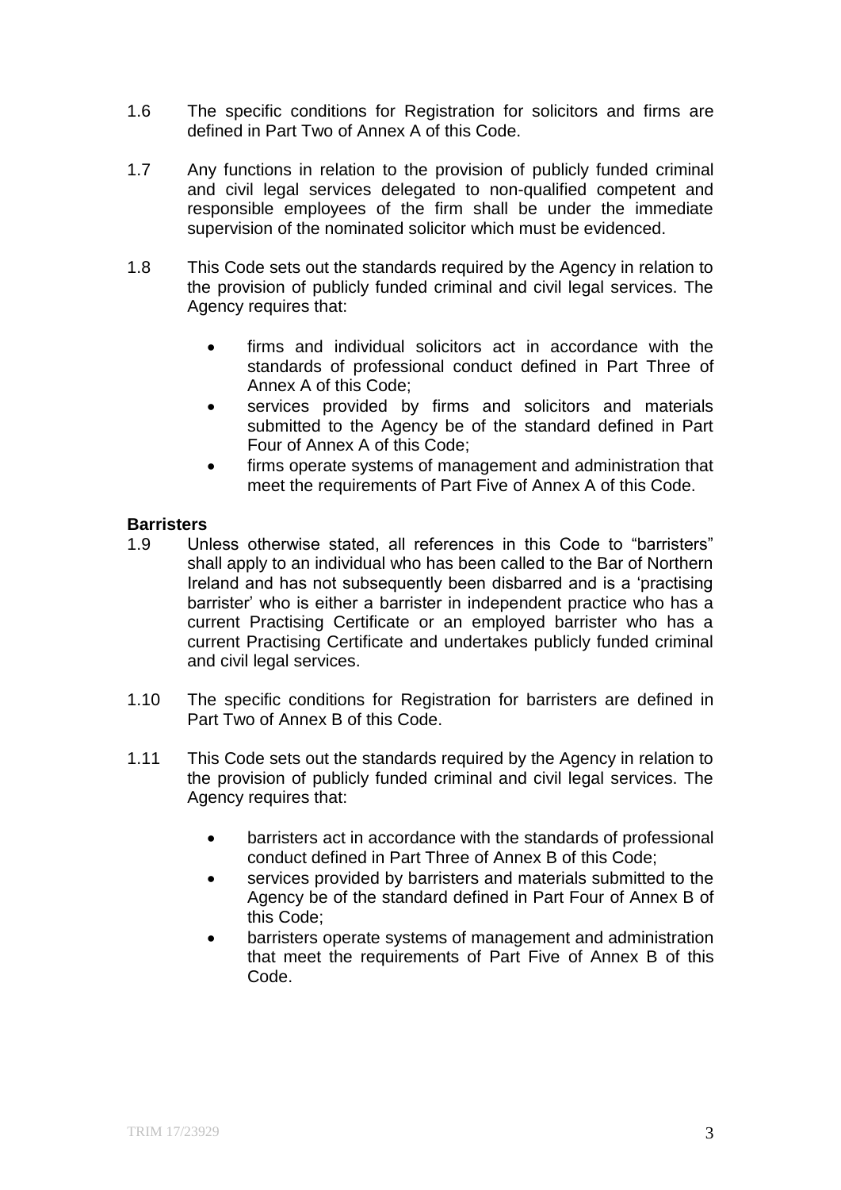1.6 The specific conditions for Registration for solicitors and firms are defined in Part Two of Annex A of this Code.

1.7 Any functions in relation to the provision of publicly funded criminal and civil legal services delegated to non-qualified competent and responsible employees of the firm shall be under the immediate supervision of the nominated solicitor which must be evidenced.

1.8 This Code sets out the standards required by the Agency in relation to the provision of publicly funded criminal and civil legal services. The Agency requires that:

- firms and individual solicitors act in accordance with the standards of professional conduct defined in Part Three of Annex A of this Code;
- services provided by firms and solicitors and materials submitted to the Agency be of the standard defined in Part Four of Annex A of this Code;
- firms operate systems of management and administration that meet the requirements of Part Five of Annex A of this Code.

**Barristers**

1.9 Unless otherwise stated, all references in this Code to "barristers" shall apply to an individual who has been called to the Bar of Northern Ireland and has not subsequently been disbarred and is a 'practising barrister' who is either a barrister in independent practice who has a current Practising Certificate or an employed barrister who has a current Practising Certificate and undertakes publicly funded criminal and civil legal services.

1.10 The specific conditions for Registration for barristers are defined in Part Two of Annex B of this Code.

1.11 This Code sets out the standards required by the Agency in relation to the provision of publicly funded criminal and civil legal services. The Agency requires that:

- barristers act in accordance with the standards of professional conduct defined in Part Three of Annex B of this Code;
- services provided by barristers and materials submitted to the Agency be of the standard defined in Part Four of Annex B of this Code;
- barristers operate systems of management and administration that meet the requirements of Part Five of Annex B of this Code.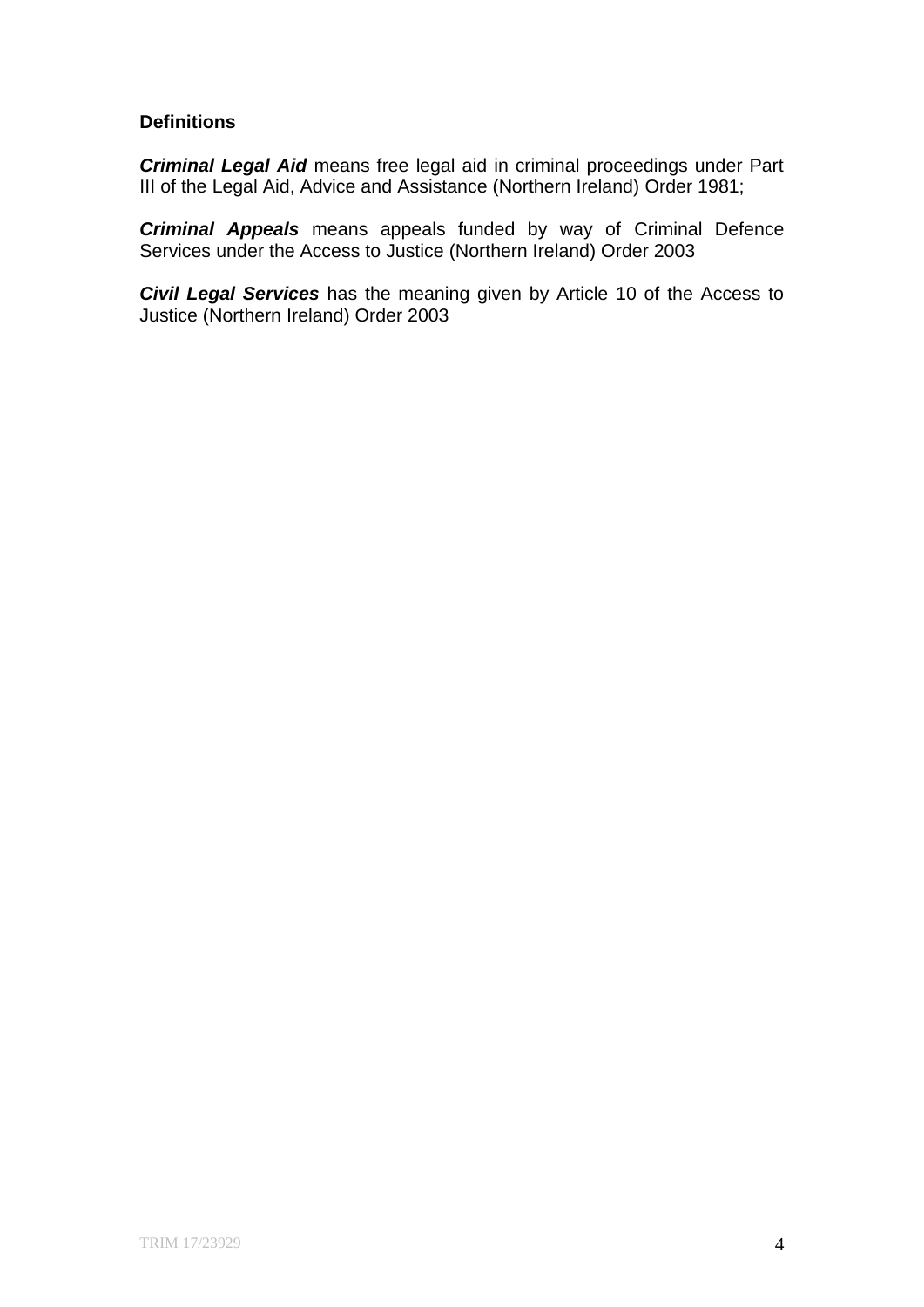**Definitions**

***Criminal Legal Aid*** means free legal aid in criminal proceedings under Part III of the Legal Aid, Advice and Assistance (Northern Ireland) Order 1981;

***Criminal Appeals*** means appeals funded by way of Criminal Defence Services under the Access to Justice (Northern Ireland) Order 2003

***Civil Legal Services*** has the meaning given by Article 10 of the Access to Justice (Northern Ireland) Order 2003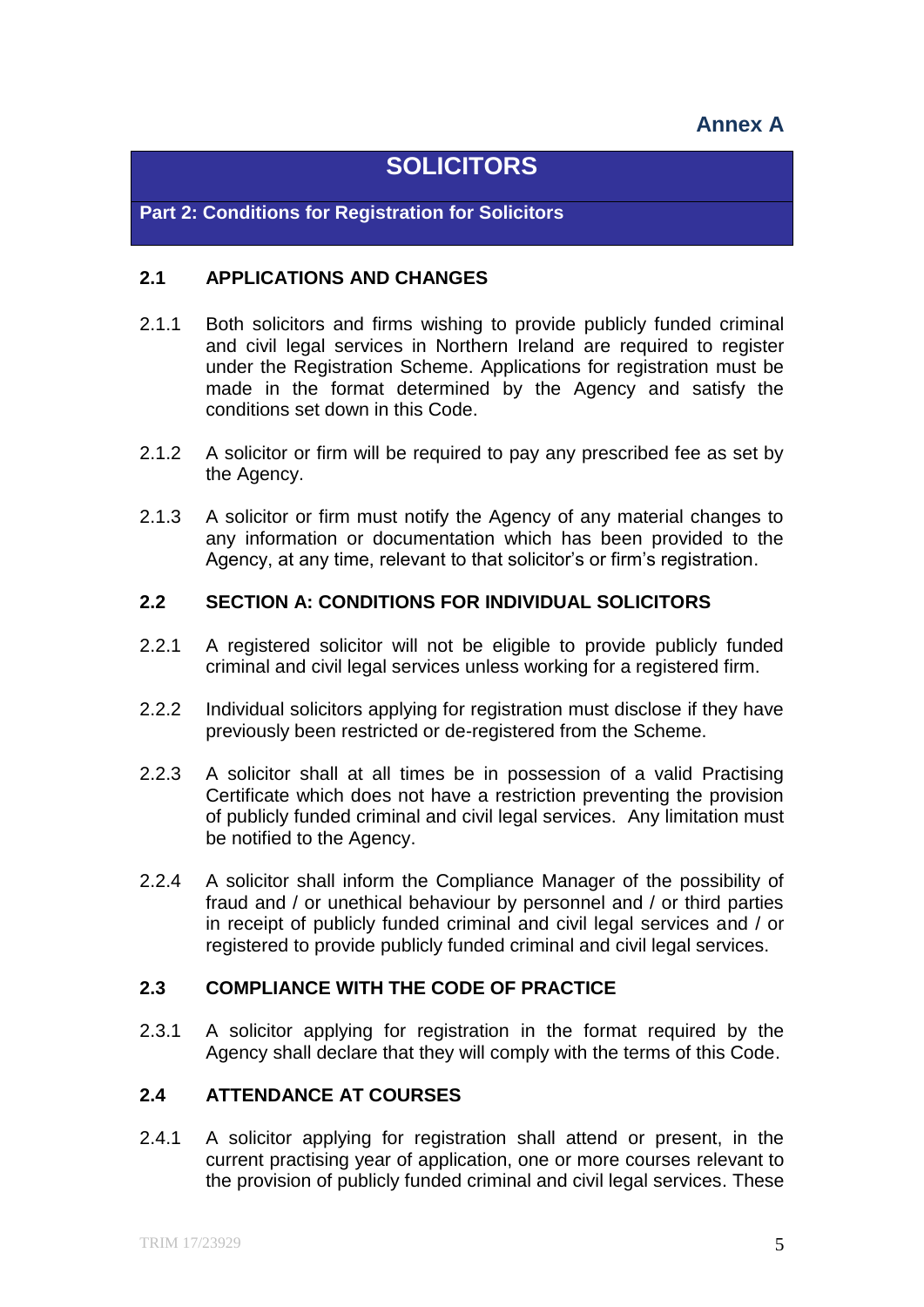**Annex A**

# SOLICITORS

## Part 2: Conditions for Registration for Solicitors

### 2.1 APPLICATIONS AND CHANGES

2.1.1 Both solicitors and firms wishing to provide publicly funded criminal and civil legal services in Northern Ireland are required to register under the Registration Scheme. Applications for registration must be made in the format determined by the Agency and satisfy the conditions set down in this Code.

2.1.2 A solicitor or firm will be required to pay any prescribed fee as set by the Agency.

2.1.3 A solicitor or firm must notify the Agency of any material changes to any information or documentation which has been provided to the Agency, at any time, relevant to that solicitor's or firm's registration.

### 2.2 SECTION A: CONDITIONS FOR INDIVIDUAL SOLICITORS

2.2.1 A registered solicitor will not be eligible to provide publicly funded criminal and civil legal services unless working for a registered firm.

2.2.2 Individual solicitors applying for registration must disclose if they have previously been restricted or de-registered from the Scheme.

2.2.3 A solicitor shall at all times be in possession of a valid Practising Certificate which does not have a restriction preventing the provision of publicly funded criminal and civil legal services. Any limitation must be notified to the Agency.

2.2.4 A solicitor shall inform the Compliance Manager of the possibility of fraud and / or unethical behaviour by personnel and / or third parties in receipt of publicly funded criminal and civil legal services and / or registered to provide publicly funded criminal and civil legal services.

### 2.3 COMPLIANCE WITH THE CODE OF PRACTICE

2.3.1 A solicitor applying for registration in the format required by the Agency shall declare that they will comply with the terms of this Code.

### 2.4 ATTENDANCE AT COURSES

2.4.1 A solicitor applying for registration shall attend or present, in the current practising year of application, one or more courses relevant to the provision of publicly funded criminal and civil legal services. These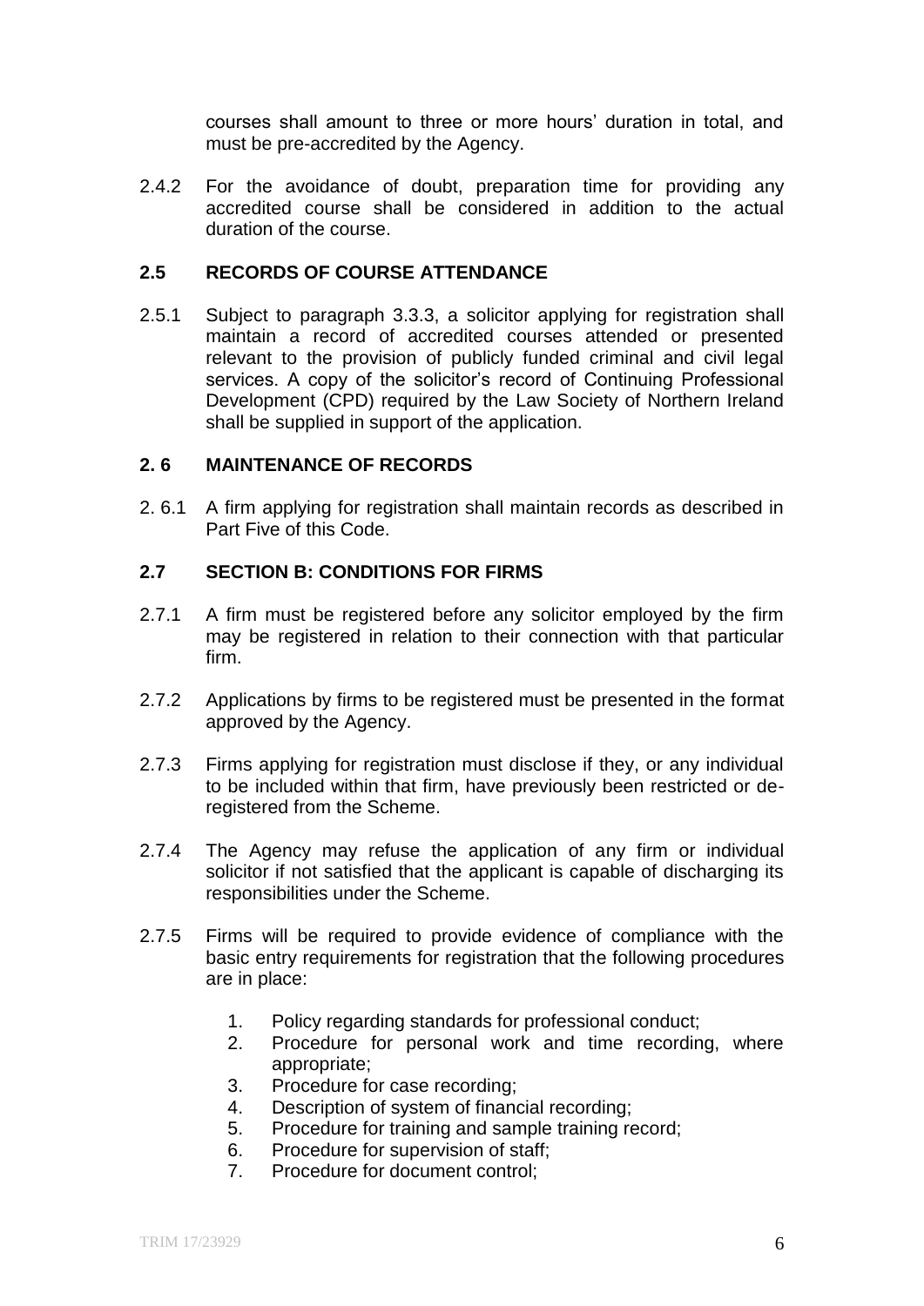courses shall amount to three or more hours' duration in total, and must be pre-accredited by the Agency.

2.4.2 For the avoidance of doubt, preparation time for providing any accredited course shall be considered in addition to the actual duration of the course.

### 2.5 RECORDS OF COURSE ATTENDANCE

2.5.1 Subject to paragraph 3.3.3, a solicitor applying for registration shall maintain a record of accredited courses attended or presented relevant to the provision of publicly funded criminal and civil legal services. A copy of the solicitor's record of Continuing Professional Development (CPD) required by the Law Society of Northern Ireland shall be supplied in support of the application.

### 2. 6 MAINTENANCE OF RECORDS

2. 6.1 A firm applying for registration shall maintain records as described in Part Five of this Code.

### 2.7 SECTION B: CONDITIONS FOR FIRMS

2.7.1 A firm must be registered before any solicitor employed by the firm may be registered in relation to their connection with that particular firm.

2.7.2 Applications by firms to be registered must be presented in the format approved by the Agency.

2.7.3 Firms applying for registration must disclose if they, or any individual to be included within that firm, have previously been restricted or de-registered from the Scheme.

2.7.4 The Agency may refuse the application of any firm or individual solicitor if not satisfied that the applicant is capable of discharging its responsibilities under the Scheme.

2.7.5 Firms will be required to provide evidence of compliance with the basic entry requirements for registration that the following procedures are in place:

1. Policy regarding standards for professional conduct;
2. Procedure for personal work and time recording, where appropriate;
3. Procedure for case recording;
4. Description of system of financial recording;
5. Procedure for training and sample training record;
6. Procedure for supervision of staff;
7. Procedure for document control;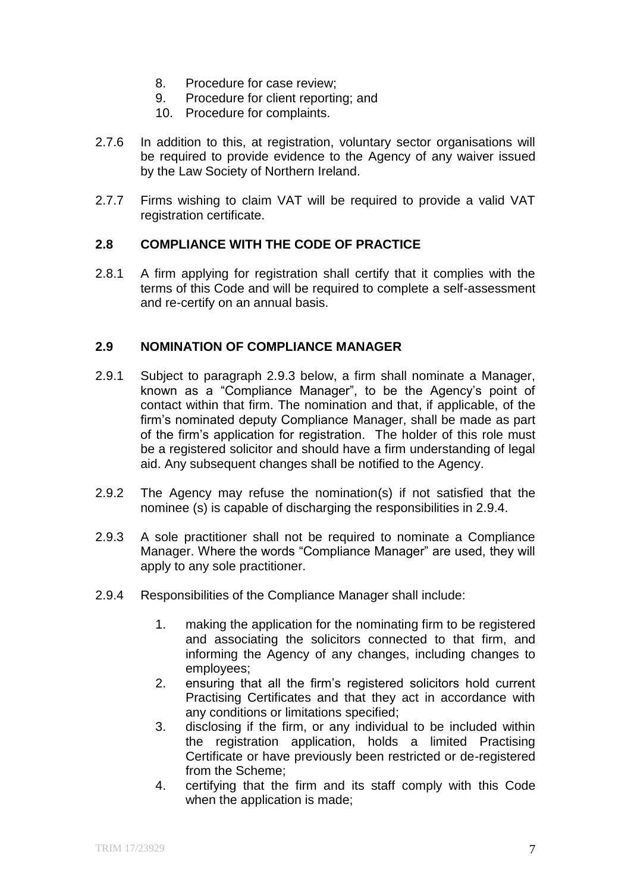8. Procedure for case review;
9. Procedure for client reporting; and
10. Procedure for complaints.

2.7.6 In addition to this, at registration, voluntary sector organisations will be required to provide evidence to the Agency of any waiver issued by the Law Society of Northern Ireland.

2.7.7 Firms wishing to claim VAT will be required to provide a valid VAT registration certificate.

## 2.8 COMPLIANCE WITH THE CODE OF PRACTICE

2.8.1 A firm applying for registration shall certify that it complies with the terms of this Code and will be required to complete a self-assessment and re-certify on an annual basis.

## 2.9 NOMINATION OF COMPLIANCE MANAGER

2.9.1 Subject to paragraph 2.9.3 below, a firm shall nominate a Manager, known as a "Compliance Manager", to be the Agency's point of contact within that firm. The nomination and that, if applicable, of the firm's nominated deputy Compliance Manager, shall be made as part of the firm's application for registration. The holder of this role must be a registered solicitor and should have a firm understanding of legal aid. Any subsequent changes shall be notified to the Agency.

2.9.2 The Agency may refuse the nomination(s) if not satisfied that the nominee (s) is capable of discharging the responsibilities in 2.9.4.

2.9.3 A sole practitioner shall not be required to nominate a Compliance Manager. Where the words "Compliance Manager" are used, they will apply to any sole practitioner.

2.9.4 Responsibilities of the Compliance Manager shall include:

1. making the application for the nominating firm to be registered and associating the solicitors connected to that firm, and informing the Agency of any changes, including changes to employees;
2. ensuring that all the firm's registered solicitors hold current Practising Certificates and that they act in accordance with any conditions or limitations specified;
3. disclosing if the firm, or any individual to be included within the registration application, holds a limited Practising Certificate or have previously been restricted or de-registered from the Scheme;
4. certifying that the firm and its staff comply with this Code when the application is made;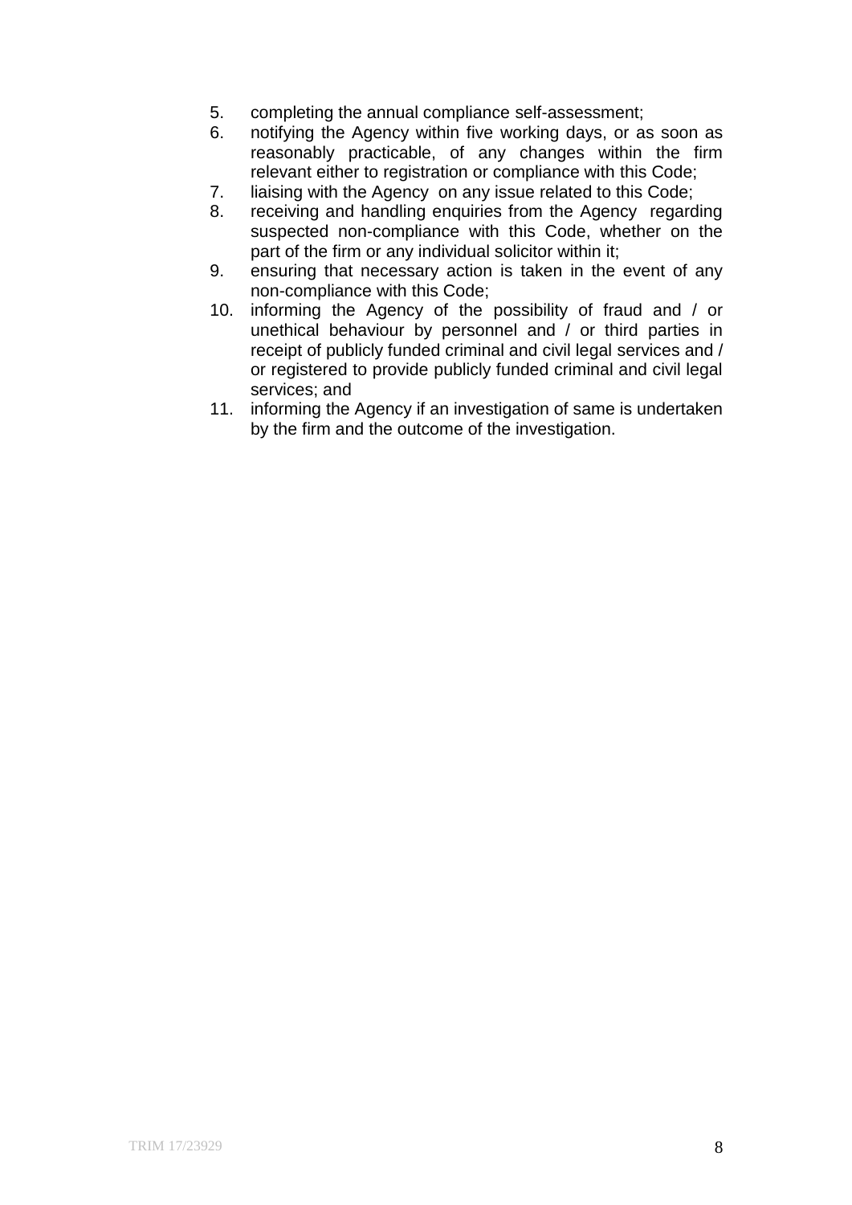5. completing the annual compliance self-assessment;
6. notifying the Agency within five working days, or as soon as reasonably practicable, of any changes within the firm relevant either to registration or compliance with this Code;
7. liaising with the Agency on any issue related to this Code;
8. receiving and handling enquiries from the Agency regarding suspected non-compliance with this Code, whether on the part of the firm or any individual solicitor within it;
9. ensuring that necessary action is taken in the event of any non-compliance with this Code;
10. informing the Agency of the possibility of fraud and / or unethical behaviour by personnel and / or third parties in receipt of publicly funded criminal and civil legal services and / or registered to provide publicly funded criminal and civil legal services; and
11. informing the Agency if an investigation of same is undertaken by the firm and the outcome of the investigation.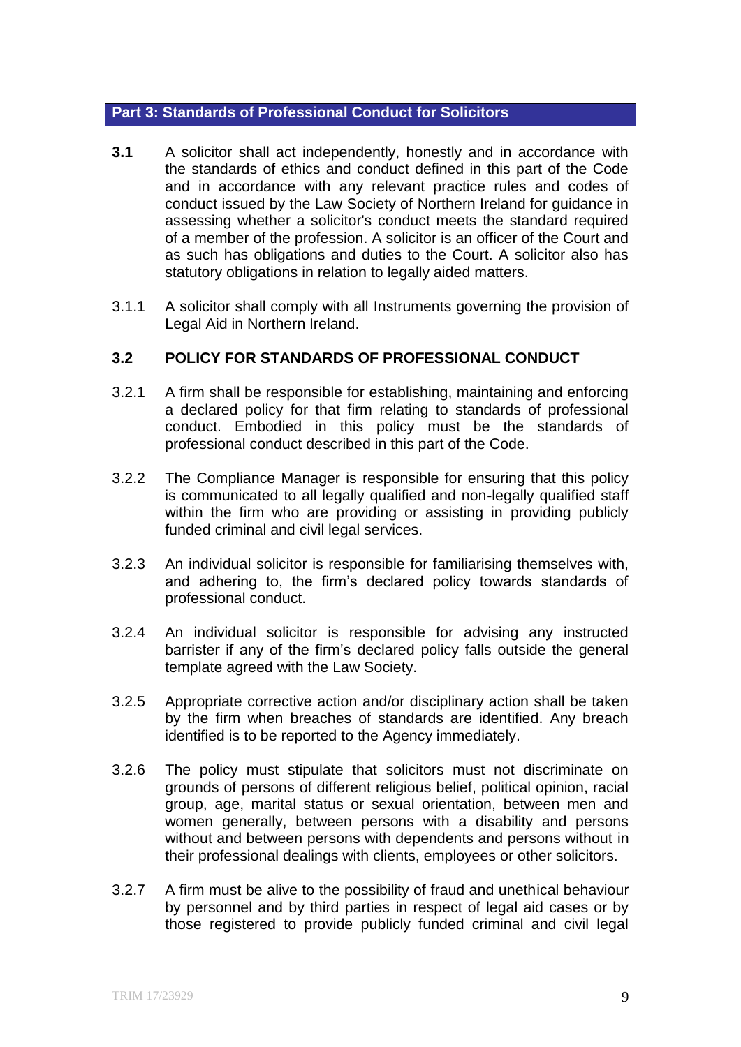## Part 3: Standards of Professional Conduct for Solicitors

**3.1** A solicitor shall act independently, honestly and in accordance with the standards of ethics and conduct defined in this part of the Code and in accordance with any relevant practice rules and codes of conduct issued by the Law Society of Northern Ireland for guidance in assessing whether a solicitor's conduct meets the standard required of a member of the profession. A solicitor is an officer of the Court and as such has obligations and duties to the Court. A solicitor also has statutory obligations in relation to legally aided matters.

3.1.1 A solicitor shall comply with all Instruments governing the provision of Legal Aid in Northern Ireland.

### 3.2 POLICY FOR STANDARDS OF PROFESSIONAL CONDUCT

3.2.1 A firm shall be responsible for establishing, maintaining and enforcing a declared policy for that firm relating to standards of professional conduct. Embodied in this policy must be the standards of professional conduct described in this part of the Code.

3.2.2 The Compliance Manager is responsible for ensuring that this policy is communicated to all legally qualified and non-legally qualified staff within the firm who are providing or assisting in providing publicly funded criminal and civil legal services.

3.2.3 An individual solicitor is responsible for familiarising themselves with, and adhering to, the firm's declared policy towards standards of professional conduct.

3.2.4 An individual solicitor is responsible for advising any instructed barrister if any of the firm's declared policy falls outside the general template agreed with the Law Society.

3.2.5 Appropriate corrective action and/or disciplinary action shall be taken by the firm when breaches of standards are identified. Any breach identified is to be reported to the Agency immediately.

3.2.6 The policy must stipulate that solicitors must not discriminate on grounds of persons of different religious belief, political opinion, racial group, age, marital status or sexual orientation, between men and women generally, between persons with a disability and persons without and between persons with dependents and persons without in their professional dealings with clients, employees or other solicitors.

3.2.7 A firm must be alive to the possibility of fraud and unethical behaviour by personnel and by third parties in respect of legal aid cases or by those registered to provide publicly funded criminal and civil legal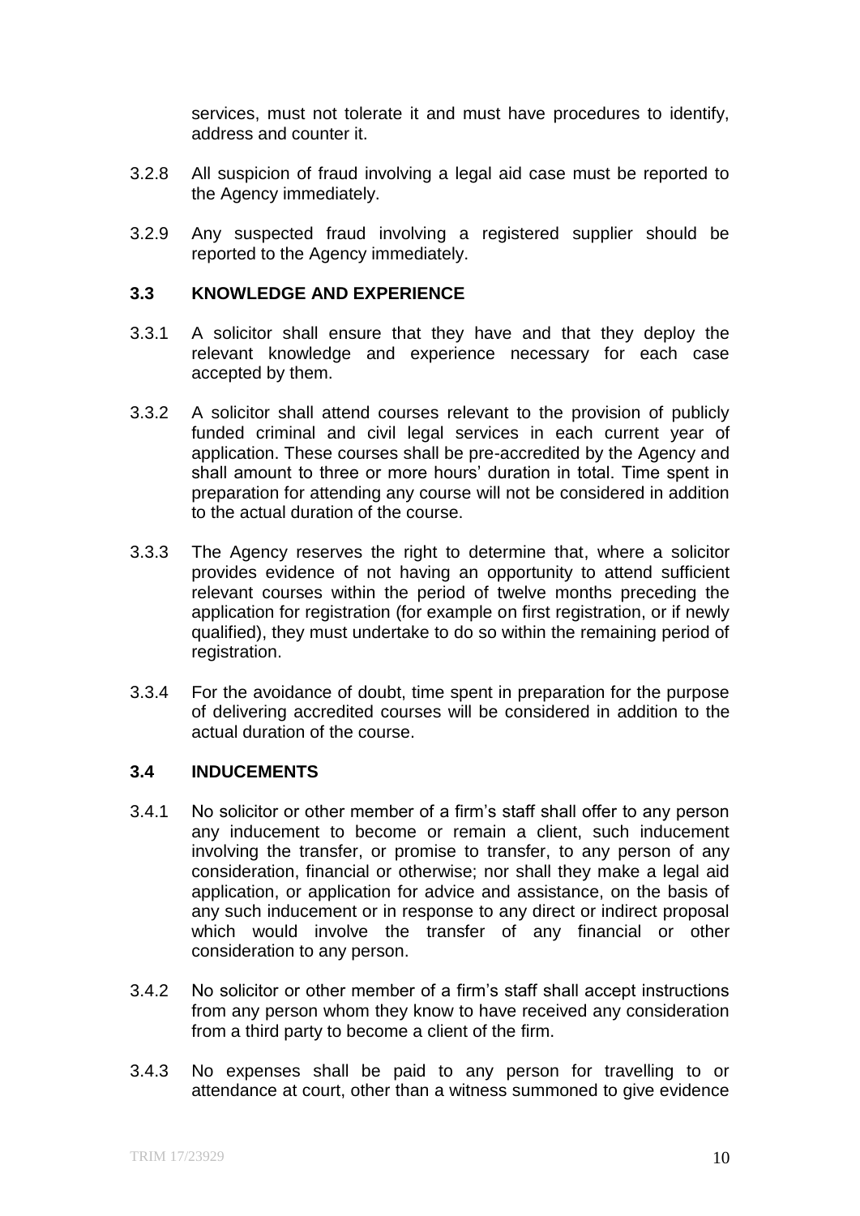services, must not tolerate it and must have procedures to identify, address and counter it.

3.2.8 All suspicion of fraud involving a legal aid case must be reported to the Agency immediately.

3.2.9 Any suspected fraud involving a registered supplier should be reported to the Agency immediately.

### 3.3 KNOWLEDGE AND EXPERIENCE

3.3.1 A solicitor shall ensure that they have and that they deploy the relevant knowledge and experience necessary for each case accepted by them.

3.3.2 A solicitor shall attend courses relevant to the provision of publicly funded criminal and civil legal services in each current year of application. These courses shall be pre-accredited by the Agency and shall amount to three or more hours' duration in total. Time spent in preparation for attending any course will not be considered in addition to the actual duration of the course.

3.3.3 The Agency reserves the right to determine that, where a solicitor provides evidence of not having an opportunity to attend sufficient relevant courses within the period of twelve months preceding the application for registration (for example on first registration, or if newly qualified), they must undertake to do so within the remaining period of registration.

3.3.4 For the avoidance of doubt, time spent in preparation for the purpose of delivering accredited courses will be considered in addition to the actual duration of the course.

### 3.4 INDUCEMENTS

3.4.1 No solicitor or other member of a firm's staff shall offer to any person any inducement to become or remain a client, such inducement involving the transfer, or promise to transfer, to any person of any consideration, financial or otherwise; nor shall they make a legal aid application, or application for advice and assistance, on the basis of any such inducement or in response to any direct or indirect proposal which would involve the transfer of any financial or other consideration to any person.

3.4.2 No solicitor or other member of a firm's staff shall accept instructions from any person whom they know to have received any consideration from a third party to become a client of the firm.

3.4.3 No expenses shall be paid to any person for travelling to or attendance at court, other than a witness summoned to give evidence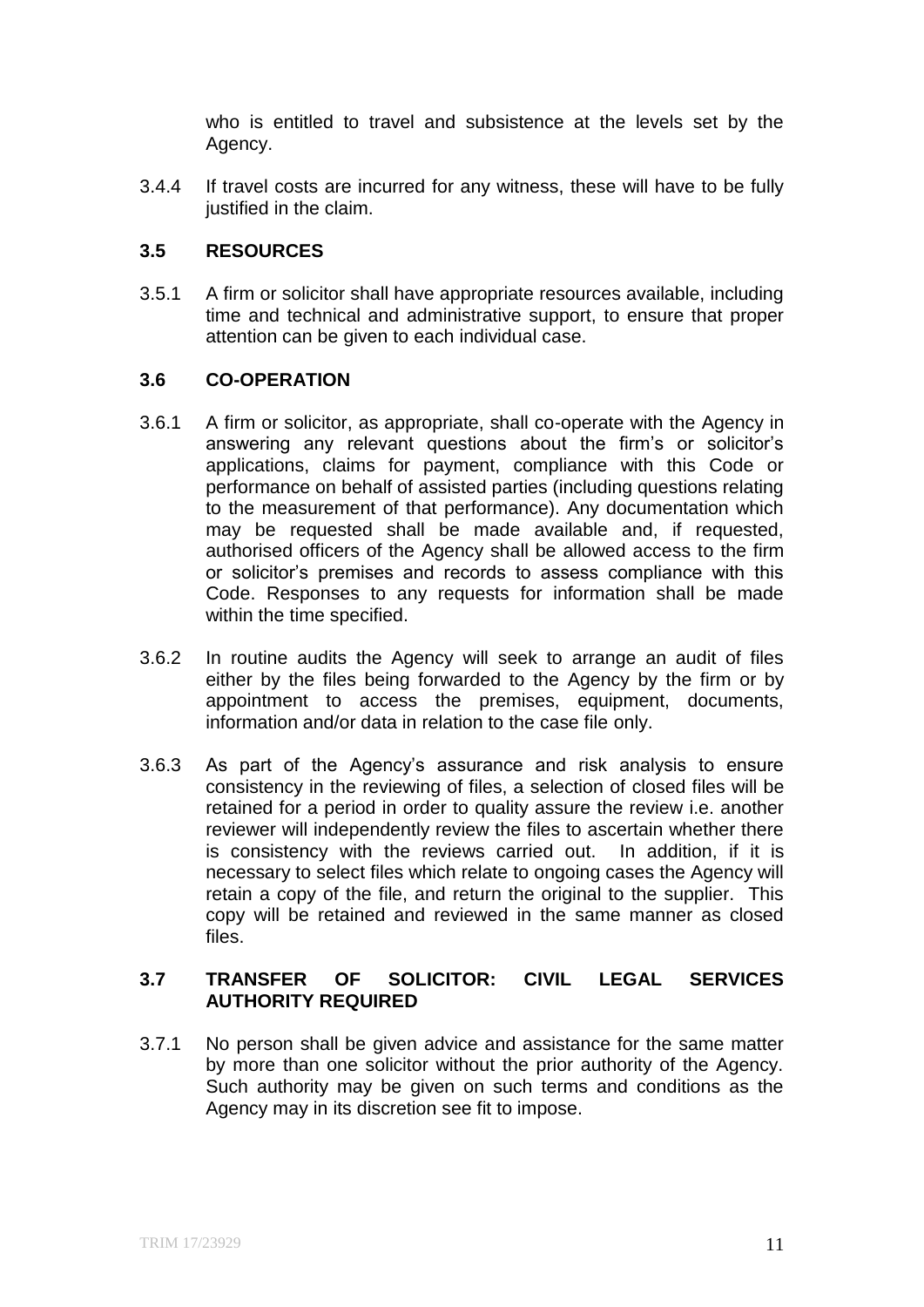who is entitled to travel and subsistence at the levels set by the Agency.

3.4.4 If travel costs are incurred for any witness, these will have to be fully justified in the claim.

### 3.5 RESOURCES

3.5.1 A firm or solicitor shall have appropriate resources available, including time and technical and administrative support, to ensure that proper attention can be given to each individual case.

### 3.6 CO-OPERATION

3.6.1 A firm or solicitor, as appropriate, shall co-operate with the Agency in answering any relevant questions about the firm's or solicitor's applications, claims for payment, compliance with this Code or performance on behalf of assisted parties (including questions relating to the measurement of that performance). Any documentation which may be requested shall be made available and, if requested, authorised officers of the Agency shall be allowed access to the firm or solicitor's premises and records to assess compliance with this Code. Responses to any requests for information shall be made within the time specified.

3.6.2 In routine audits the Agency will seek to arrange an audit of files either by the files being forwarded to the Agency by the firm or by appointment to access the premises, equipment, documents, information and/or data in relation to the case file only.

3.6.3 As part of the Agency's assurance and risk analysis to ensure consistency in the reviewing of files, a selection of closed files will be retained for a period in order to quality assure the review i.e. another reviewer will independently review the files to ascertain whether there is consistency with the reviews carried out. In addition, if it is necessary to select files which relate to ongoing cases the Agency will retain a copy of the file, and return the original to the supplier. This copy will be retained and reviewed in the same manner as closed files.

### 3.7 TRANSFER OF SOLICITOR: CIVIL LEGAL SERVICES AUTHORITY REQUIRED

3.7.1 No person shall be given advice and assistance for the same matter by more than one solicitor without the prior authority of the Agency. Such authority may be given on such terms and conditions as the Agency may in its discretion see fit to impose.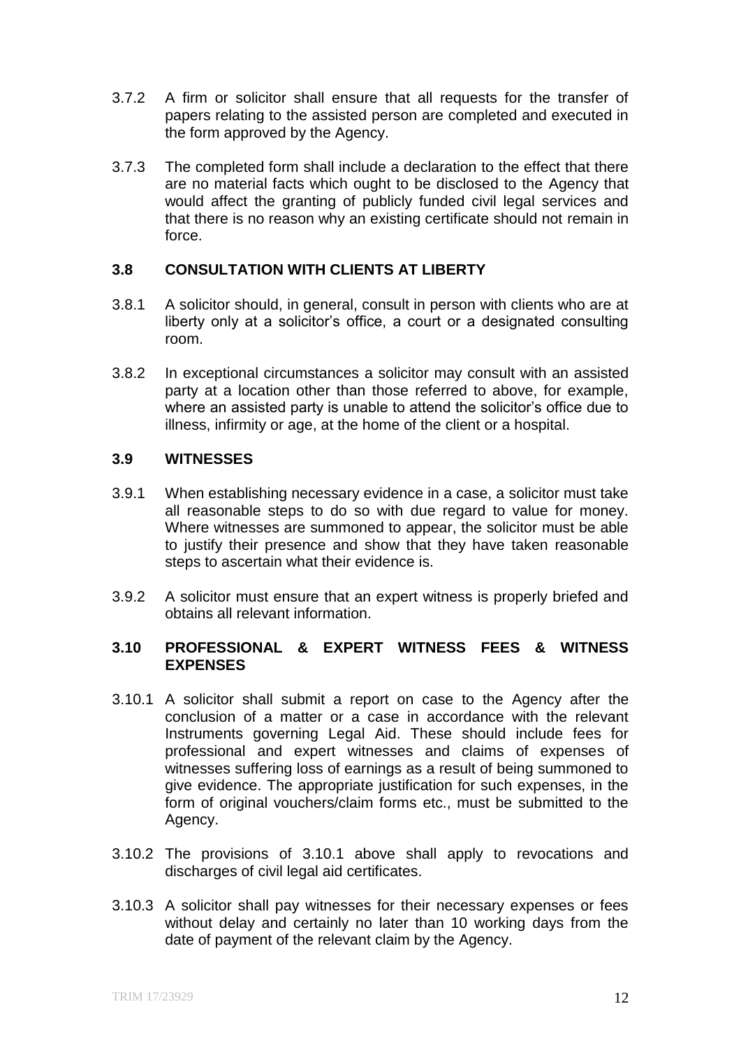3.7.2 A firm or solicitor shall ensure that all requests for the transfer of papers relating to the assisted person are completed and executed in the form approved by the Agency.

3.7.3 The completed form shall include a declaration to the effect that there are no material facts which ought to be disclosed to the Agency that would affect the granting of publicly funded civil legal services and that there is no reason why an existing certificate should not remain in force.

### 3.8 CONSULTATION WITH CLIENTS AT LIBERTY

3.8.1 A solicitor should, in general, consult in person with clients who are at liberty only at a solicitor's office, a court or a designated consulting room.

3.8.2 In exceptional circumstances a solicitor may consult with an assisted party at a location other than those referred to above, for example, where an assisted party is unable to attend the solicitor's office due to illness, infirmity or age, at the home of the client or a hospital.

### 3.9 WITNESSES

3.9.1 When establishing necessary evidence in a case, a solicitor must take all reasonable steps to do so with due regard to value for money. Where witnesses are summoned to appear, the solicitor must be able to justify their presence and show that they have taken reasonable steps to ascertain what their evidence is.

3.9.2 A solicitor must ensure that an expert witness is properly briefed and obtains all relevant information.

### 3.10 PROFESSIONAL & EXPERT WITNESS FEES & WITNESS EXPENSES

3.10.1 A solicitor shall submit a report on case to the Agency after the conclusion of a matter or a case in accordance with the relevant Instruments governing Legal Aid. These should include fees for professional and expert witnesses and claims of expenses of witnesses suffering loss of earnings as a result of being summoned to give evidence. The appropriate justification for such expenses, in the form of original vouchers/claim forms etc., must be submitted to the Agency.

3.10.2 The provisions of 3.10.1 above shall apply to revocations and discharges of civil legal aid certificates.

3.10.3 A solicitor shall pay witnesses for their necessary expenses or fees without delay and certainly no later than 10 working days from the date of payment of the relevant claim by the Agency.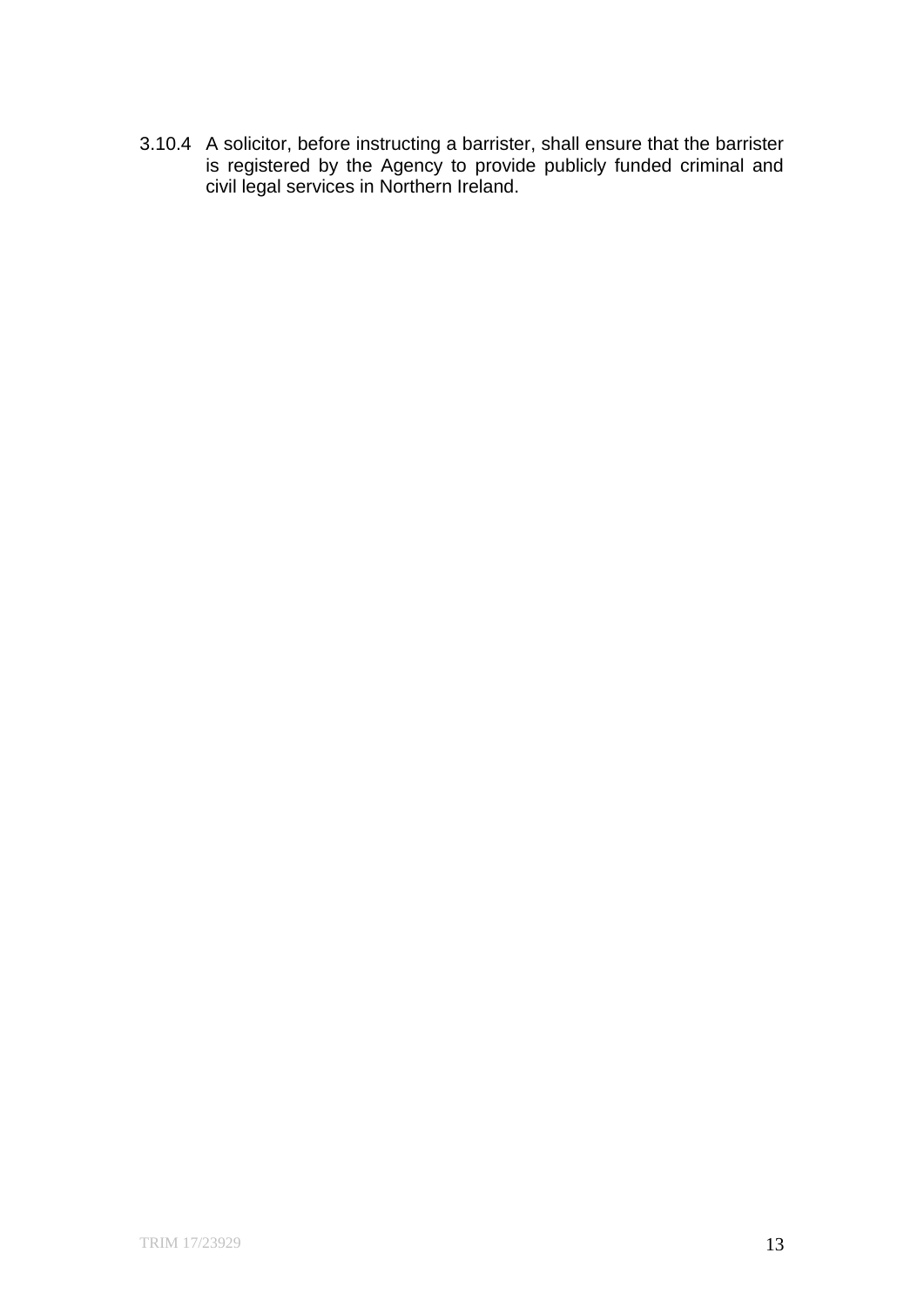3.10.4 A solicitor, before instructing a barrister, shall ensure that the barrister is registered by the Agency to provide publicly funded criminal and civil legal services in Northern Ireland.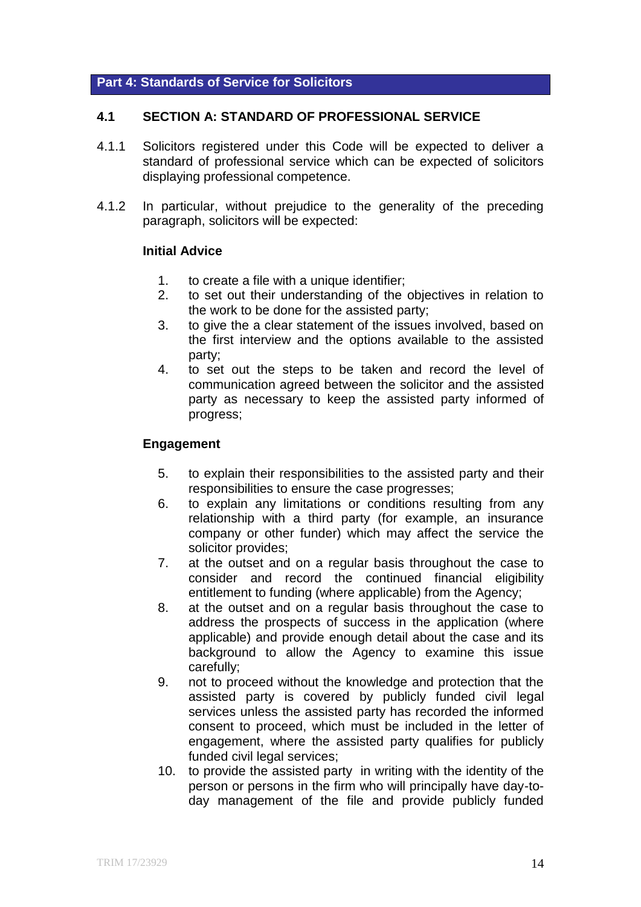## Part 4: Standards of Service for Solicitors

### 4.1 SECTION A: STANDARD OF PROFESSIONAL SERVICE

4.1.1 Solicitors registered under this Code will be expected to deliver a standard of professional service which can be expected of solicitors displaying professional competence.

4.1.2 In particular, without prejudice to the generality of the preceding paragraph, solicitors will be expected:

**Initial Advice**

1. to create a file with a unique identifier;
2. to set out their understanding of the objectives in relation to the work to be done for the assisted party;
3. to give the a clear statement of the issues involved, based on the first interview and the options available to the assisted party;
4. to set out the steps to be taken and record the level of communication agreed between the solicitor and the assisted party as necessary to keep the assisted party informed of progress;

**Engagement**

5. to explain their responsibilities to the assisted party and their responsibilities to ensure the case progresses;
6. to explain any limitations or conditions resulting from any relationship with a third party (for example, an insurance company or other funder) which may affect the service the solicitor provides;
7. at the outset and on a regular basis throughout the case to consider and record the continued financial eligibility entitlement to funding (where applicable) from the Agency;
8. at the outset and on a regular basis throughout the case to address the prospects of success in the application (where applicable) and provide enough detail about the case and its background to allow the Agency to examine this issue carefully;
9. not to proceed without the knowledge and protection that the assisted party is covered by publicly funded civil legal services unless the assisted party has recorded the informed consent to proceed, which must be included in the letter of engagement, where the assisted party qualifies for publicly funded civil legal services;
10. to provide the assisted party in writing with the identity of the person or persons in the firm who will principally have day-to-day management of the file and provide publicly funded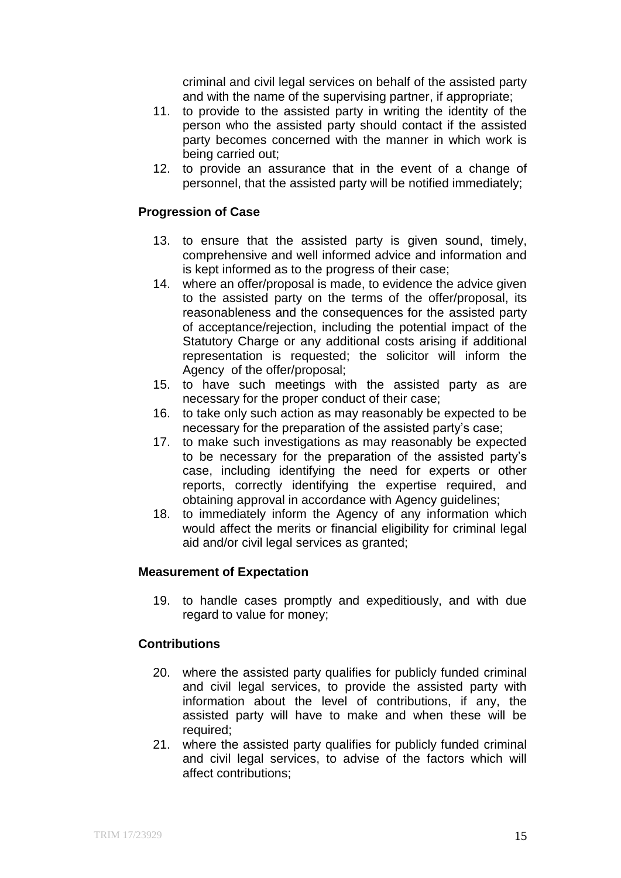criminal and civil legal services on behalf of the assisted party and with the name of the supervising partner, if appropriate;

11. to provide to the assisted party in writing the identity of the person who the assisted party should contact if the assisted party becomes concerned with the manner in which work is being carried out;
12. to provide an assurance that in the event of a change of personnel, that the assisted party will be notified immediately;

**Progression of Case**

13. to ensure that the assisted party is given sound, timely, comprehensive and well informed advice and information and is kept informed as to the progress of their case;
14. where an offer/proposal is made, to evidence the advice given to the assisted party on the terms of the offer/proposal, its reasonableness and the consequences for the assisted party of acceptance/rejection, including the potential impact of the Statutory Charge or any additional costs arising if additional representation is requested; the solicitor will inform the Agency of the offer/proposal;
15. to have such meetings with the assisted party as are necessary for the proper conduct of their case;
16. to take only such action as may reasonably be expected to be necessary for the preparation of the assisted party's case;
17. to make such investigations as may reasonably be expected to be necessary for the preparation of the assisted party's case, including identifying the need for experts or other reports, correctly identifying the expertise required, and obtaining approval in accordance with Agency guidelines;
18. to immediately inform the Agency of any information which would affect the merits or financial eligibility for criminal legal aid and/or civil legal services as granted;

**Measurement of Expectation**

19. to handle cases promptly and expeditiously, and with due regard to value for money;

**Contributions**

20. where the assisted party qualifies for publicly funded criminal and civil legal services, to provide the assisted party with information about the level of contributions, if any, the assisted party will have to make and when these will be required;
21. where the assisted party qualifies for publicly funded criminal and civil legal services, to advise of the factors which will affect contributions;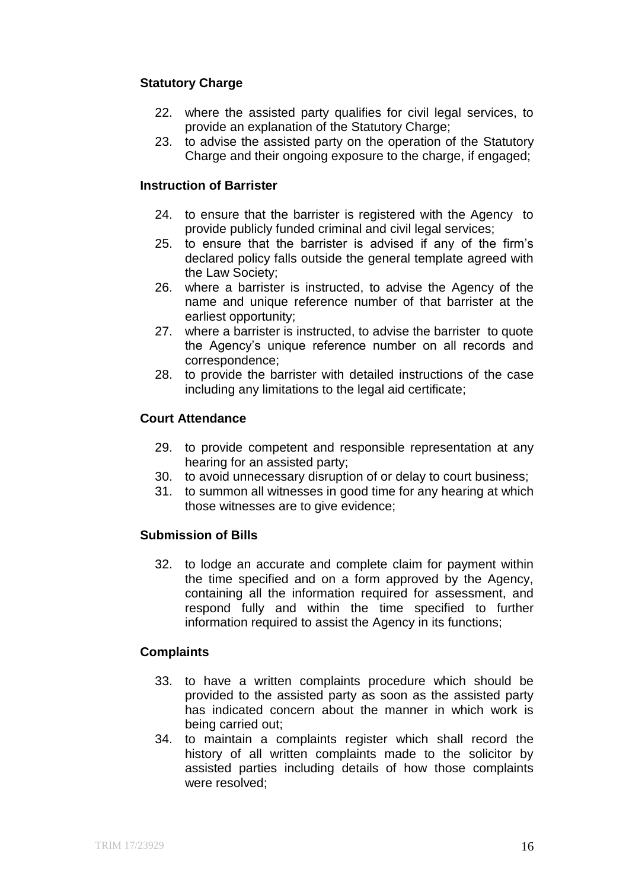**Statutory Charge**

22. where the assisted party qualifies for civil legal services, to provide an explanation of the Statutory Charge;
23. to advise the assisted party on the operation of the Statutory Charge and their ongoing exposure to the charge, if engaged;

**Instruction of Barrister**

24. to ensure that the barrister is registered with the Agency to provide publicly funded criminal and civil legal services;
25. to ensure that the barrister is advised if any of the firm's declared policy falls outside the general template agreed with the Law Society;
26. where a barrister is instructed, to advise the Agency of the name and unique reference number of that barrister at the earliest opportunity;
27. where a barrister is instructed, to advise the barrister to quote the Agency's unique reference number on all records and correspondence;
28. to provide the barrister with detailed instructions of the case including any limitations to the legal aid certificate;

**Court Attendance**

29. to provide competent and responsible representation at any hearing for an assisted party;
30. to avoid unnecessary disruption of or delay to court business;
31. to summon all witnesses in good time for any hearing at which those witnesses are to give evidence;

**Submission of Bills**

32. to lodge an accurate and complete claim for payment within the time specified and on a form approved by the Agency, containing all the information required for assessment, and respond fully and within the time specified to further information required to assist the Agency in its functions;

**Complaints**

33. to have a written complaints procedure which should be provided to the assisted party as soon as the assisted party has indicated concern about the manner in which work is being carried out;
34. to maintain a complaints register which shall record the history of all written complaints made to the solicitor by assisted parties including details of how those complaints were resolved;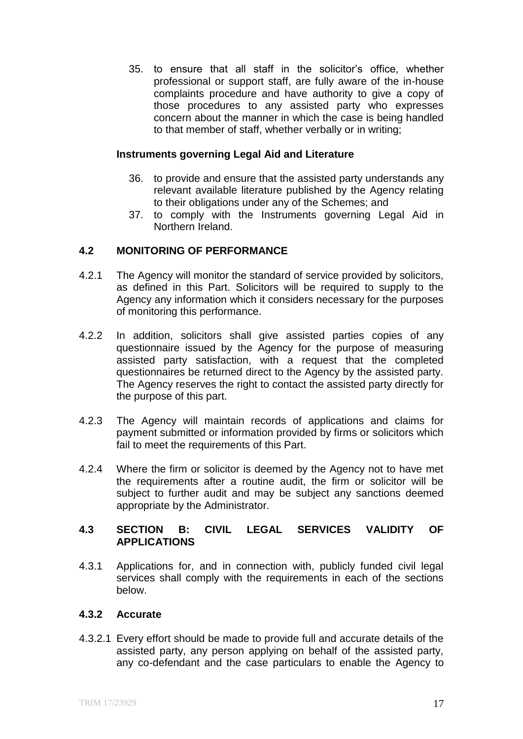35. to ensure that all staff in the solicitor's office, whether professional or support staff, are fully aware of the in-house complaints procedure and have authority to give a copy of those procedures to any assisted party who expresses concern about the manner in which the case is being handled to that member of staff, whether verbally or in writing;

**Instruments governing Legal Aid and Literature**

36. to provide and ensure that the assisted party understands any relevant available literature published by the Agency relating to their obligations under any of the Schemes; and
37. to comply with the Instruments governing Legal Aid in Northern Ireland.

## 4.2 MONITORING OF PERFORMANCE

4.2.1 The Agency will monitor the standard of service provided by solicitors, as defined in this Part. Solicitors will be required to supply to the Agency any information which it considers necessary for the purposes of monitoring this performance.

4.2.2 In addition, solicitors shall give assisted parties copies of any questionnaire issued by the Agency for the purpose of measuring assisted party satisfaction, with a request that the completed questionnaires be returned direct to the Agency by the assisted party. The Agency reserves the right to contact the assisted party directly for the purpose of this part.

4.2.3 The Agency will maintain records of applications and claims for payment submitted or information provided by firms or solicitors which fail to meet the requirements of this Part.

4.2.4 Where the firm or solicitor is deemed by the Agency not to have met the requirements after a routine audit, the firm or solicitor will be subject to further audit and may be subject any sanctions deemed appropriate by the Administrator.

## 4.3 SECTION B: CIVIL LEGAL SERVICES VALIDITY OF APPLICATIONS

4.3.1 Applications for, and in connection with, publicly funded civil legal services shall comply with the requirements in each of the sections below.

### 4.3.2 Accurate

4.3.2.1 Every effort should be made to provide full and accurate details of the assisted party, any person applying on behalf of the assisted party, any co-defendant and the case particulars to enable the Agency to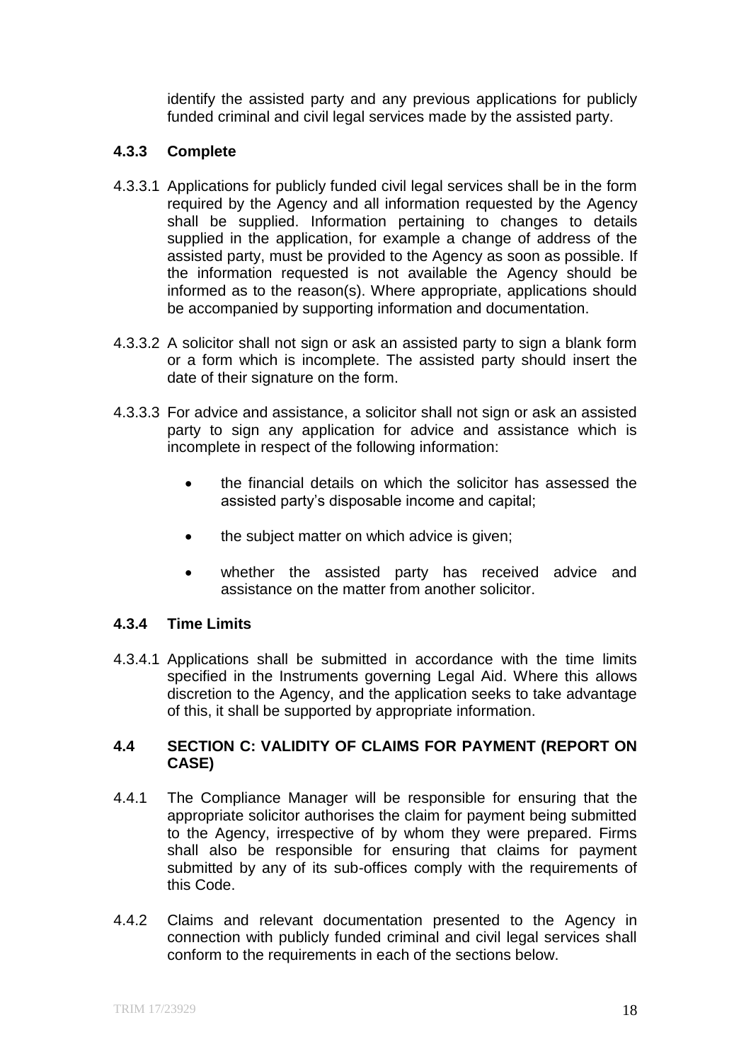identify the assisted party and any previous applications for publicly funded criminal and civil legal services made by the assisted party.

### 4.3.3 Complete

4.3.3.1 Applications for publicly funded civil legal services shall be in the form required by the Agency and all information requested by the Agency shall be supplied. Information pertaining to changes to details supplied in the application, for example a change of address of the assisted party, must be provided to the Agency as soon as possible. If the information requested is not available the Agency should be informed as to the reason(s). Where appropriate, applications should be accompanied by supporting information and documentation.

4.3.3.2 A solicitor shall not sign or ask an assisted party to sign a blank form or a form which is incomplete. The assisted party should insert the date of their signature on the form.

4.3.3.3 For advice and assistance, a solicitor shall not sign or ask an assisted party to sign any application for advice and assistance which is incomplete in respect of the following information:

- the financial details on which the solicitor has assessed the assisted party's disposable income and capital;
- the subject matter on which advice is given;
- whether the assisted party has received advice and assistance on the matter from another solicitor.

### 4.3.4 Time Limits

4.3.4.1 Applications shall be submitted in accordance with the time limits specified in the Instruments governing Legal Aid. Where this allows discretion to the Agency, and the application seeks to take advantage of this, it shall be supported by appropriate information.

## 4.4 SECTION C: VALIDITY OF CLAIMS FOR PAYMENT (REPORT ON CASE)

4.4.1 The Compliance Manager will be responsible for ensuring that the appropriate solicitor authorises the claim for payment being submitted to the Agency, irrespective of by whom they were prepared. Firms shall also be responsible for ensuring that claims for payment submitted by any of its sub-offices comply with the requirements of this Code.

4.4.2 Claims and relevant documentation presented to the Agency in connection with publicly funded criminal and civil legal services shall conform to the requirements in each of the sections below.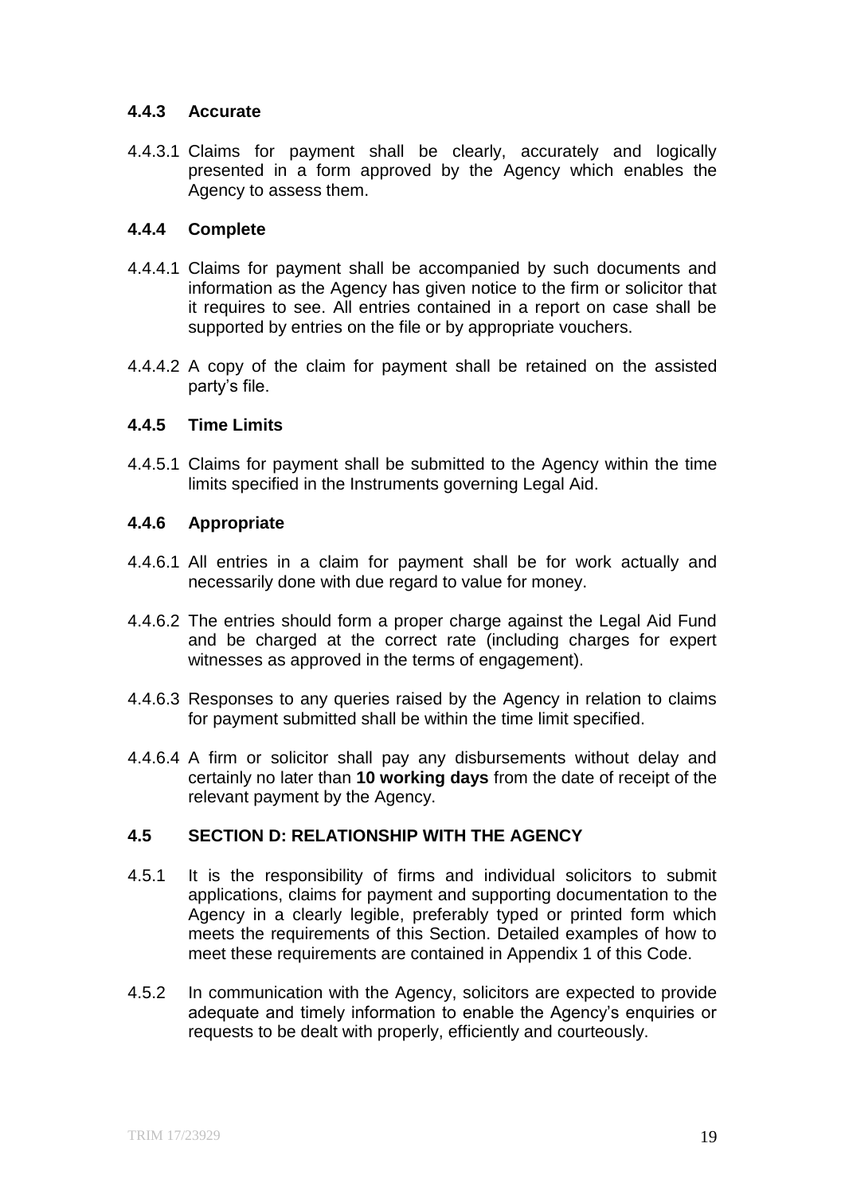#### 4.4.3 Accurate

4.4.3.1 Claims for payment shall be clearly, accurately and logically presented in a form approved by the Agency which enables the Agency to assess them.

#### 4.4.4 Complete

4.4.4.1 Claims for payment shall be accompanied by such documents and information as the Agency has given notice to the firm or solicitor that it requires to see. All entries contained in a report on case shall be supported by entries on the file or by appropriate vouchers.

4.4.4.2 A copy of the claim for payment shall be retained on the assisted party's file.

#### 4.4.5 Time Limits

4.4.5.1 Claims for payment shall be submitted to the Agency within the time limits specified in the Instruments governing Legal Aid.

#### 4.4.6 Appropriate

4.4.6.1 All entries in a claim for payment shall be for work actually and necessarily done with due regard to value for money.

4.4.6.2 The entries should form a proper charge against the Legal Aid Fund and be charged at the correct rate (including charges for expert witnesses as approved in the terms of engagement).

4.4.6.3 Responses to any queries raised by the Agency in relation to claims for payment submitted shall be within the time limit specified.

4.4.6.4 A firm or solicitor shall pay any disbursements without delay and certainly no later than **10 working days** from the date of receipt of the relevant payment by the Agency.

### 4.5 SECTION D: RELATIONSHIP WITH THE AGENCY

4.5.1 It is the responsibility of firms and individual solicitors to submit applications, claims for payment and supporting documentation to the Agency in a clearly legible, preferably typed or printed form which meets the requirements of this Section. Detailed examples of how to meet these requirements are contained in Appendix 1 of this Code.

4.5.2 In communication with the Agency, solicitors are expected to provide adequate and timely information to enable the Agency's enquiries or requests to be dealt with properly, efficiently and courteously.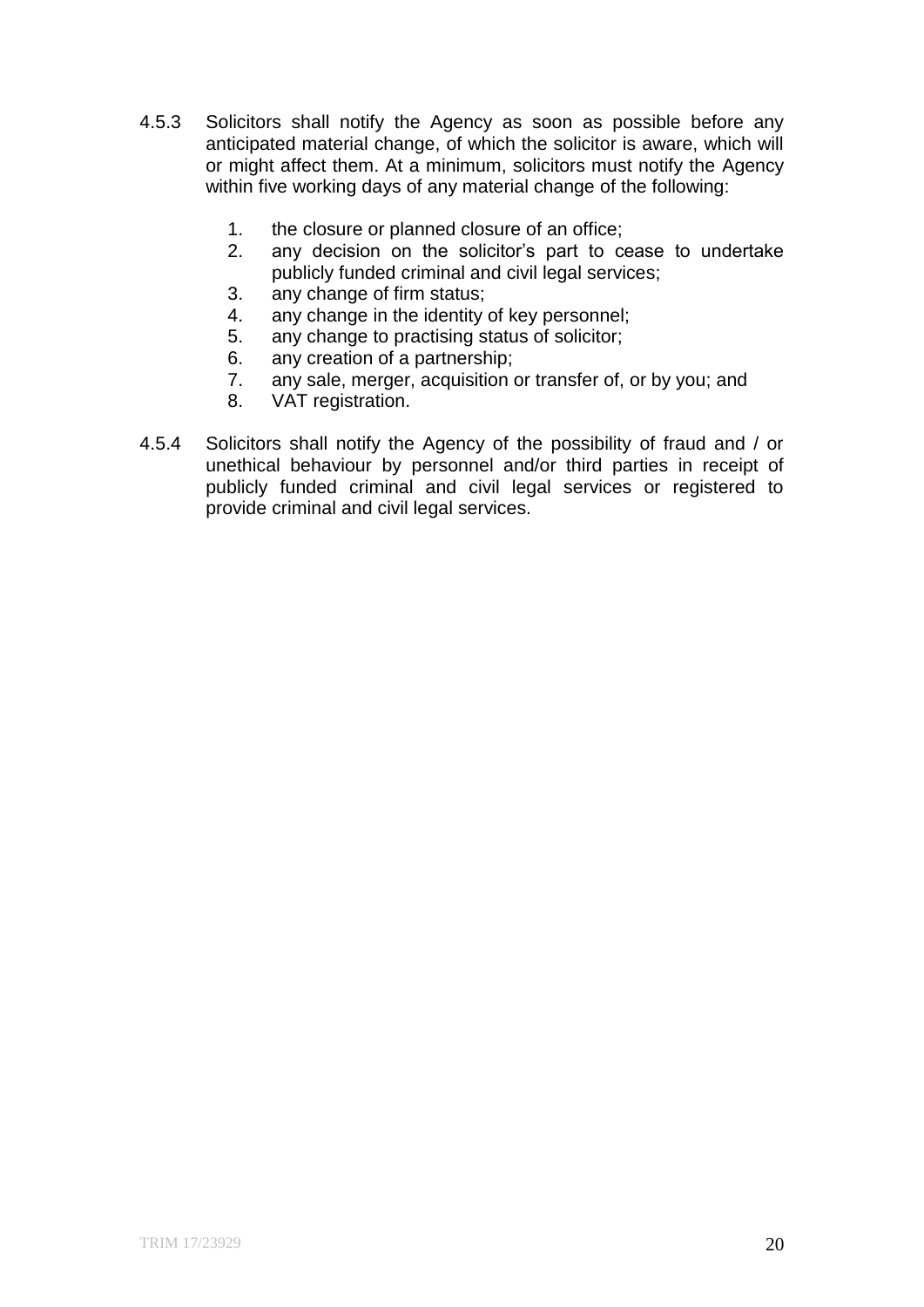4.5.3 Solicitors shall notify the Agency as soon as possible before any anticipated material change, of which the solicitor is aware, which will or might affect them. At a minimum, solicitors must notify the Agency within five working days of any material change of the following:

1. the closure or planned closure of an office;
2. any decision on the solicitor's part to cease to undertake publicly funded criminal and civil legal services;
3. any change of firm status;
4. any change in the identity of key personnel;
5. any change to practising status of solicitor;
6. any creation of a partnership;
7. any sale, merger, acquisition or transfer of, or by you; and
8. VAT registration.

4.5.4 Solicitors shall notify the Agency of the possibility of fraud and / or unethical behaviour by personnel and/or third parties in receipt of publicly funded criminal and civil legal services or registered to provide criminal and civil legal services.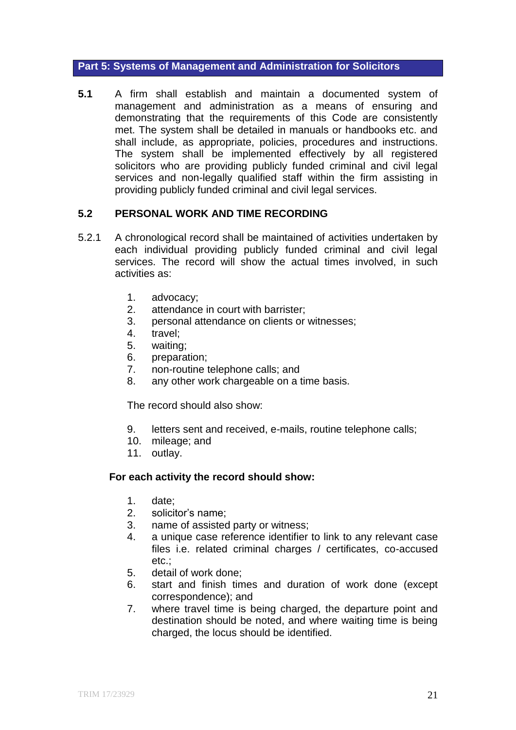## Part 5: Systems of Management and Administration for Solicitors

**5.1** A firm shall establish and maintain a documented system of management and administration as a means of ensuring and demonstrating that the requirements of this Code are consistently met. The system shall be detailed in manuals or handbooks etc. and shall include, as appropriate, policies, procedures and instructions. The system shall be implemented effectively by all registered solicitors who are providing publicly funded criminal and civil legal services and non-legally qualified staff within the firm assisting in providing publicly funded criminal and civil legal services.

### 5.2 PERSONAL WORK AND TIME RECORDING

5.2.1 A chronological record shall be maintained of activities undertaken by each individual providing publicly funded criminal and civil legal services. The record will show the actual times involved, in such activities as:

1. advocacy;
2. attendance in court with barrister;
3. personal attendance on clients or witnesses;
4. travel;
5. waiting;
6. preparation;
7. non-routine telephone calls; and
8. any other work chargeable on a time basis.

The record should also show:

9. letters sent and received, e-mails, routine telephone calls;
10. mileage; and
11. outlay.

**For each activity the record should show:**

1. date;
2. solicitor's name;
3. name of assisted party or witness;
4. a unique case reference identifier to link to any relevant case files i.e. related criminal charges / certificates, co-accused etc.;
5. detail of work done;
6. start and finish times and duration of work done (except correspondence); and
7. where travel time is being charged, the departure point and destination should be noted, and where waiting time is being charged, the locus should be identified.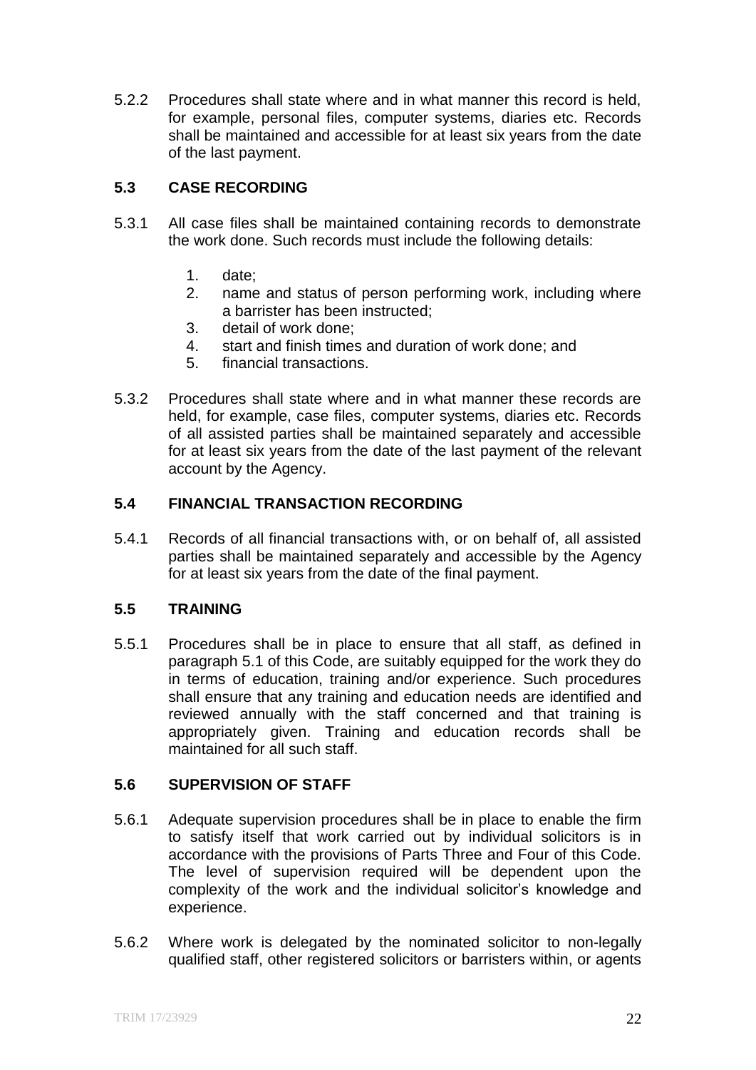5.2.2 Procedures shall state where and in what manner this record is held, for example, personal files, computer systems, diaries etc. Records shall be maintained and accessible for at least six years from the date of the last payment.

### 5.3 CASE RECORDING

5.3.1 All case files shall be maintained containing records to demonstrate the work done. Such records must include the following details:

1. date;
2. name and status of person performing work, including where a barrister has been instructed;
3. detail of work done;
4. start and finish times and duration of work done; and
5. financial transactions.

5.3.2 Procedures shall state where and in what manner these records are held, for example, case files, computer systems, diaries etc. Records of all assisted parties shall be maintained separately and accessible for at least six years from the date of the last payment of the relevant account by the Agency.

### 5.4 FINANCIAL TRANSACTION RECORDING

5.4.1 Records of all financial transactions with, or on behalf of, all assisted parties shall be maintained separately and accessible by the Agency for at least six years from the date of the final payment.

### 5.5 TRAINING

5.5.1 Procedures shall be in place to ensure that all staff, as defined in paragraph 5.1 of this Code, are suitably equipped for the work they do in terms of education, training and/or experience. Such procedures shall ensure that any training and education needs are identified and reviewed annually with the staff concerned and that training is appropriately given. Training and education records shall be maintained for all such staff.

### 5.6 SUPERVISION OF STAFF

5.6.1 Adequate supervision procedures shall be in place to enable the firm to satisfy itself that work carried out by individual solicitors is in accordance with the provisions of Parts Three and Four of this Code. The level of supervision required will be dependent upon the complexity of the work and the individual solicitor's knowledge and experience.

5.6.2 Where work is delegated by the nominated solicitor to non-legally qualified staff, other registered solicitors or barristers within, or agents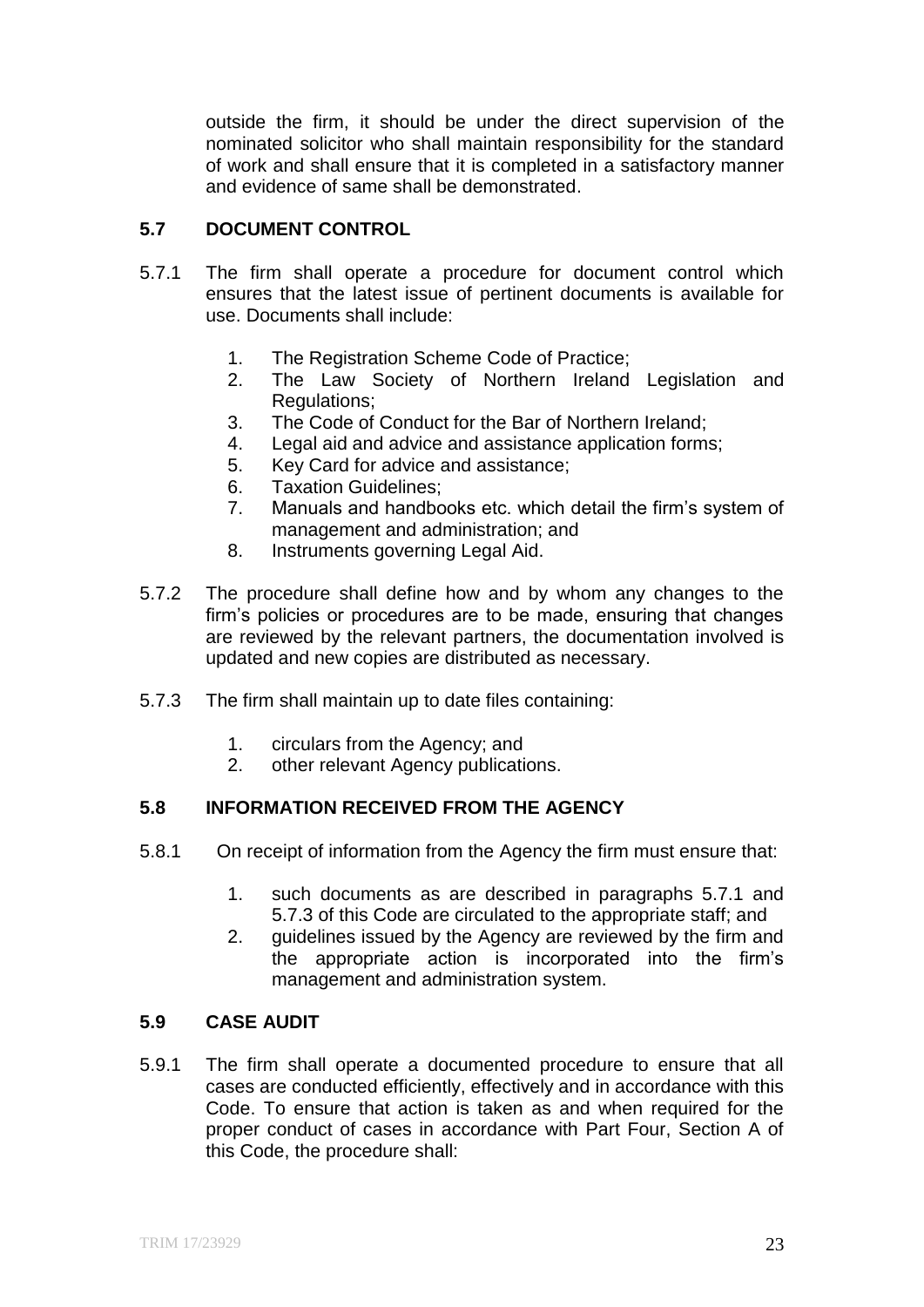outside the firm, it should be under the direct supervision of the nominated solicitor who shall maintain responsibility for the standard of work and shall ensure that it is completed in a satisfactory manner and evidence of same shall be demonstrated.

### 5.7 DOCUMENT CONTROL

5.7.1 The firm shall operate a procedure for document control which ensures that the latest issue of pertinent documents is available for use. Documents shall include:

1. The Registration Scheme Code of Practice;
2. The Law Society of Northern Ireland Legislation and Regulations;
3. The Code of Conduct for the Bar of Northern Ireland;
4. Legal aid and advice and assistance application forms;
5. Key Card for advice and assistance;
6. Taxation Guidelines;
7. Manuals and handbooks etc. which detail the firm's system of management and administration; and
8. Instruments governing Legal Aid.

5.7.2 The procedure shall define how and by whom any changes to the firm's policies or procedures are to be made, ensuring that changes are reviewed by the relevant partners, the documentation involved is updated and new copies are distributed as necessary.

5.7.3 The firm shall maintain up to date files containing:

1. circulars from the Agency; and
2. other relevant Agency publications.

### 5.8 INFORMATION RECEIVED FROM THE AGENCY

5.8.1 On receipt of information from the Agency the firm must ensure that:

1. such documents as are described in paragraphs 5.7.1 and 5.7.3 of this Code are circulated to the appropriate staff; and
2. guidelines issued by the Agency are reviewed by the firm and the appropriate action is incorporated into the firm's management and administration system.

### 5.9 CASE AUDIT

5.9.1 The firm shall operate a documented procedure to ensure that all cases are conducted efficiently, effectively and in accordance with this Code. To ensure that action is taken as and when required for the proper conduct of cases in accordance with Part Four, Section A of this Code, the procedure shall: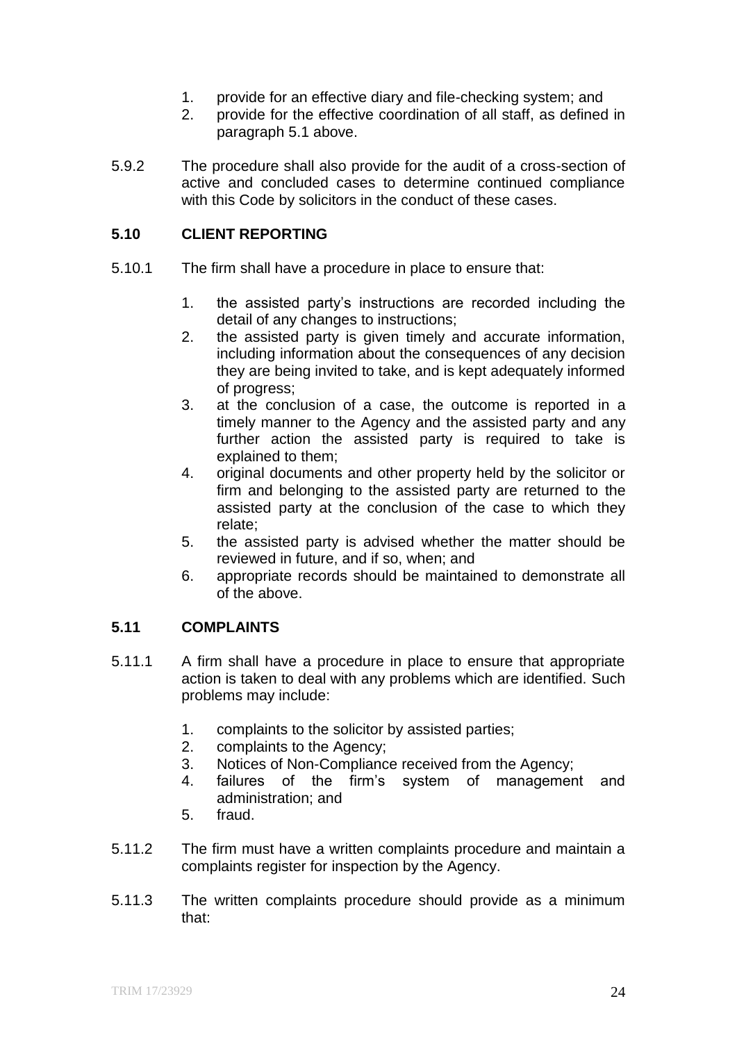1. provide for an effective diary and file-checking system; and
2. provide for the effective coordination of all staff, as defined in paragraph 5.1 above.

5.9.2 The procedure shall also provide for the audit of a cross-section of active and concluded cases to determine continued compliance with this Code by solicitors in the conduct of these cases.

**5.10 CLIENT REPORTING**

5.10.1 The firm shall have a procedure in place to ensure that:

1. the assisted party's instructions are recorded including the detail of any changes to instructions;
2. the assisted party is given timely and accurate information, including information about the consequences of any decision they are being invited to take, and is kept adequately informed of progress;
3. at the conclusion of a case, the outcome is reported in a timely manner to the Agency and the assisted party and any further action the assisted party is required to take is explained to them;
4. original documents and other property held by the solicitor or firm and belonging to the assisted party are returned to the assisted party at the conclusion of the case to which they relate;
5. the assisted party is advised whether the matter should be reviewed in future, and if so, when; and
6. appropriate records should be maintained to demonstrate all of the above.

**5.11 COMPLAINTS**

5.11.1 A firm shall have a procedure in place to ensure that appropriate action is taken to deal with any problems which are identified. Such problems may include:

1. complaints to the solicitor by assisted parties;
2. complaints to the Agency;
3. Notices of Non-Compliance received from the Agency;
4. failures of the firm's system of management and administration; and
5. fraud.

5.11.2 The firm must have a written complaints procedure and maintain a complaints register for inspection by the Agency.

5.11.3 The written complaints procedure should provide as a minimum that: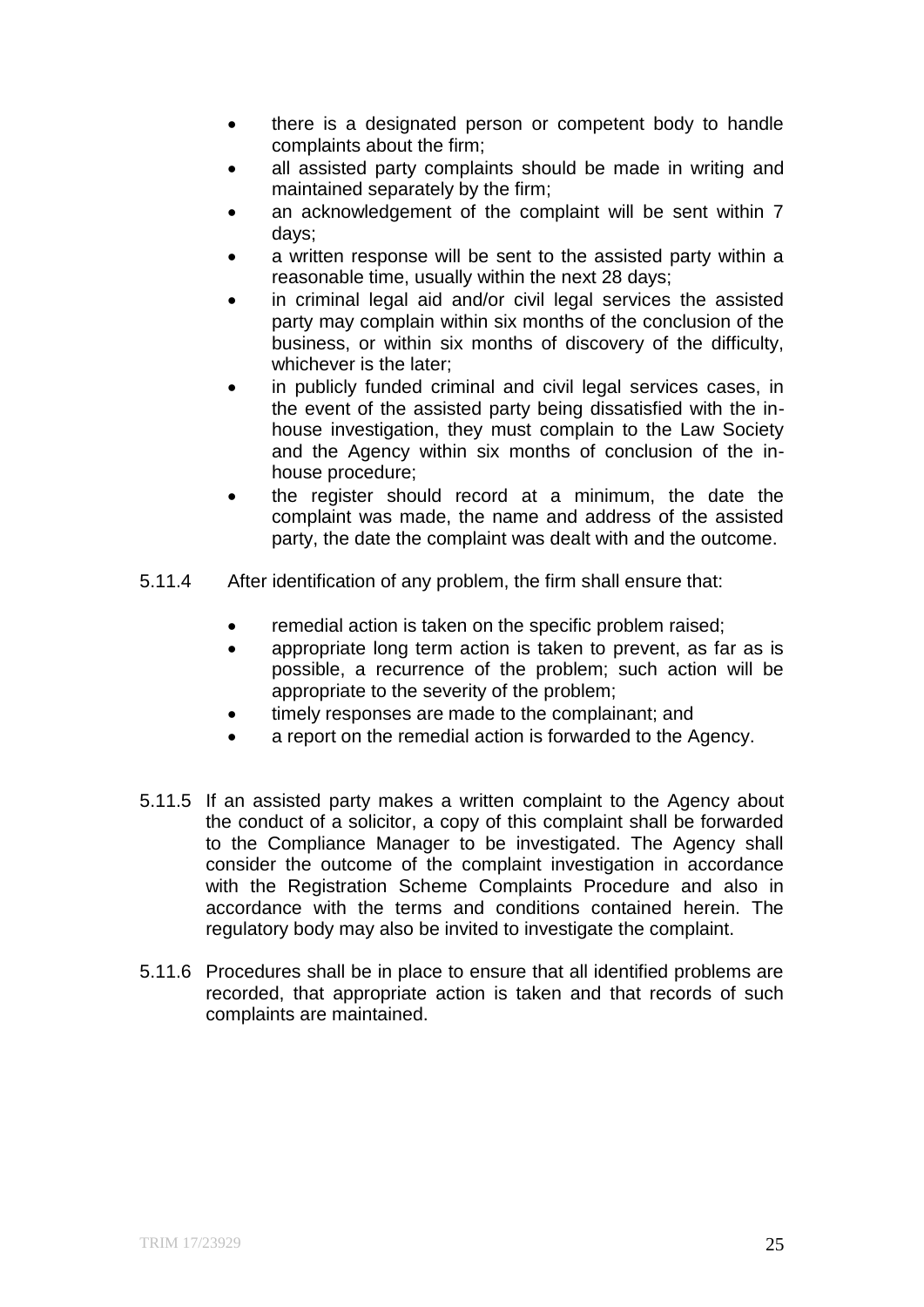- there is a designated person or competent body to handle complaints about the firm;
- all assisted party complaints should be made in writing and maintained separately by the firm;
- an acknowledgement of the complaint will be sent within 7 days;
- a written response will be sent to the assisted party within a reasonable time, usually within the next 28 days;
- in criminal legal aid and/or civil legal services the assisted party may complain within six months of the conclusion of the business, or within six months of discovery of the difficulty, whichever is the later;
- in publicly funded criminal and civil legal services cases, in the event of the assisted party being dissatisfied with the in-house investigation, they must complain to the Law Society and the Agency within six months of conclusion of the in-house procedure;
- the register should record at a minimum, the date the complaint was made, the name and address of the assisted party, the date the complaint was dealt with and the outcome.

5.11.4 After identification of any problem, the firm shall ensure that:

- remedial action is taken on the specific problem raised;
- appropriate long term action is taken to prevent, as far as is possible, a recurrence of the problem; such action will be appropriate to the severity of the problem;
- timely responses are made to the complainant; and
- a report on the remedial action is forwarded to the Agency.

5.11.5 If an assisted party makes a written complaint to the Agency about the conduct of a solicitor, a copy of this complaint shall be forwarded to the Compliance Manager to be investigated. The Agency shall consider the outcome of the complaint investigation in accordance with the Registration Scheme Complaints Procedure and also in accordance with the terms and conditions contained herein. The regulatory body may also be invited to investigate the complaint.

5.11.6 Procedures shall be in place to ensure that all identified problems are recorded, that appropriate action is taken and that records of such complaints are maintained.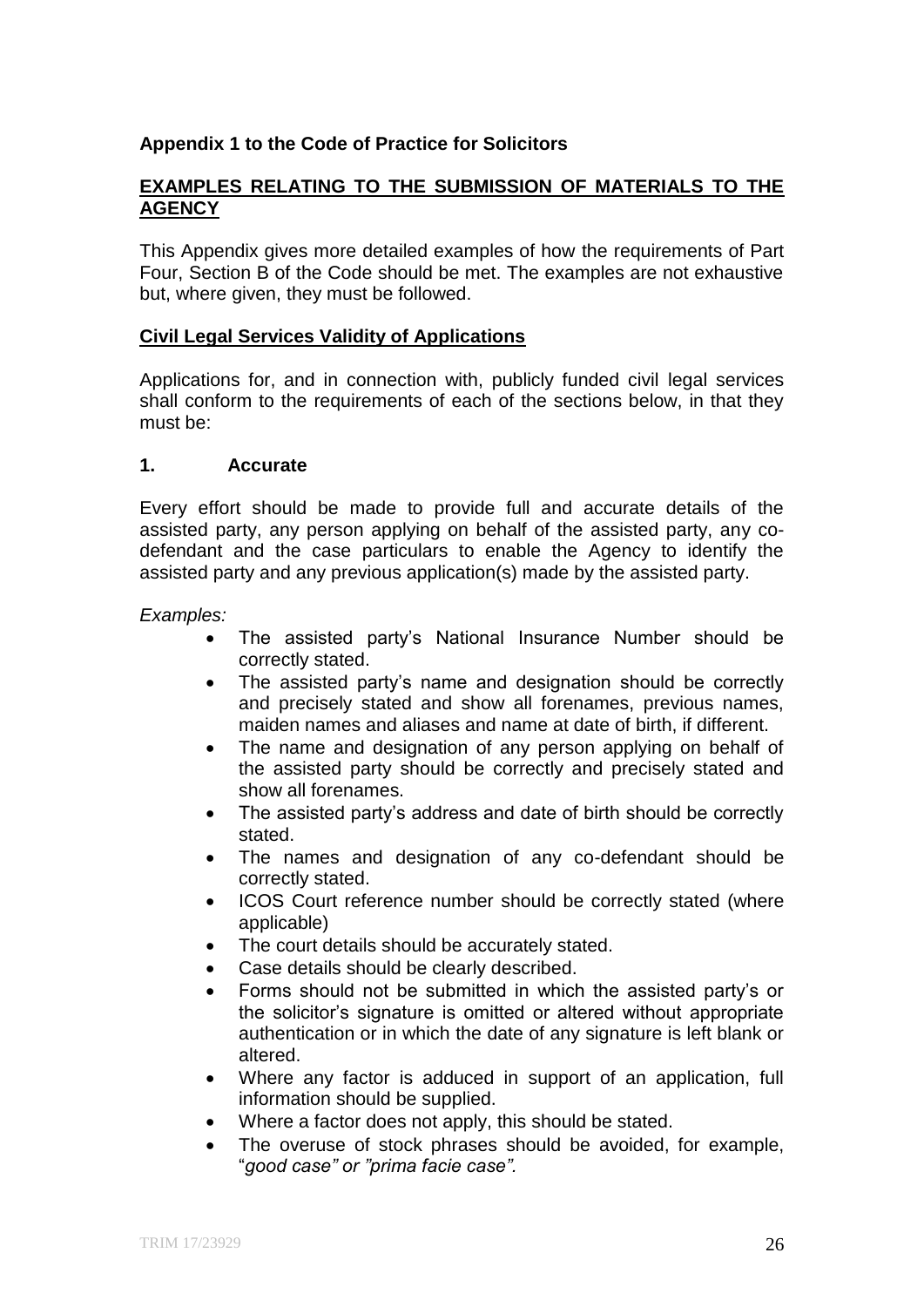**Appendix 1 to the Code of Practice for Solicitors**

## EXAMPLES RELATING TO THE SUBMISSION OF MATERIALS TO THE AGENCY

This Appendix gives more detailed examples of how the requirements of Part Four, Section B of the Code should be met. The examples are not exhaustive but, where given, they must be followed.

### Civil Legal Services Validity of Applications

Applications for, and in connection with, publicly funded civil legal services shall conform to the requirements of each of the sections below, in that they must be:

### 1. Accurate

Every effort should be made to provide full and accurate details of the assisted party, any person applying on behalf of the assisted party, any co-defendant and the case particulars to enable the Agency to identify the assisted party and any previous application(s) made by the assisted party.

*Examples:*

- The assisted party's National Insurance Number should be correctly stated.
- The assisted party's name and designation should be correctly and precisely stated and show all forenames, previous names, maiden names and aliases and name at date of birth, if different.
- The name and designation of any person applying on behalf of the assisted party should be correctly and precisely stated and show all forenames.
- The assisted party's address and date of birth should be correctly stated.
- The names and designation of any co-defendant should be correctly stated.
- ICOS Court reference number should be correctly stated (where applicable)
- The court details should be accurately stated.
- Case details should be clearly described.
- Forms should not be submitted in which the assisted party's or the solicitor's signature is omitted or altered without appropriate authentication or in which the date of any signature is left blank or altered.
- Where any factor is adduced in support of an application, full information should be supplied.
- Where a factor does not apply, this should be stated.
- The overuse of stock phrases should be avoided, for example, "*good case" or "prima facie case".*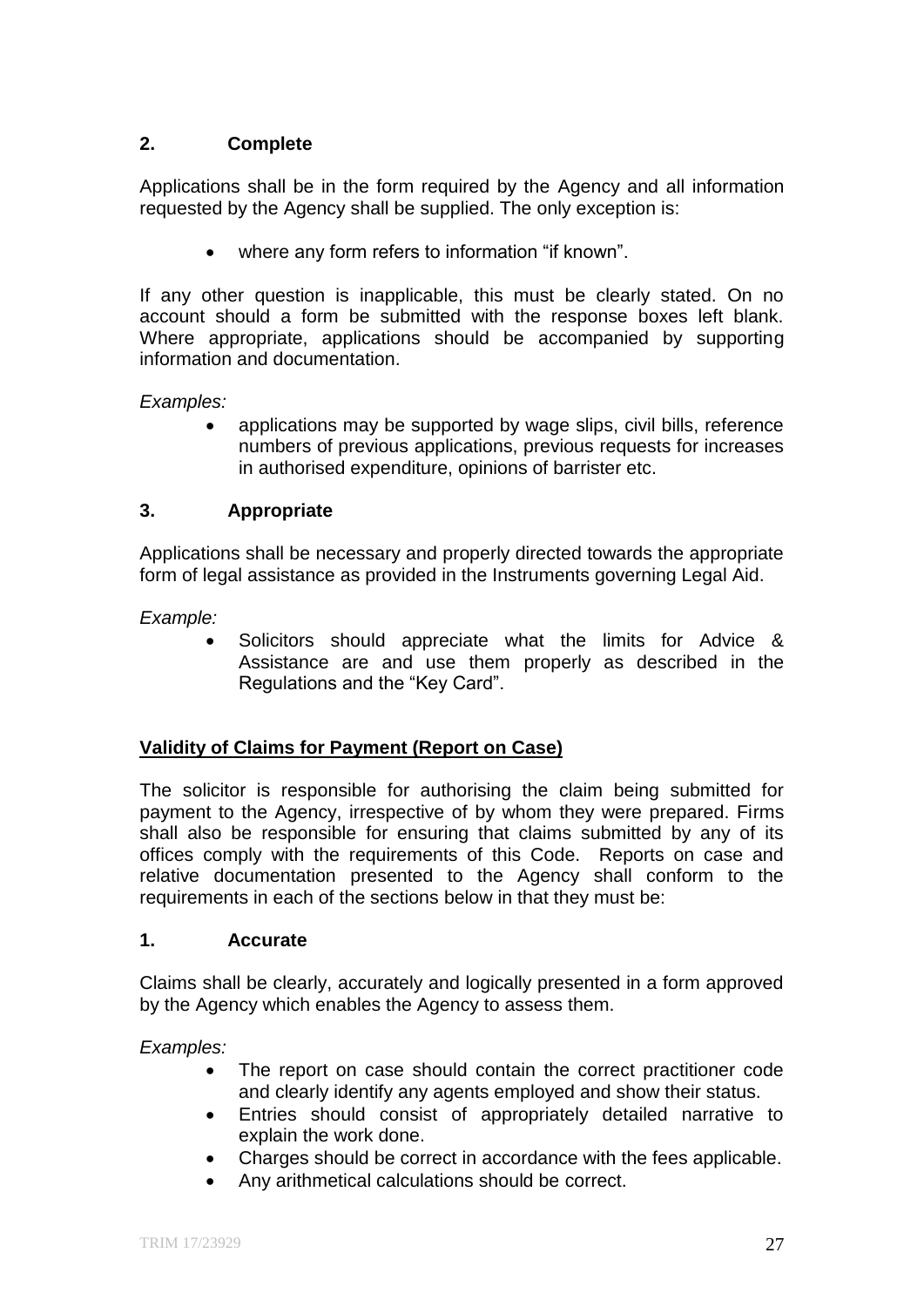### 2. Complete

Applications shall be in the form required by the Agency and all information requested by the Agency shall be supplied. The only exception is:

- where any form refers to information "if known".

If any other question is inapplicable, this must be clearly stated. On no account should a form be submitted with the response boxes left blank. Where appropriate, applications should be accompanied by supporting information and documentation.

*Examples:*

- applications may be supported by wage slips, civil bills, reference numbers of previous applications, previous requests for increases in authorised expenditure, opinions of barrister etc.

### 3. Appropriate

Applications shall be necessary and properly directed towards the appropriate form of legal assistance as provided in the Instruments governing Legal Aid.

*Example:*

- Solicitors should appreciate what the limits for Advice & Assistance are and use them properly as described in the Regulations and the "Key Card".

## Validity of Claims for Payment (Report on Case)

The solicitor is responsible for authorising the claim being submitted for payment to the Agency, irrespective of by whom they were prepared. Firms shall also be responsible for ensuring that claims submitted by any of its offices comply with the requirements of this Code. Reports on case and relative documentation presented to the Agency shall conform to the requirements in each of the sections below in that they must be:

### 1. Accurate

Claims shall be clearly, accurately and logically presented in a form approved by the Agency which enables the Agency to assess them.

*Examples:*

- The report on case should contain the correct practitioner code and clearly identify any agents employed and show their status.
- Entries should consist of appropriately detailed narrative to explain the work done.
- Charges should be correct in accordance with the fees applicable.
- Any arithmetical calculations should be correct.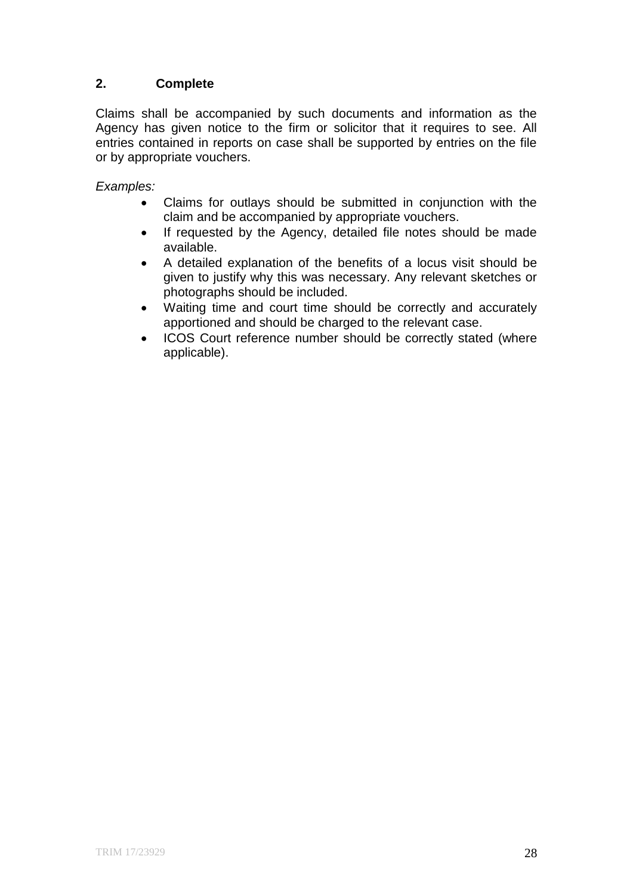## 2. Complete

Claims shall be accompanied by such documents and information as the Agency has given notice to the firm or solicitor that it requires to see. All entries contained in reports on case shall be supported by entries on the file or by appropriate vouchers.

*Examples:*

- Claims for outlays should be submitted in conjunction with the claim and be accompanied by appropriate vouchers.
- If requested by the Agency, detailed file notes should be made available.
- A detailed explanation of the benefits of a locus visit should be given to justify why this was necessary. Any relevant sketches or photographs should be included.
- Waiting time and court time should be correctly and accurately apportioned and should be charged to the relevant case.
- ICOS Court reference number should be correctly stated (where applicable).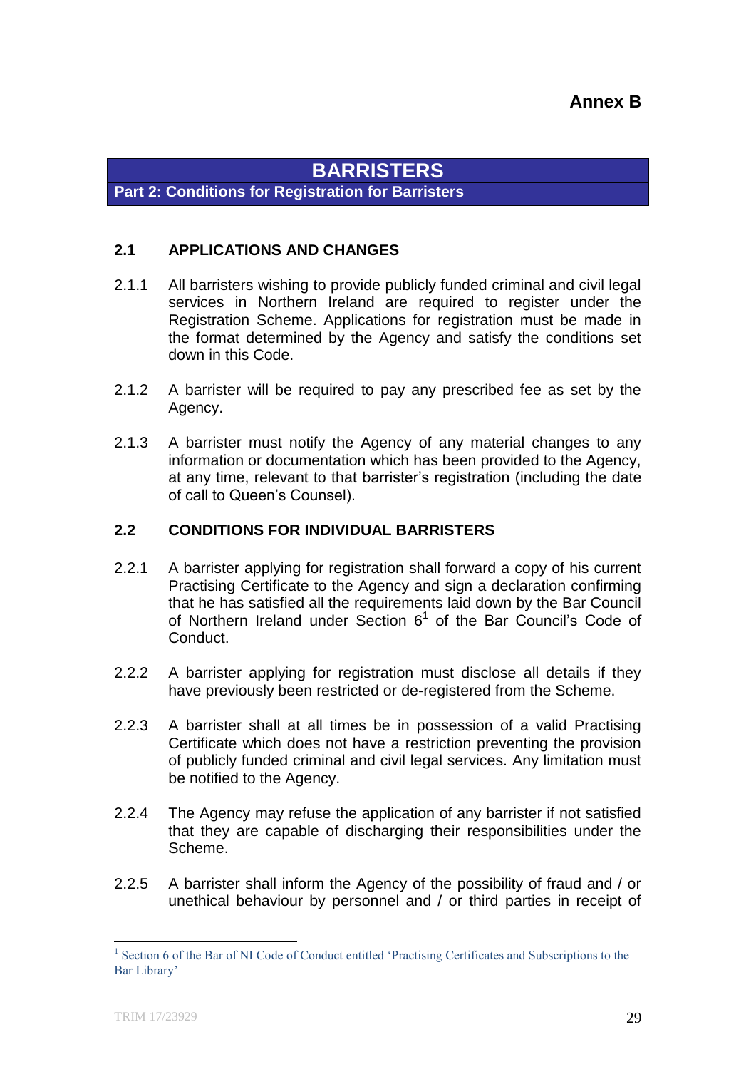**Annex B**

# BARRISTERS

## Part 2: Conditions for Registration for Barristers

### 2.1 APPLICATIONS AND CHANGES

2.1.1 All barristers wishing to provide publicly funded criminal and civil legal services in Northern Ireland are required to register under the Registration Scheme. Applications for registration must be made in the format determined by the Agency and satisfy the conditions set down in this Code.

2.1.2 A barrister will be required to pay any prescribed fee as set by the Agency.

2.1.3 A barrister must notify the Agency of any material changes to any information or documentation which has been provided to the Agency, at any time, relevant to that barrister's registration (including the date of call to Queen's Counsel).

### 2.2 CONDITIONS FOR INDIVIDUAL BARRISTERS

2.2.1 A barrister applying for registration shall forward a copy of his current Practising Certificate to the Agency and sign a declaration confirming that he has satisfied all the requirements laid down by the Bar Council of Northern Ireland under Section 6[1] of the Bar Council's Code of Conduct.

2.2.2 A barrister applying for registration must disclose all details if they have previously been restricted or de-registered from the Scheme.

2.2.3 A barrister shall at all times be in possession of a valid Practising Certificate which does not have a restriction preventing the provision of publicly funded criminal and civil legal services. Any limitation must be notified to the Agency.

2.2.4 The Agency may refuse the application of any barrister if not satisfied that they are capable of discharging their responsibilities under the Scheme.

2.2.5 A barrister shall inform the Agency of the possibility of fraud and / or unethical behaviour by personnel and / or third parties in receipt of

[1] Section 6 of the Bar of NI Code of Conduct entitled 'Practising Certificates and Subscriptions to the Bar Library'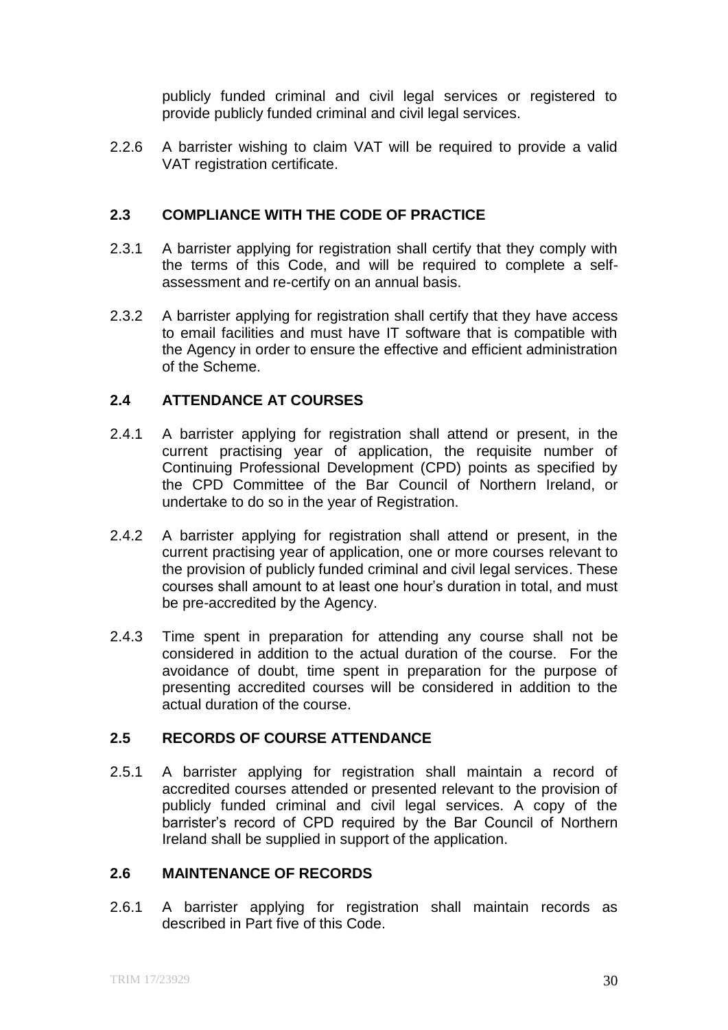publicly funded criminal and civil legal services or registered to provide publicly funded criminal and civil legal services.

2.2.6 A barrister wishing to claim VAT will be required to provide a valid VAT registration certificate.

## 2.3 COMPLIANCE WITH THE CODE OF PRACTICE

2.3.1 A barrister applying for registration shall certify that they comply with the terms of this Code, and will be required to complete a self-assessment and re-certify on an annual basis.

2.3.2 A barrister applying for registration shall certify that they have access to email facilities and must have IT software that is compatible with the Agency in order to ensure the effective and efficient administration of the Scheme.

## 2.4 ATTENDANCE AT COURSES

2.4.1 A barrister applying for registration shall attend or present, in the current practising year of application, the requisite number of Continuing Professional Development (CPD) points as specified by the CPD Committee of the Bar Council of Northern Ireland, or undertake to do so in the year of Registration.

2.4.2 A barrister applying for registration shall attend or present, in the current practising year of application, one or more courses relevant to the provision of publicly funded criminal and civil legal services. These courses shall amount to at least one hour's duration in total, and must be pre-accredited by the Agency.

2.4.3 Time spent in preparation for attending any course shall not be considered in addition to the actual duration of the course. For the avoidance of doubt, time spent in preparation for the purpose of presenting accredited courses will be considered in addition to the actual duration of the course.

## 2.5 RECORDS OF COURSE ATTENDANCE

2.5.1 A barrister applying for registration shall maintain a record of accredited courses attended or presented relevant to the provision of publicly funded criminal and civil legal services. A copy of the barrister's record of CPD required by the Bar Council of Northern Ireland shall be supplied in support of the application.

## 2.6 MAINTENANCE OF RECORDS

2.6.1 A barrister applying for registration shall maintain records as described in Part five of this Code.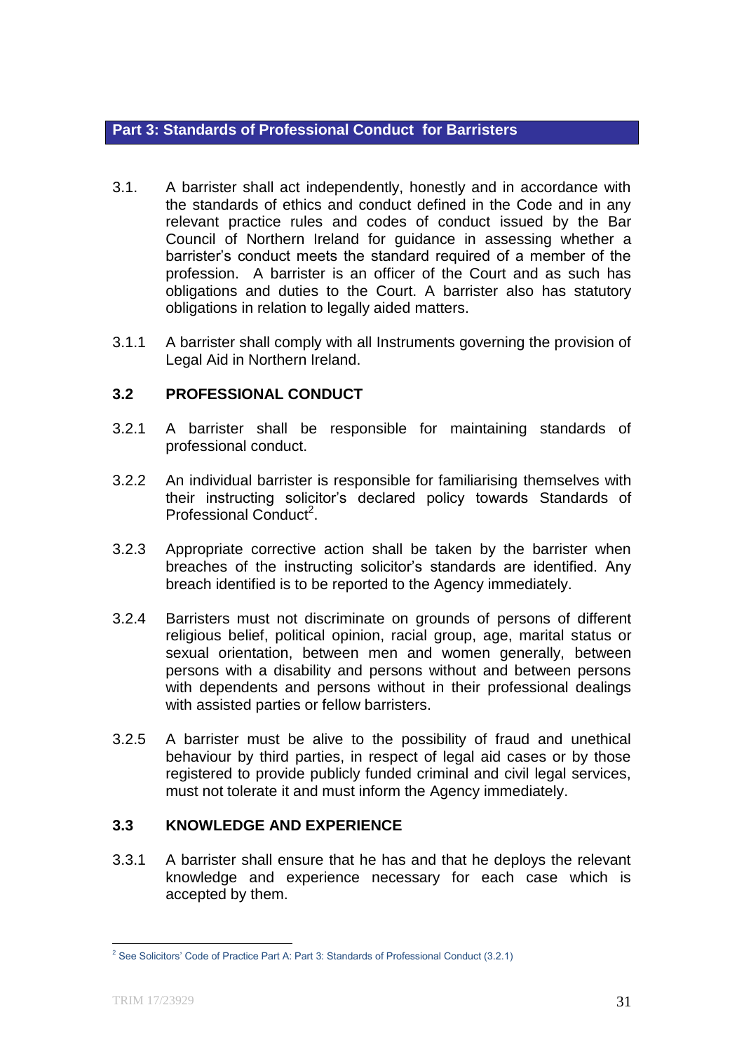## Part 3: Standards of Professional Conduct for Barristers

3.1. A barrister shall act independently, honestly and in accordance with the standards of ethics and conduct defined in the Code and in any relevant practice rules and codes of conduct issued by the Bar Council of Northern Ireland for guidance in assessing whether a barrister's conduct meets the standard required of a member of the profession. A barrister is an officer of the Court and as such has obligations and duties to the Court. A barrister also has statutory obligations in relation to legally aided matters.

3.1.1 A barrister shall comply with all Instruments governing the provision of Legal Aid in Northern Ireland.

### 3.2 PROFESSIONAL CONDUCT

3.2.1 A barrister shall be responsible for maintaining standards of professional conduct.

3.2.2 An individual barrister is responsible for familiarising themselves with their instructing solicitor's declared policy towards Standards of Professional Conduct[2].

3.2.3 Appropriate corrective action shall be taken by the barrister when breaches of the instructing solicitor's standards are identified. Any breach identified is to be reported to the Agency immediately.

3.2.4 Barristers must not discriminate on grounds of persons of different religious belief, political opinion, racial group, age, marital status or sexual orientation, between men and women generally, between persons with a disability and persons without and between persons with dependents and persons without in their professional dealings with assisted parties or fellow barristers.

3.2.5 A barrister must be alive to the possibility of fraud and unethical behaviour by third parties, in respect of legal aid cases or by those registered to provide publicly funded criminal and civil legal services, must not tolerate it and must inform the Agency immediately.

### 3.3 KNOWLEDGE AND EXPERIENCE

3.3.1 A barrister shall ensure that he has and that he deploys the relevant knowledge and experience necessary for each case which is accepted by them.

---

[2] See Solicitors' Code of Practice Part A: Part 3: Standards of Professional Conduct (3.2.1)

TRIM 17/23929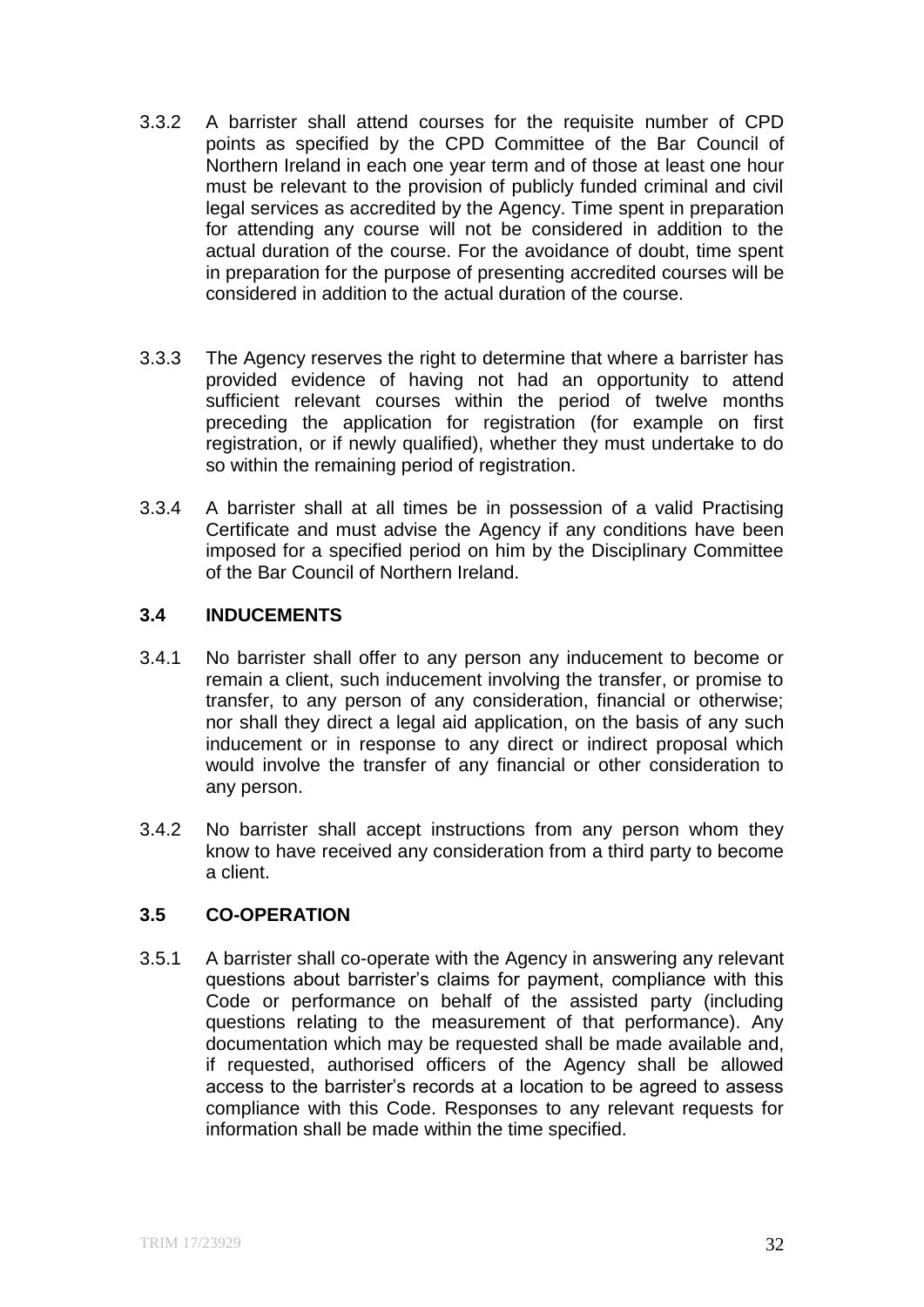3.3.2 A barrister shall attend courses for the requisite number of CPD points as specified by the CPD Committee of the Bar Council of Northern Ireland in each one year term and of those at least one hour must be relevant to the provision of publicly funded criminal and civil legal services as accredited by the Agency. Time spent in preparation for attending any course will not be considered in addition to the actual duration of the course. For the avoidance of doubt, time spent in preparation for the purpose of presenting accredited courses will be considered in addition to the actual duration of the course.

3.3.3 The Agency reserves the right to determine that where a barrister has provided evidence of having not had an opportunity to attend sufficient relevant courses within the period of twelve months preceding the application for registration (for example on first registration, or if newly qualified), whether they must undertake to do so within the remaining period of registration.

3.3.4 A barrister shall at all times be in possession of a valid Practising Certificate and must advise the Agency if any conditions have been imposed for a specified period on him by the Disciplinary Committee of the Bar Council of Northern Ireland.

### 3.4 INDUCEMENTS

3.4.1 No barrister shall offer to any person any inducement to become or remain a client, such inducement involving the transfer, or promise to transfer, to any person of any consideration, financial or otherwise; nor shall they direct a legal aid application, on the basis of any such inducement or in response to any direct or indirect proposal which would involve the transfer of any financial or other consideration to any person.

3.4.2 No barrister shall accept instructions from any person whom they know to have received any consideration from a third party to become a client.

### 3.5 CO-OPERATION

3.5.1 A barrister shall co-operate with the Agency in answering any relevant questions about barrister's claims for payment, compliance with this Code or performance on behalf of the assisted party (including questions relating to the measurement of that performance). Any documentation which may be requested shall be made available and, if requested, authorised officers of the Agency shall be allowed access to the barrister's records at a location to be agreed to assess compliance with this Code. Responses to any relevant requests for information shall be made within the time specified.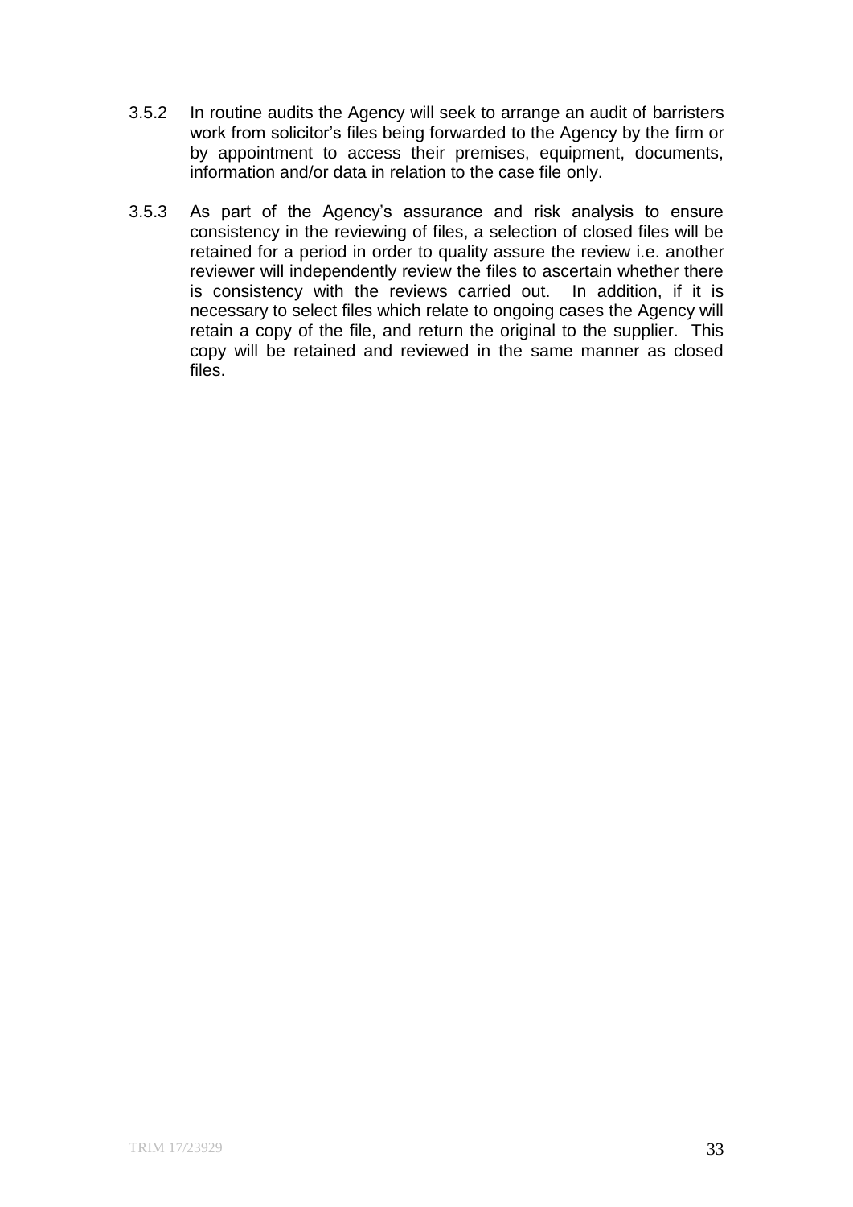3.5.2 In routine audits the Agency will seek to arrange an audit of barristers work from solicitor's files being forwarded to the Agency by the firm or by appointment to access their premises, equipment, documents, information and/or data in relation to the case file only.

3.5.3 As part of the Agency's assurance and risk analysis to ensure consistency in the reviewing of files, a selection of closed files will be retained for a period in order to quality assure the review i.e. another reviewer will independently review the files to ascertain whether there is consistency with the reviews carried out. In addition, if it is necessary to select files which relate to ongoing cases the Agency will retain a copy of the file, and return the original to the supplier. This copy will be retained and reviewed in the same manner as closed files.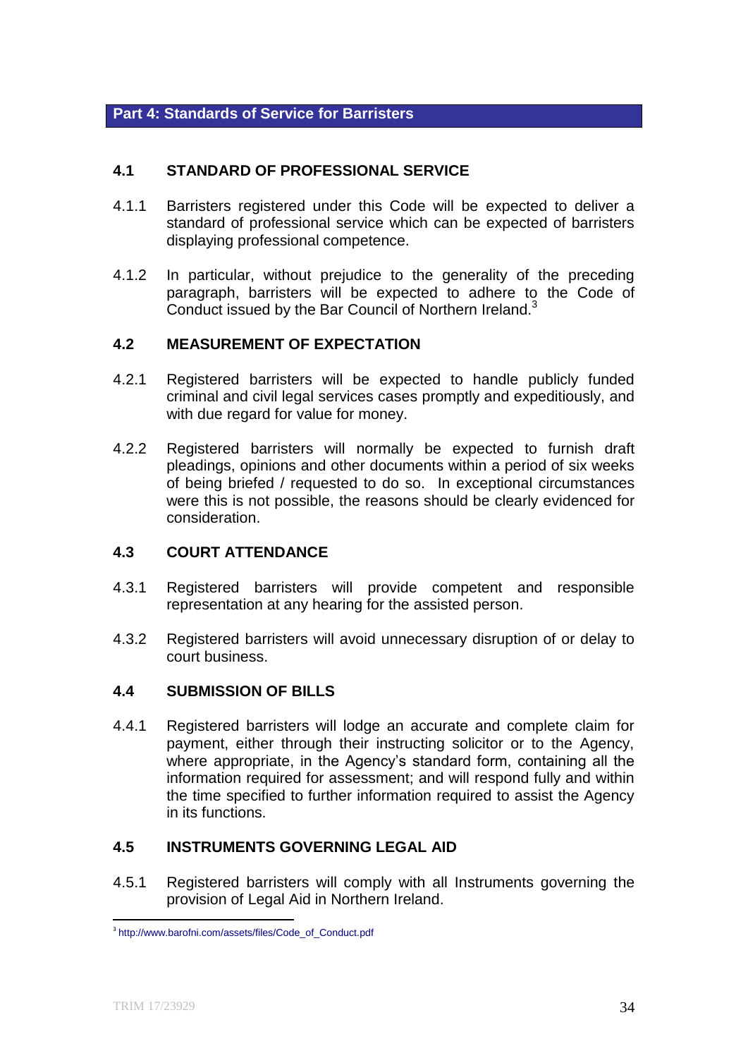## Part 4: Standards of Service for Barristers

### 4.1 STANDARD OF PROFESSIONAL SERVICE

4.1.1 Barristers registered under this Code will be expected to deliver a standard of professional service which can be expected of barristers displaying professional competence.

4.1.2 In particular, without prejudice to the generality of the preceding paragraph, barristers will be expected to adhere to the Code of Conduct issued by the Bar Council of Northern Ireland.[3]

### 4.2 MEASUREMENT OF EXPECTATION

4.2.1 Registered barristers will be expected to handle publicly funded criminal and civil legal services cases promptly and expeditiously, and with due regard for value for money.

4.2.2 Registered barristers will normally be expected to furnish draft pleadings, opinions and other documents within a period of six weeks of being briefed / requested to do so. In exceptional circumstances were this is not possible, the reasons should be clearly evidenced for consideration.

### 4.3 COURT ATTENDANCE

4.3.1 Registered barristers will provide competent and responsible representation at any hearing for the assisted person.

4.3.2 Registered barristers will avoid unnecessary disruption of or delay to court business.

### 4.4 SUBMISSION OF BILLS

4.4.1 Registered barristers will lodge an accurate and complete claim for payment, either through their instructing solicitor or to the Agency, where appropriate, in the Agency's standard form, containing all the information required for assessment; and will respond fully and within the time specified to further information required to assist the Agency in its functions.

### 4.5 INSTRUMENTS GOVERNING LEGAL AID

4.5.1 Registered barristers will comply with all Instruments governing the provision of Legal Aid in Northern Ireland.

---

[3] http://www.barofni.com/assets/files/Code_of_Conduct.pdf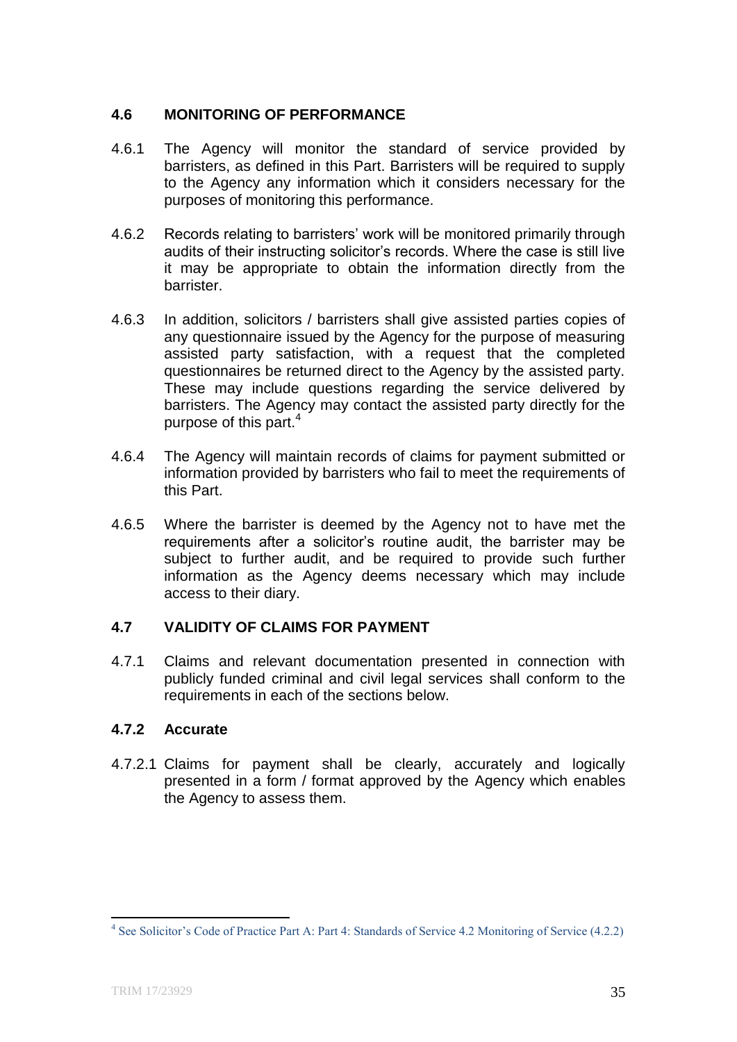## 4.6 MONITORING OF PERFORMANCE

4.6.1 The Agency will monitor the standard of service provided by barristers, as defined in this Part. Barristers will be required to supply to the Agency any information which it considers necessary for the purposes of monitoring this performance.

4.6.2 Records relating to barristers' work will be monitored primarily through audits of their instructing solicitor's records. Where the case is still live it may be appropriate to obtain the information directly from the barrister.

4.6.3 In addition, solicitors / barristers shall give assisted parties copies of any questionnaire issued by the Agency for the purpose of measuring assisted party satisfaction, with a request that the completed questionnaires be returned direct to the Agency by the assisted party. These may include questions regarding the service delivered by barristers. The Agency may contact the assisted party directly for the purpose of this part.[4]

4.6.4 The Agency will maintain records of claims for payment submitted or information provided by barristers who fail to meet the requirements of this Part.

4.6.5 Where the barrister is deemed by the Agency not to have met the requirements after a solicitor's routine audit, the barrister may be subject to further audit, and be required to provide such further information as the Agency deems necessary which may include access to their diary.

## 4.7 VALIDITY OF CLAIMS FOR PAYMENT

4.7.1 Claims and relevant documentation presented in connection with publicly funded criminal and civil legal services shall conform to the requirements in each of the sections below.

### 4.7.2 Accurate

4.7.2.1 Claims for payment shall be clearly, accurately and logically presented in a form / format approved by the Agency which enables the Agency to assess them.

---

[4] See Solicitor's Code of Practice Part A: Part 4: Standards of Service 4.2 Monitoring of Service (4.2.2)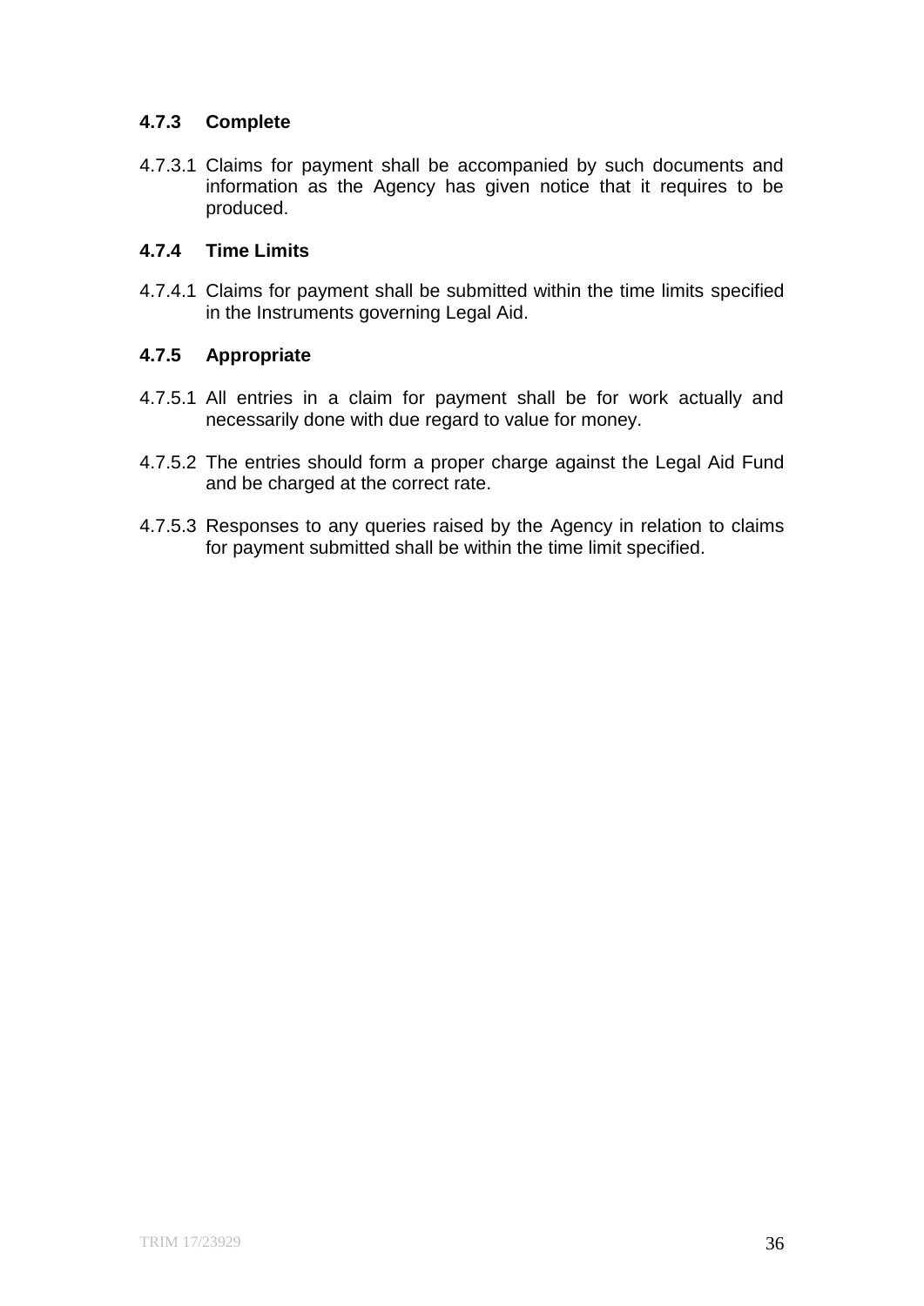#### 4.7.3 Complete

4.7.3.1 Claims for payment shall be accompanied by such documents and information as the Agency has given notice that it requires to be produced.

#### 4.7.4 Time Limits

4.7.4.1 Claims for payment shall be submitted within the time limits specified in the Instruments governing Legal Aid.

#### 4.7.5 Appropriate

4.7.5.1 All entries in a claim for payment shall be for work actually and necessarily done with due regard to value for money.

4.7.5.2 The entries should form a proper charge against the Legal Aid Fund and be charged at the correct rate.

4.7.5.3 Responses to any queries raised by the Agency in relation to claims for payment submitted shall be within the time limit specified.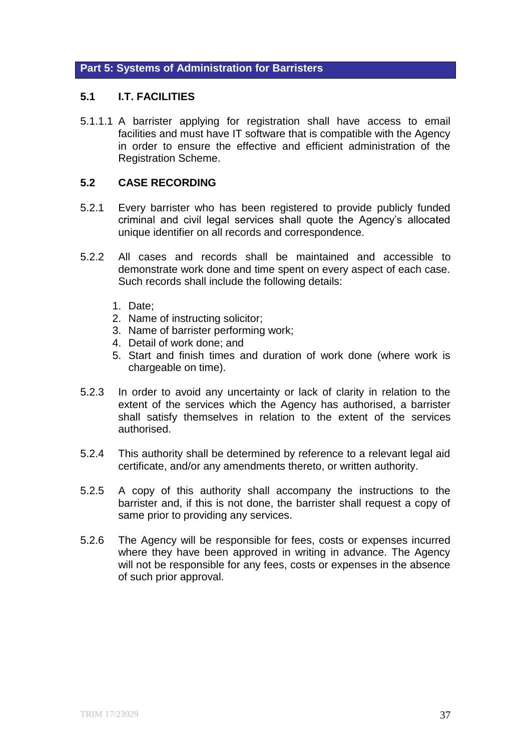## Part 5: Systems of Administration for Barristers

### 5.1 I.T. FACILITIES

5.1.1.1 A barrister applying for registration shall have access to email facilities and must have IT software that is compatible with the Agency in order to ensure the effective and efficient administration of the Registration Scheme.

### 5.2 CASE RECORDING

5.2.1 Every barrister who has been registered to provide publicly funded criminal and civil legal services shall quote the Agency's allocated unique identifier on all records and correspondence.

5.2.2 All cases and records shall be maintained and accessible to demonstrate work done and time spent on every aspect of each case. Such records shall include the following details:

1. Date;
2. Name of instructing solicitor;
3. Name of barrister performing work;
4. Detail of work done; and
5. Start and finish times and duration of work done (where work is chargeable on time).

5.2.3 In order to avoid any uncertainty or lack of clarity in relation to the extent of the services which the Agency has authorised, a barrister shall satisfy themselves in relation to the extent of the services authorised.

5.2.4 This authority shall be determined by reference to a relevant legal aid certificate, and/or any amendments thereto, or written authority.

5.2.5 A copy of this authority shall accompany the instructions to the barrister and, if this is not done, the barrister shall request a copy of same prior to providing any services.

5.2.6 The Agency will be responsible for fees, costs or expenses incurred where they have been approved in writing in advance. The Agency will not be responsible for any fees, costs or expenses in the absence of such prior approval.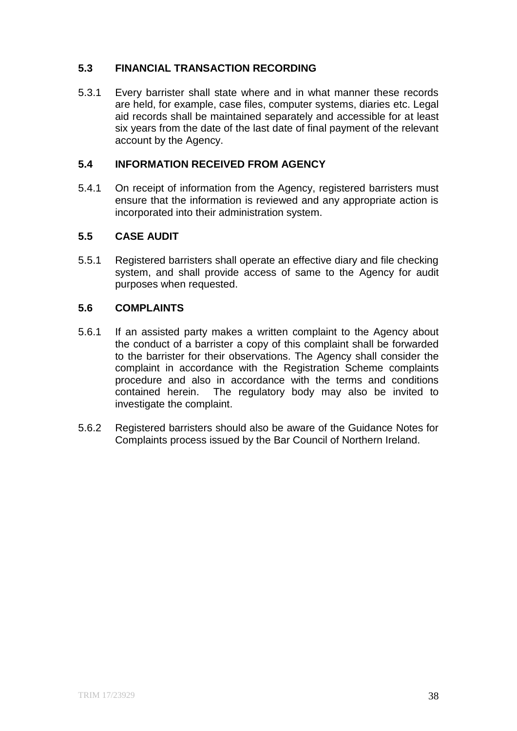### 5.3 FINANCIAL TRANSACTION RECORDING

5.3.1 Every barrister shall state where and in what manner these records are held, for example, case files, computer systems, diaries etc. Legal aid records shall be maintained separately and accessible for at least six years from the date of the last date of final payment of the relevant account by the Agency.

### 5.4 INFORMATION RECEIVED FROM AGENCY

5.4.1 On receipt of information from the Agency, registered barristers must ensure that the information is reviewed and any appropriate action is incorporated into their administration system.

### 5.5 CASE AUDIT

5.5.1 Registered barristers shall operate an effective diary and file checking system, and shall provide access of same to the Agency for audit purposes when requested.

### 5.6 COMPLAINTS

5.6.1 If an assisted party makes a written complaint to the Agency about the conduct of a barrister a copy of this complaint shall be forwarded to the barrister for their observations. The Agency shall consider the complaint in accordance with the Registration Scheme complaints procedure and also in accordance with the terms and conditions contained herein. The regulatory body may also be invited to investigate the complaint.

5.6.2 Registered barristers should also be aware of the Guidance Notes for Complaints process issued by the Bar Council of Northern Ireland.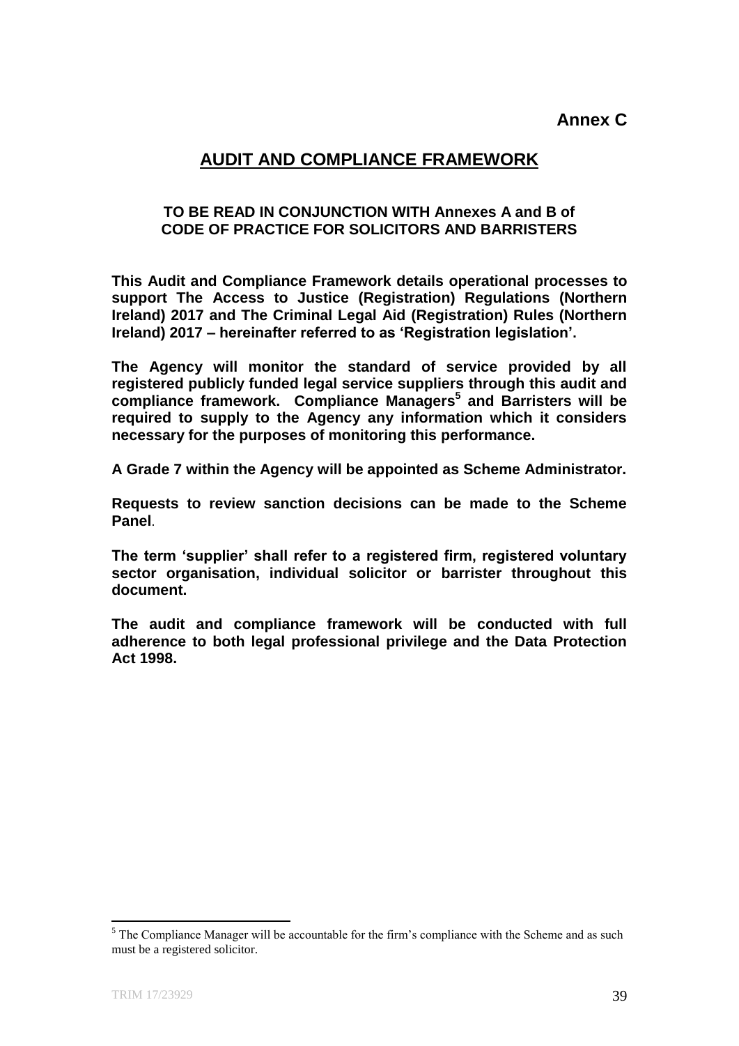**Annex C**

# AUDIT AND COMPLIANCE FRAMEWORK

**TO BE READ IN CONJUNCTION WITH Annexes A and B of CODE OF PRACTICE FOR SOLICITORS AND BARRISTERS**

**This Audit and Compliance Framework details operational processes to support The Access to Justice (Registration) Regulations (Northern Ireland) 2017 and The Criminal Legal Aid (Registration) Rules (Northern Ireland) 2017 – hereinafter referred to as 'Registration legislation'.**

**The Agency will monitor the standard of service provided by all registered publicly funded legal service suppliers through this audit and compliance framework. Compliance Managers[5] and Barristers will be required to supply to the Agency any information which it considers necessary for the purposes of monitoring this performance.**

**A Grade 7 within the Agency will be appointed as Scheme Administrator.**

**Requests to review sanction decisions can be made to the Scheme Panel**.

**The term 'supplier' shall refer to a registered firm, registered voluntary sector organisation, individual solicitor or barrister throughout this document.**

**The audit and compliance framework will be conducted with full adherence to both legal professional privilege and the Data Protection Act 1998.**

---

[5] The Compliance Manager will be accountable for the firm's compliance with the Scheme and as such must be a registered solicitor.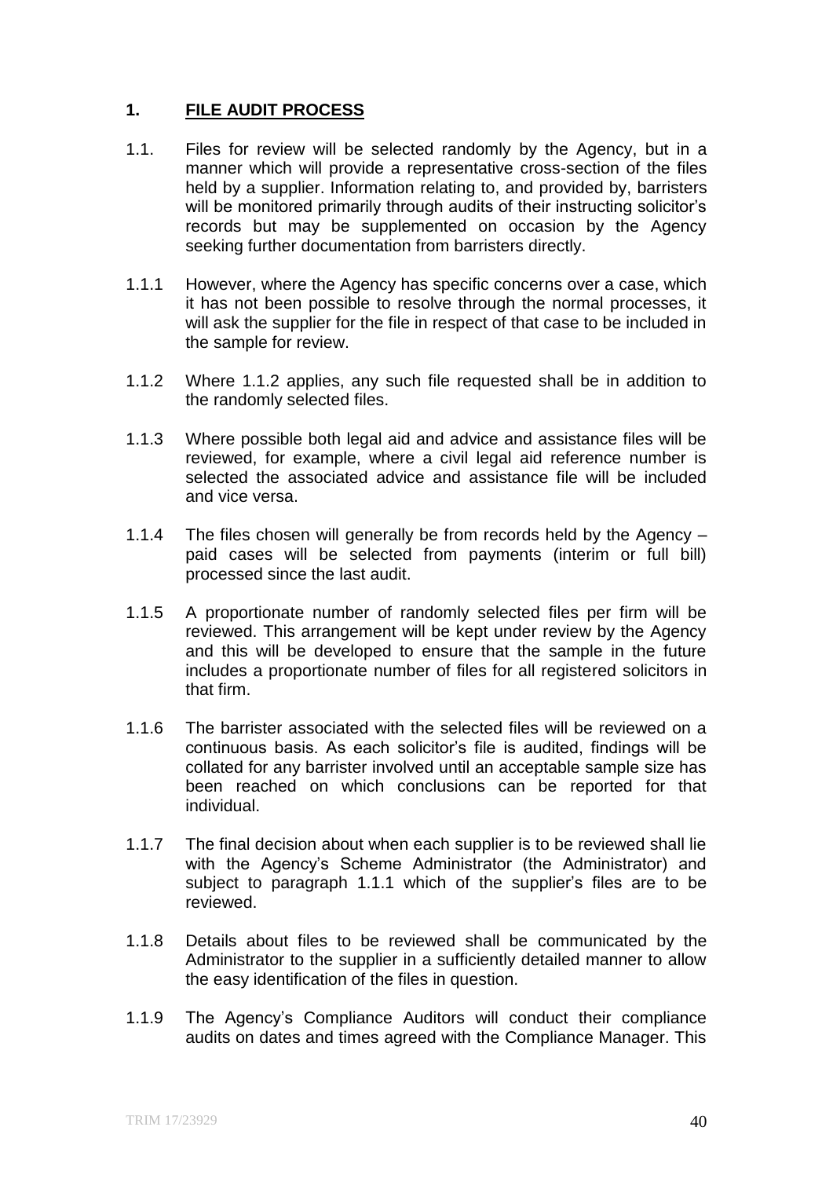## 1. FILE AUDIT PROCESS

1.1. Files for review will be selected randomly by the Agency, but in a manner which will provide a representative cross-section of the files held by a supplier. Information relating to, and provided by, barristers will be monitored primarily through audits of their instructing solicitor's records but may be supplemented on occasion by the Agency seeking further documentation from barristers directly.

1.1.1 However, where the Agency has specific concerns over a case, which it has not been possible to resolve through the normal processes, it will ask the supplier for the file in respect of that case to be included in the sample for review.

1.1.2 Where 1.1.2 applies, any such file requested shall be in addition to the randomly selected files.

1.1.3 Where possible both legal aid and advice and assistance files will be reviewed, for example, where a civil legal aid reference number is selected the associated advice and assistance file will be included and vice versa.

1.1.4 The files chosen will generally be from records held by the Agency – paid cases will be selected from payments (interim or full bill) processed since the last audit.

1.1.5 A proportionate number of randomly selected files per firm will be reviewed. This arrangement will be kept under review by the Agency and this will be developed to ensure that the sample in the future includes a proportionate number of files for all registered solicitors in that firm.

1.1.6 The barrister associated with the selected files will be reviewed on a continuous basis. As each solicitor's file is audited, findings will be collated for any barrister involved until an acceptable sample size has been reached on which conclusions can be reported for that individual.

1.1.7 The final decision about when each supplier is to be reviewed shall lie with the Agency's Scheme Administrator (the Administrator) and subject to paragraph 1.1.1 which of the supplier's files are to be reviewed.

1.1.8 Details about files to be reviewed shall be communicated by the Administrator to the supplier in a sufficiently detailed manner to allow the easy identification of the files in question.

1.1.9 The Agency's Compliance Auditors will conduct their compliance audits on dates and times agreed with the Compliance Manager. This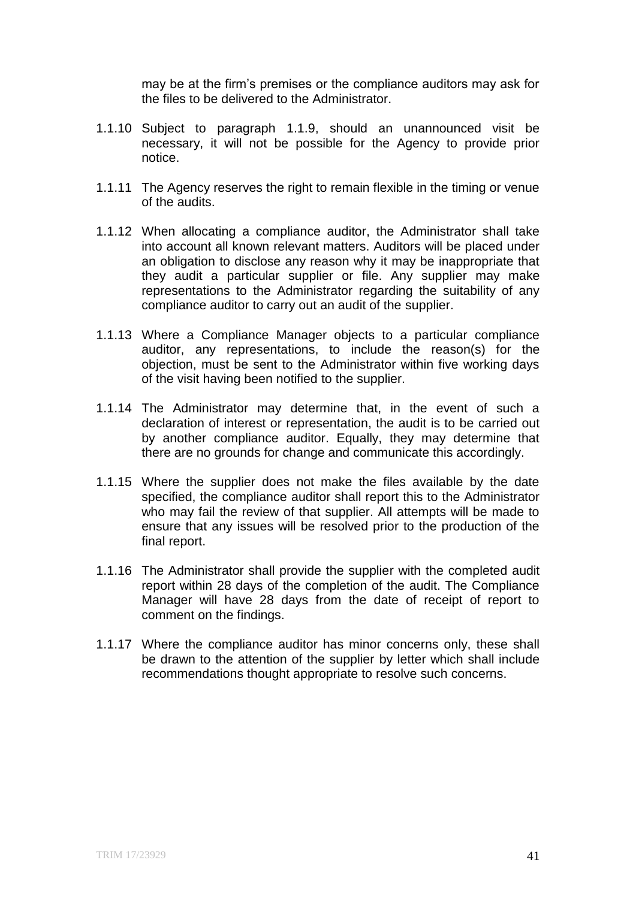may be at the firm's premises or the compliance auditors may ask for the files to be delivered to the Administrator.

1.1.10 Subject to paragraph 1.1.9, should an unannounced visit be necessary, it will not be possible for the Agency to provide prior notice.

1.1.11 The Agency reserves the right to remain flexible in the timing or venue of the audits.

1.1.12 When allocating a compliance auditor, the Administrator shall take into account all known relevant matters. Auditors will be placed under an obligation to disclose any reason why it may be inappropriate that they audit a particular supplier or file. Any supplier may make representations to the Administrator regarding the suitability of any compliance auditor to carry out an audit of the supplier.

1.1.13 Where a Compliance Manager objects to a particular compliance auditor, any representations, to include the reason(s) for the objection, must be sent to the Administrator within five working days of the visit having been notified to the supplier.

1.1.14 The Administrator may determine that, in the event of such a declaration of interest or representation, the audit is to be carried out by another compliance auditor. Equally, they may determine that there are no grounds for change and communicate this accordingly.

1.1.15 Where the supplier does not make the files available by the date specified, the compliance auditor shall report this to the Administrator who may fail the review of that supplier. All attempts will be made to ensure that any issues will be resolved prior to the production of the final report.

1.1.16 The Administrator shall provide the supplier with the completed audit report within 28 days of the completion of the audit. The Compliance Manager will have 28 days from the date of receipt of report to comment on the findings.

1.1.17 Where the compliance auditor has minor concerns only, these shall be drawn to the attention of the supplier by letter which shall include recommendations thought appropriate to resolve such concerns.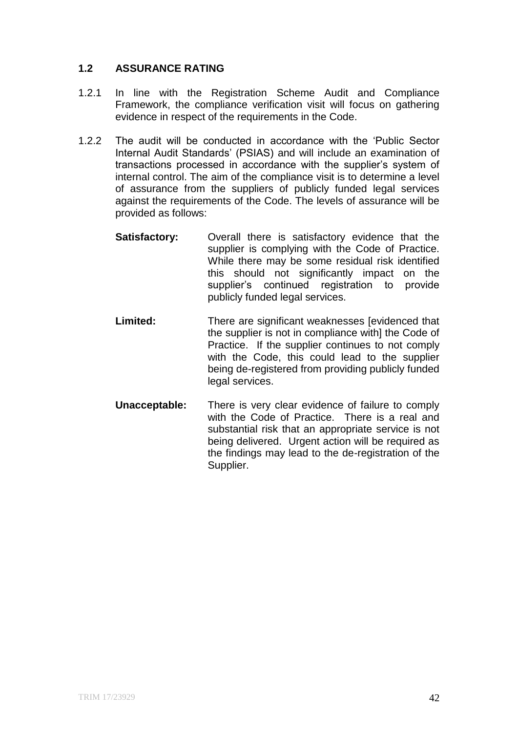### 1.2 ASSURANCE RATING

1.2.1 In line with the Registration Scheme Audit and Compliance Framework, the compliance verification visit will focus on gathering evidence in respect of the requirements in the Code.

1.2.2 The audit will be conducted in accordance with the 'Public Sector Internal Audit Standards' (PSIAS) and will include an examination of transactions processed in accordance with the supplier's system of internal control. The aim of the compliance visit is to determine a level of assurance from the suppliers of publicly funded legal services against the requirements of the Code. The levels of assurance will be provided as follows:

**Satisfactory:** Overall there is satisfactory evidence that the supplier is complying with the Code of Practice. While there may be some residual risk identified this should not significantly impact on the supplier's continued registration to provide publicly funded legal services.

**Limited:** There are significant weaknesses [evidenced that the supplier is not in compliance with] the Code of Practice. If the supplier continues to not comply with the Code, this could lead to the supplier being de-registered from providing publicly funded legal services.

**Unacceptable:** There is very clear evidence of failure to comply with the Code of Practice. There is a real and substantial risk that an appropriate service is not being delivered. Urgent action will be required as the findings may lead to the de-registration of the Supplier.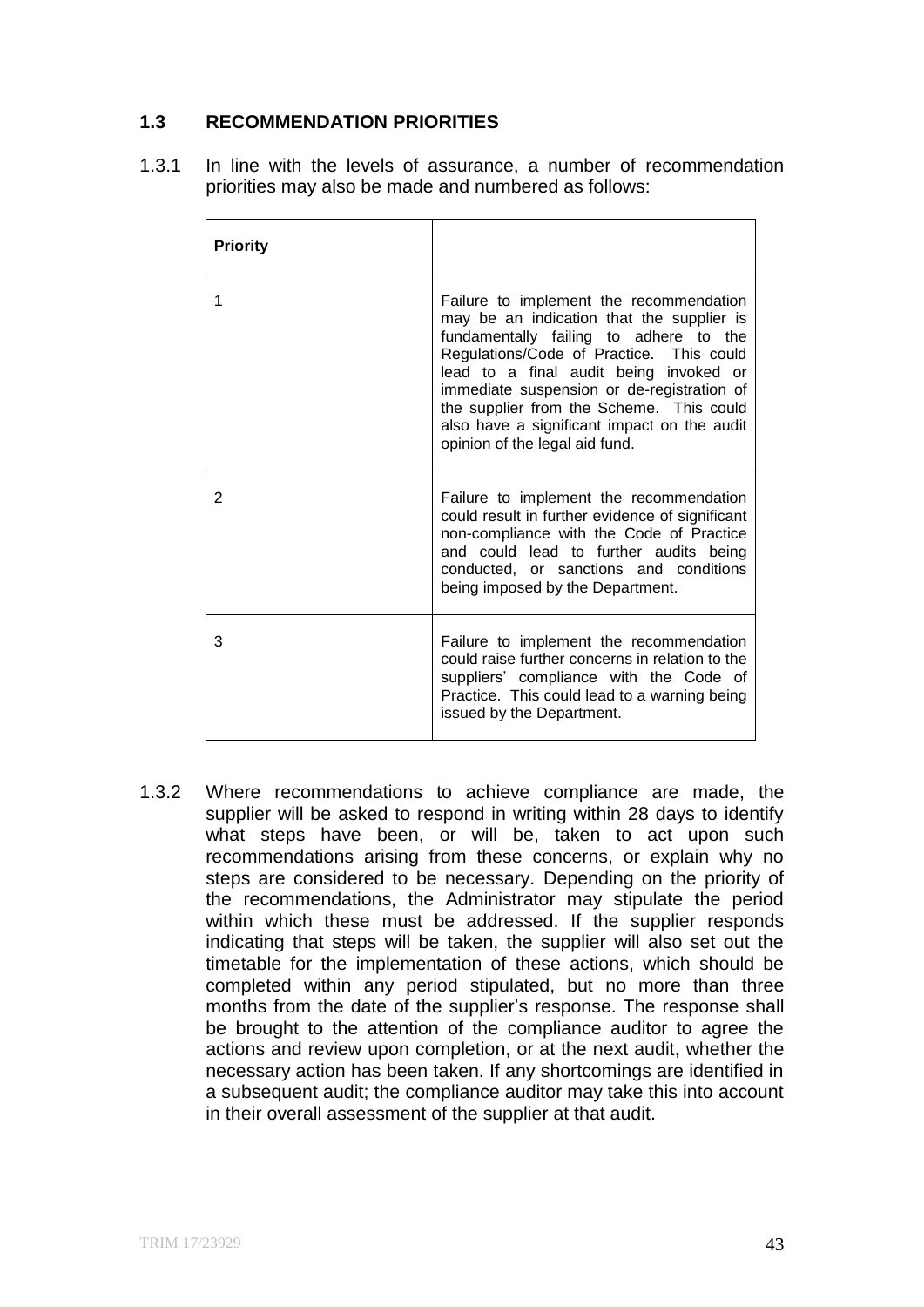## 1.3 RECOMMENDATION PRIORITIES

1.3.1 In line with the levels of assurance, a number of recommendation priorities may also be made and numbered as follows:

| **Priority** | |
|---|---|
| 1 | Failure to implement the recommendation may be an indication that the supplier is fundamentally failing to adhere to the Regulations/Code of Practice. This could lead to a final audit being invoked or immediate suspension or de-registration of the supplier from the Scheme. This could also have a significant impact on the audit opinion of the legal aid fund. |
| 2 | Failure to implement the recommendation could result in further evidence of significant non-compliance with the Code of Practice and could lead to further audits being conducted, or sanctions and conditions being imposed by the Department. |
| 3 | Failure to implement the recommendation could raise further concerns in relation to the suppliers' compliance with the Code of Practice. This could lead to a warning being issued by the Department. |

1.3.2 Where recommendations to achieve compliance are made, the supplier will be asked to respond in writing within 28 days to identify what steps have been, or will be, taken to act upon such recommendations arising from these concerns, or explain why no steps are considered to be necessary. Depending on the priority of the recommendations, the Administrator may stipulate the period within which these must be addressed. If the supplier responds indicating that steps will be taken, the supplier will also set out the timetable for the implementation of these actions, which should be completed within any period stipulated, but no more than three months from the date of the supplier's response. The response shall be brought to the attention of the compliance auditor to agree the actions and review upon completion, or at the next audit, whether the necessary action has been taken. If any shortcomings are identified in a subsequent audit; the compliance auditor may take this into account in their overall assessment of the supplier at that audit.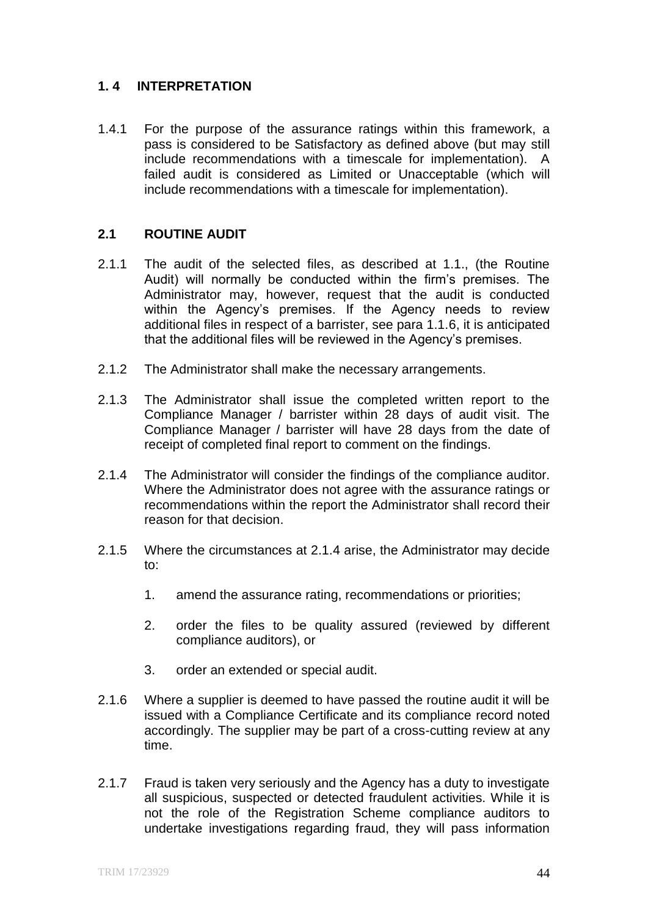## 1. 4 INTERPRETATION

1.4.1 For the purpose of the assurance ratings within this framework, a pass is considered to be Satisfactory as defined above (but may still include recommendations with a timescale for implementation). A failed audit is considered as Limited or Unacceptable (which will include recommendations with a timescale for implementation).

## 2.1 ROUTINE AUDIT

2.1.1 The audit of the selected files, as described at 1.1., (the Routine Audit) will normally be conducted within the firm's premises. The Administrator may, however, request that the audit is conducted within the Agency's premises. If the Agency needs to review additional files in respect of a barrister, see para 1.1.6, it is anticipated that the additional files will be reviewed in the Agency's premises.

2.1.2 The Administrator shall make the necessary arrangements.

2.1.3 The Administrator shall issue the completed written report to the Compliance Manager / barrister within 28 days of audit visit. The Compliance Manager / barrister will have 28 days from the date of receipt of completed final report to comment on the findings.

2.1.4 The Administrator will consider the findings of the compliance auditor. Where the Administrator does not agree with the assurance ratings or recommendations within the report the Administrator shall record their reason for that decision.

2.1.5 Where the circumstances at 2.1.4 arise, the Administrator may decide to:

1. amend the assurance rating, recommendations or priorities;
2. order the files to be quality assured (reviewed by different compliance auditors), or
3. order an extended or special audit.

2.1.6 Where a supplier is deemed to have passed the routine audit it will be issued with a Compliance Certificate and its compliance record noted accordingly. The supplier may be part of a cross-cutting review at any time.

2.1.7 Fraud is taken very seriously and the Agency has a duty to investigate all suspicious, suspected or detected fraudulent activities. While it is not the role of the Registration Scheme compliance auditors to undertake investigations regarding fraud, they will pass information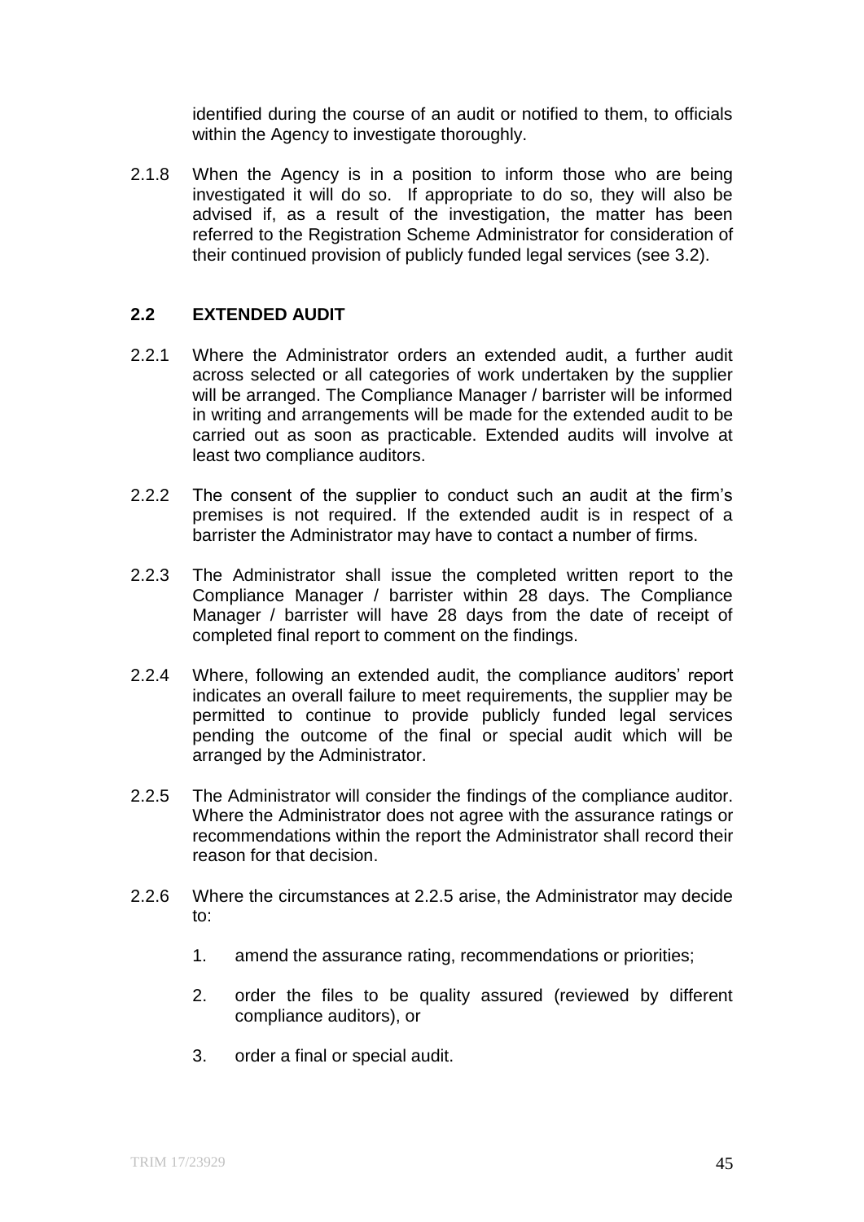identified during the course of an audit or notified to them, to officials within the Agency to investigate thoroughly.

2.1.8 When the Agency is in a position to inform those who are being investigated it will do so. If appropriate to do so, they will also be advised if, as a result of the investigation, the matter has been referred to the Registration Scheme Administrator for consideration of their continued provision of publicly funded legal services (see 3.2).

## 2.2 EXTENDED AUDIT

2.2.1 Where the Administrator orders an extended audit, a further audit across selected or all categories of work undertaken by the supplier will be arranged. The Compliance Manager / barrister will be informed in writing and arrangements will be made for the extended audit to be carried out as soon as practicable. Extended audits will involve at least two compliance auditors.

2.2.2 The consent of the supplier to conduct such an audit at the firm's premises is not required. If the extended audit is in respect of a barrister the Administrator may have to contact a number of firms.

2.2.3 The Administrator shall issue the completed written report to the Compliance Manager / barrister within 28 days. The Compliance Manager / barrister will have 28 days from the date of receipt of completed final report to comment on the findings.

2.2.4 Where, following an extended audit, the compliance auditors' report indicates an overall failure to meet requirements, the supplier may be permitted to continue to provide publicly funded legal services pending the outcome of the final or special audit which will be arranged by the Administrator.

2.2.5 The Administrator will consider the findings of the compliance auditor. Where the Administrator does not agree with the assurance ratings or recommendations within the report the Administrator shall record their reason for that decision.

2.2.6 Where the circumstances at 2.2.5 arise, the Administrator may decide to:

1. amend the assurance rating, recommendations or priorities;
2. order the files to be quality assured (reviewed by different compliance auditors), or
3. order a final or special audit.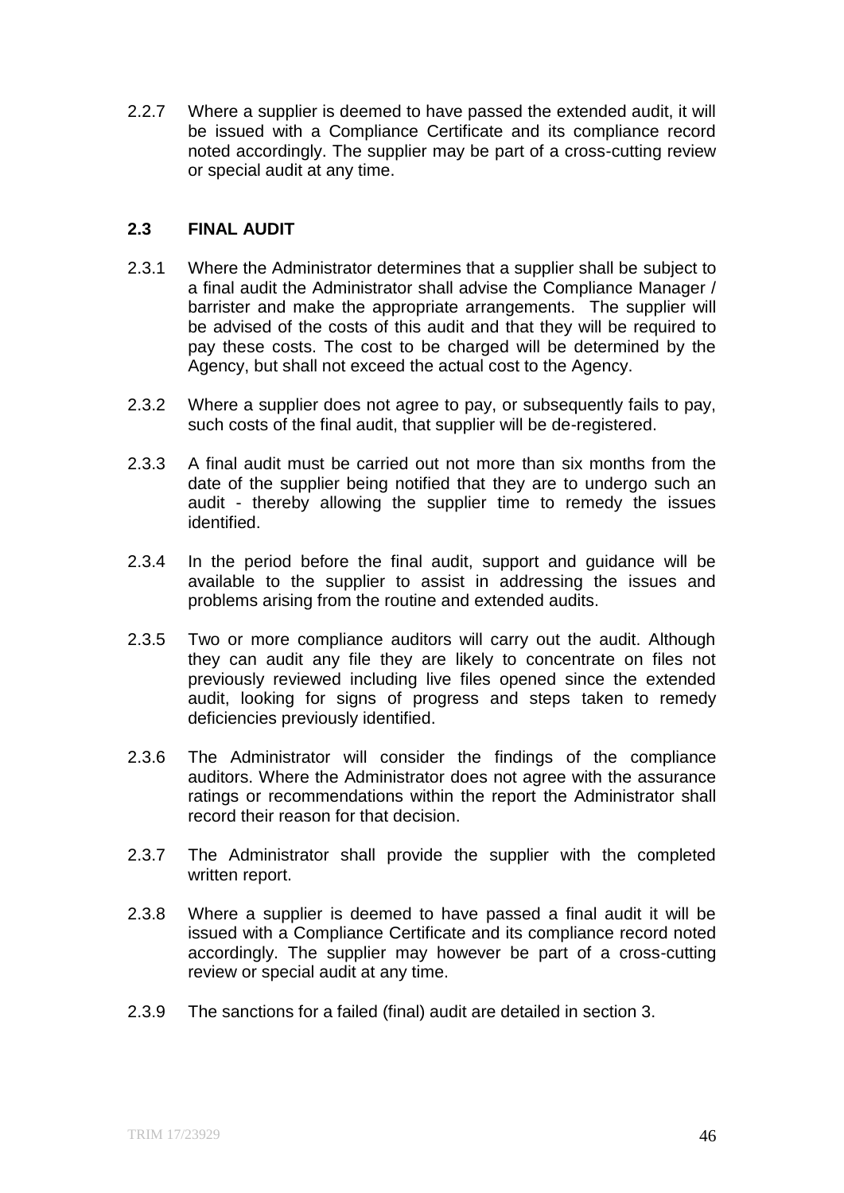2.2.7 Where a supplier is deemed to have passed the extended audit, it will be issued with a Compliance Certificate and its compliance record noted accordingly. The supplier may be part of a cross-cutting review or special audit at any time.

### 2.3 FINAL AUDIT

2.3.1 Where the Administrator determines that a supplier shall be subject to a final audit the Administrator shall advise the Compliance Manager / barrister and make the appropriate arrangements. The supplier will be advised of the costs of this audit and that they will be required to pay these costs. The cost to be charged will be determined by the Agency, but shall not exceed the actual cost to the Agency.

2.3.2 Where a supplier does not agree to pay, or subsequently fails to pay, such costs of the final audit, that supplier will be de-registered.

2.3.3 A final audit must be carried out not more than six months from the date of the supplier being notified that they are to undergo such an audit - thereby allowing the supplier time to remedy the issues identified.

2.3.4 In the period before the final audit, support and guidance will be available to the supplier to assist in addressing the issues and problems arising from the routine and extended audits.

2.3.5 Two or more compliance auditors will carry out the audit. Although they can audit any file they are likely to concentrate on files not previously reviewed including live files opened since the extended audit, looking for signs of progress and steps taken to remedy deficiencies previously identified.

2.3.6 The Administrator will consider the findings of the compliance auditors. Where the Administrator does not agree with the assurance ratings or recommendations within the report the Administrator shall record their reason for that decision.

2.3.7 The Administrator shall provide the supplier with the completed written report.

2.3.8 Where a supplier is deemed to have passed a final audit it will be issued with a Compliance Certificate and its compliance record noted accordingly. The supplier may however be part of a cross-cutting review or special audit at any time.

2.3.9 The sanctions for a failed (final) audit are detailed in section 3.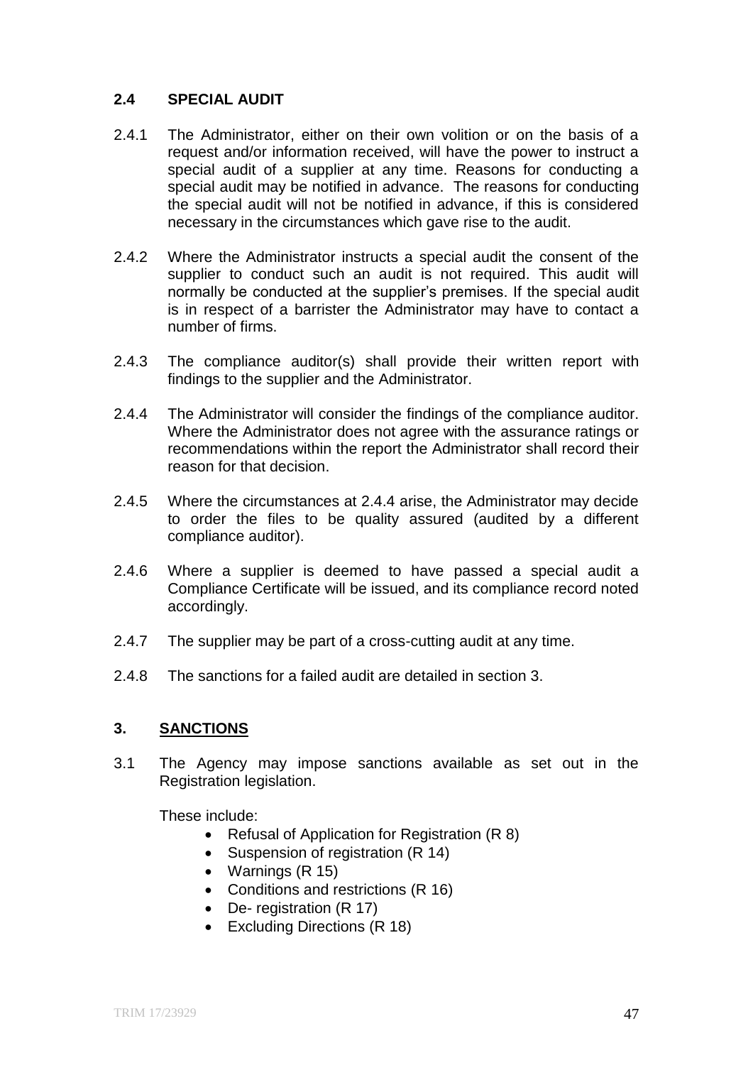### 2.4 SPECIAL AUDIT

2.4.1 The Administrator, either on their own volition or on the basis of a request and/or information received, will have the power to instruct a special audit of a supplier at any time. Reasons for conducting a special audit may be notified in advance. The reasons for conducting the special audit will not be notified in advance, if this is considered necessary in the circumstances which gave rise to the audit.

2.4.2 Where the Administrator instructs a special audit the consent of the supplier to conduct such an audit is not required. This audit will normally be conducted at the supplier's premises. If the special audit is in respect of a barrister the Administrator may have to contact a number of firms.

2.4.3 The compliance auditor(s) shall provide their written report with findings to the supplier and the Administrator.

2.4.4 The Administrator will consider the findings of the compliance auditor. Where the Administrator does not agree with the assurance ratings or recommendations within the report the Administrator shall record their reason for that decision.

2.4.5 Where the circumstances at 2.4.4 arise, the Administrator may decide to order the files to be quality assured (audited by a different compliance auditor).

2.4.6 Where a supplier is deemed to have passed a special audit a Compliance Certificate will be issued, and its compliance record noted accordingly.

2.4.7 The supplier may be part of a cross-cutting audit at any time.

2.4.8 The sanctions for a failed audit are detailed in section 3.

## 3. SANCTIONS

3.1 The Agency may impose sanctions available as set out in the Registration legislation.

These include:

- Refusal of Application for Registration (R 8)
- Suspension of registration (R 14)
- Warnings (R 15)
- Conditions and restrictions (R 16)
- De- registration (R 17)
- Excluding Directions (R 18)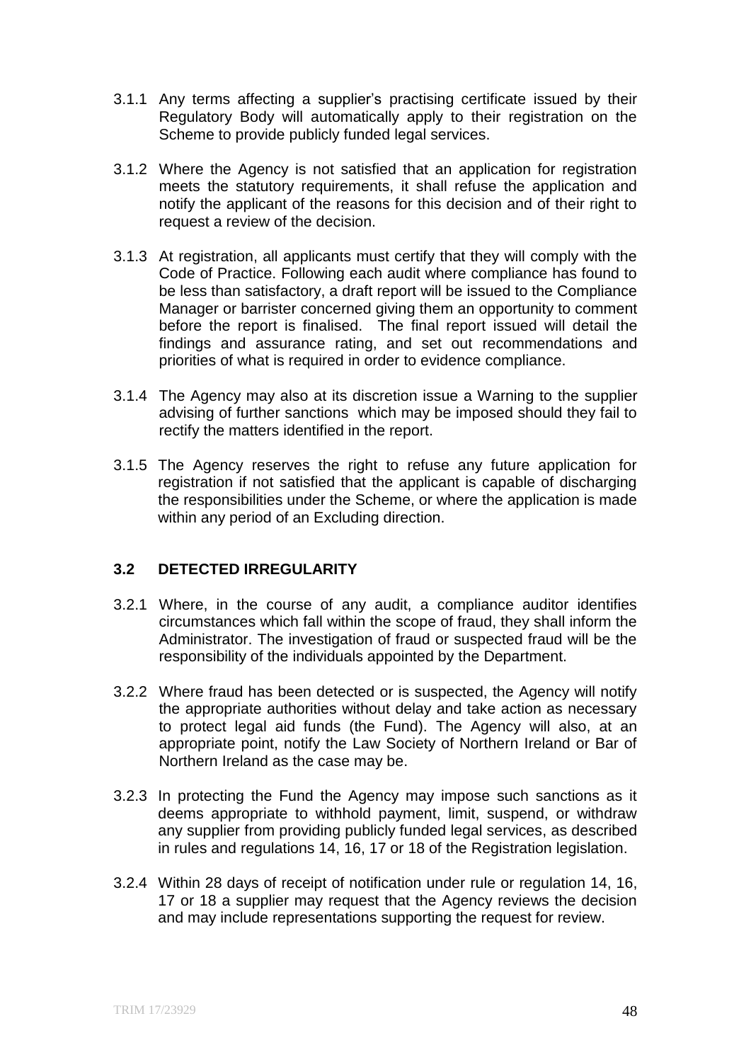3.1.1 Any terms affecting a supplier's practising certificate issued by their Regulatory Body will automatically apply to their registration on the Scheme to provide publicly funded legal services.

3.1.2 Where the Agency is not satisfied that an application for registration meets the statutory requirements, it shall refuse the application and notify the applicant of the reasons for this decision and of their right to request a review of the decision.

3.1.3 At registration, all applicants must certify that they will comply with the Code of Practice. Following each audit where compliance has found to be less than satisfactory, a draft report will be issued to the Compliance Manager or barrister concerned giving them an opportunity to comment before the report is finalised. The final report issued will detail the findings and assurance rating, and set out recommendations and priorities of what is required in order to evidence compliance.

3.1.4 The Agency may also at its discretion issue a Warning to the supplier advising of further sanctions which may be imposed should they fail to rectify the matters identified in the report.

3.1.5 The Agency reserves the right to refuse any future application for registration if not satisfied that the applicant is capable of discharging the responsibilities under the Scheme, or where the application is made within any period of an Excluding direction.

## 3.2 DETECTED IRREGULARITY

3.2.1 Where, in the course of any audit, a compliance auditor identifies circumstances which fall within the scope of fraud, they shall inform the Administrator. The investigation of fraud or suspected fraud will be the responsibility of the individuals appointed by the Department.

3.2.2 Where fraud has been detected or is suspected, the Agency will notify the appropriate authorities without delay and take action as necessary to protect legal aid funds (the Fund). The Agency will also, at an appropriate point, notify the Law Society of Northern Ireland or Bar of Northern Ireland as the case may be.

3.2.3 In protecting the Fund the Agency may impose such sanctions as it deems appropriate to withhold payment, limit, suspend, or withdraw any supplier from providing publicly funded legal services, as described in rules and regulations 14, 16, 17 or 18 of the Registration legislation.

3.2.4 Within 28 days of receipt of notification under rule or regulation 14, 16, 17 or 18 a supplier may request that the Agency reviews the decision and may include representations supporting the request for review.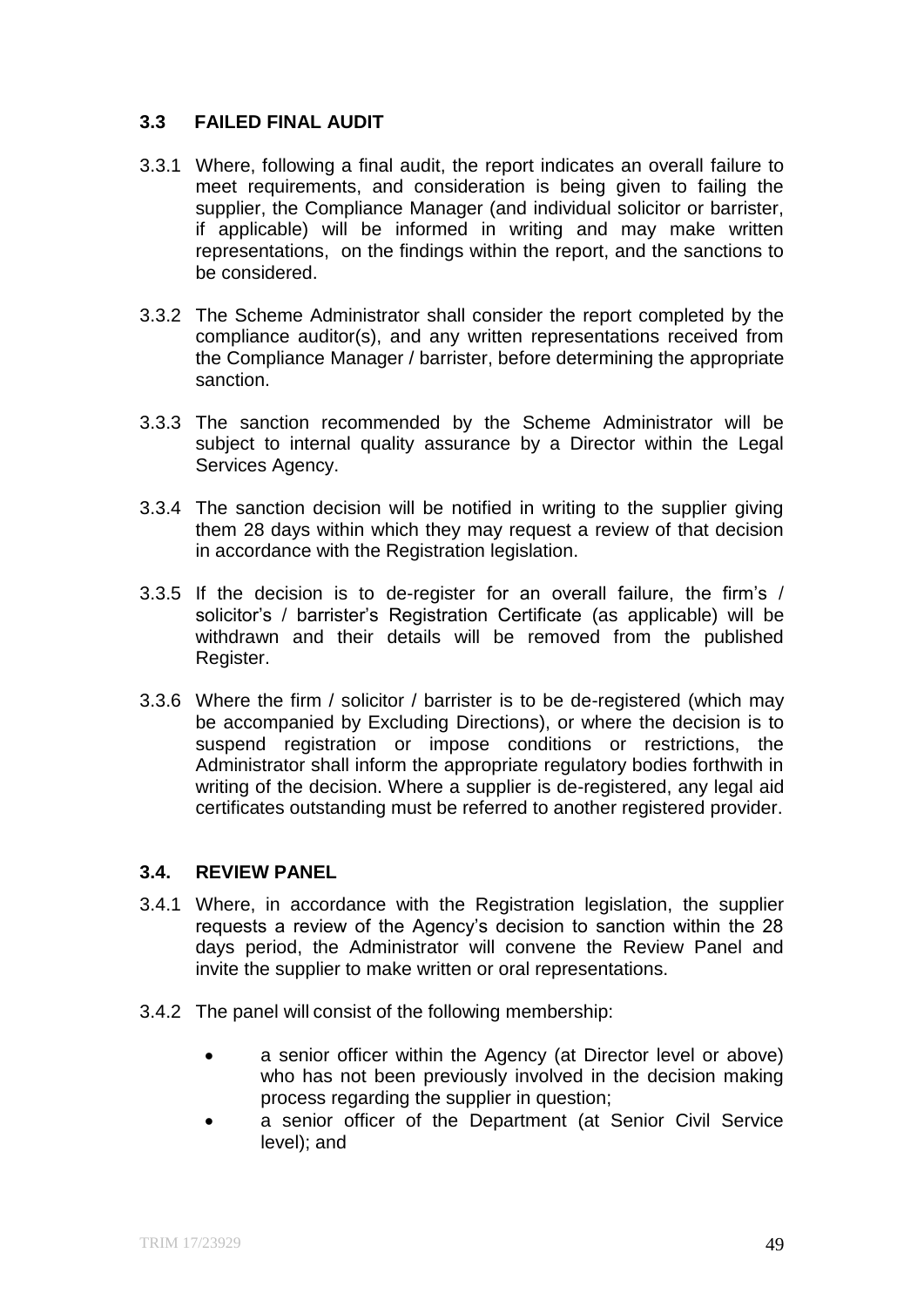### 3.3 FAILED FINAL AUDIT

3.3.1 Where, following a final audit, the report indicates an overall failure to meet requirements, and consideration is being given to failing the supplier, the Compliance Manager (and individual solicitor or barrister, if applicable) will be informed in writing and may make written representations, on the findings within the report, and the sanctions to be considered.

3.3.2 The Scheme Administrator shall consider the report completed by the compliance auditor(s), and any written representations received from the Compliance Manager / barrister, before determining the appropriate sanction.

3.3.3 The sanction recommended by the Scheme Administrator will be subject to internal quality assurance by a Director within the Legal Services Agency.

3.3.4 The sanction decision will be notified in writing to the supplier giving them 28 days within which they may request a review of that decision in accordance with the Registration legislation.

3.3.5 If the decision is to de-register for an overall failure, the firm's / solicitor's / barrister's Registration Certificate (as applicable) will be withdrawn and their details will be removed from the published Register.

3.3.6 Where the firm / solicitor / barrister is to be de-registered (which may be accompanied by Excluding Directions), or where the decision is to suspend registration or impose conditions or restrictions, the Administrator shall inform the appropriate regulatory bodies forthwith in writing of the decision. Where a supplier is de-registered, any legal aid certificates outstanding must be referred to another registered provider.

### 3.4. REVIEW PANEL

3.4.1 Where, in accordance with the Registration legislation, the supplier requests a review of the Agency's decision to sanction within the 28 days period, the Administrator will convene the Review Panel and invite the supplier to make written or oral representations.

3.4.2 The panel will consist of the following membership:

- a senior officer within the Agency (at Director level or above) who has not been previously involved in the decision making process regarding the supplier in question;
- a senior officer of the Department (at Senior Civil Service level); and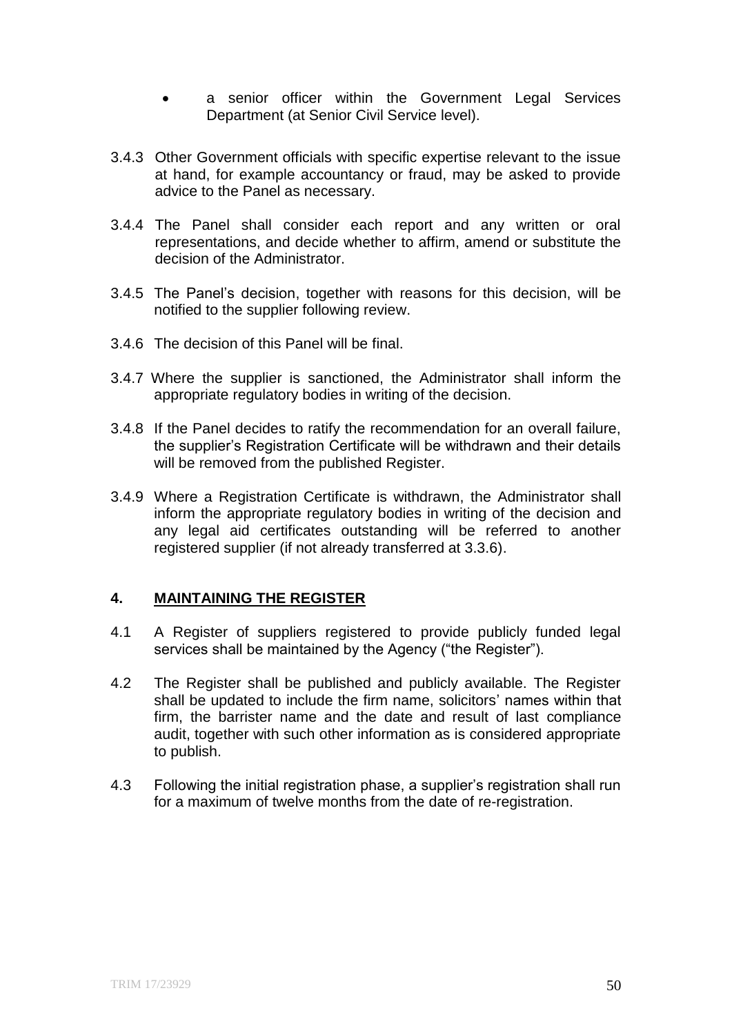- a senior officer within the Government Legal Services Department (at Senior Civil Service level).

3.4.3 Other Government officials with specific expertise relevant to the issue at hand, for example accountancy or fraud, may be asked to provide advice to the Panel as necessary.

3.4.4 The Panel shall consider each report and any written or oral representations, and decide whether to affirm, amend or substitute the decision of the Administrator.

3.4.5 The Panel's decision, together with reasons for this decision, will be notified to the supplier following review.

3.4.6 The decision of this Panel will be final.

3.4.7 Where the supplier is sanctioned, the Administrator shall inform the appropriate regulatory bodies in writing of the decision.

3.4.8 If the Panel decides to ratify the recommendation for an overall failure, the supplier's Registration Certificate will be withdrawn and their details will be removed from the published Register.

3.4.9 Where a Registration Certificate is withdrawn, the Administrator shall inform the appropriate regulatory bodies in writing of the decision and any legal aid certificates outstanding will be referred to another registered supplier (if not already transferred at 3.3.6).

## 4. MAINTAINING THE REGISTER

4.1 A Register of suppliers registered to provide publicly funded legal services shall be maintained by the Agency ("the Register").

4.2 The Register shall be published and publicly available. The Register shall be updated to include the firm name, solicitors' names within that firm, the barrister name and the date and result of last compliance audit, together with such other information as is considered appropriate to publish.

4.3 Following the initial registration phase, a supplier's registration shall run for a maximum of twelve months from the date of re-registration.

TRIM 17/23929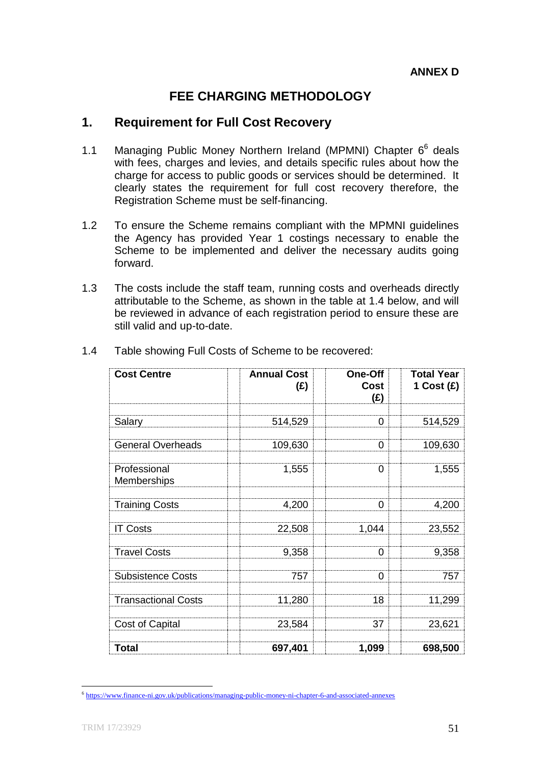**ANNEX D**

# FEE CHARGING METHODOLOGY

## 1. Requirement for Full Cost Recovery

1.1 Managing Public Money Northern Ireland (MPMNI) Chapter 6[6] deals with fees, charges and levies, and details specific rules about how the charge for access to public goods or services should be determined. It clearly states the requirement for full cost recovery therefore, the Registration Scheme must be self-financing.

1.2 To ensure the Scheme remains compliant with the MPMNI guidelines the Agency has provided Year 1 costings necessary to enable the Scheme to be implemented and deliver the necessary audits going forward.

1.3 The costs include the staff team, running costs and overheads directly attributable to the Scheme, as shown in the table at 1.4 below, and will be reviewed in advance of each registration period to ensure these are still valid and up-to-date.

1.4 Table showing Full Costs of Scheme to be recovered:

| Cost Centre | Annual Cost (£) | One-Off Cost (£) | Total Year 1 Cost (£) |
|---|---|---|---|
| Salary | 514,529 | 0 | 514,529 |
| General Overheads | 109,630 | 0 | 109,630 |
| Professional Memberships | 1,555 | 0 | 1,555 |
| Training Costs | 4,200 | 0 | 4,200 |
| IT Costs | 22,508 | 1,044 | 23,552 |
| Travel Costs | 9,358 | 0 | 9,358 |
| Subsistence Costs | 757 | 0 | 757 |
| Transactional Costs | 11,280 | 18 | 11,299 |
| Cost of Capital | 23,584 | 37 | 23,621 |
| **Total** | **697,401** | **1,099** | **698,500** |

[6] https://www.finance-ni.gov.uk/publications/managing-public-money-ni-chapter-6-and-associated-annexes

TRIM 17/23929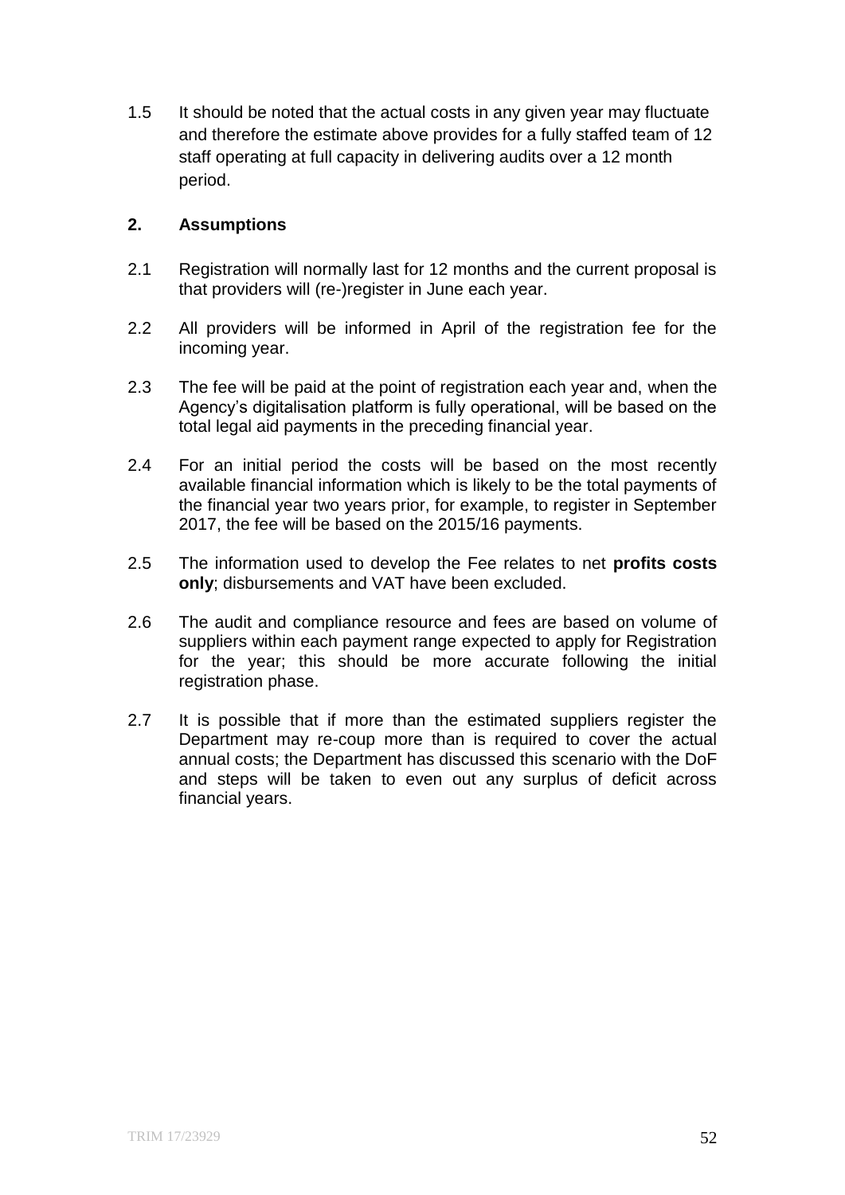1.5 It should be noted that the actual costs in any given year may fluctuate and therefore the estimate above provides for a fully staffed team of 12 staff operating at full capacity in delivering audits over a 12 month period.

## 2. Assumptions

2.1 Registration will normally last for 12 months and the current proposal is that providers will (re-)register in June each year.

2.2 All providers will be informed in April of the registration fee for the incoming year.

2.3 The fee will be paid at the point of registration each year and, when the Agency's digitalisation platform is fully operational, will be based on the total legal aid payments in the preceding financial year.

2.4 For an initial period the costs will be based on the most recently available financial information which is likely to be the total payments of the financial year two years prior, for example, to register in September 2017, the fee will be based on the 2015/16 payments.

2.5 The information used to develop the Fee relates to net **profits costs only**; disbursements and VAT have been excluded.

2.6 The audit and compliance resource and fees are based on volume of suppliers within each payment range expected to apply for Registration for the year; this should be more accurate following the initial registration phase.

2.7 It is possible that if more than the estimated suppliers register the Department may re-coup more than is required to cover the actual annual costs; the Department has discussed this scenario with the DoF and steps will be taken to even out any surplus of deficit across financial years.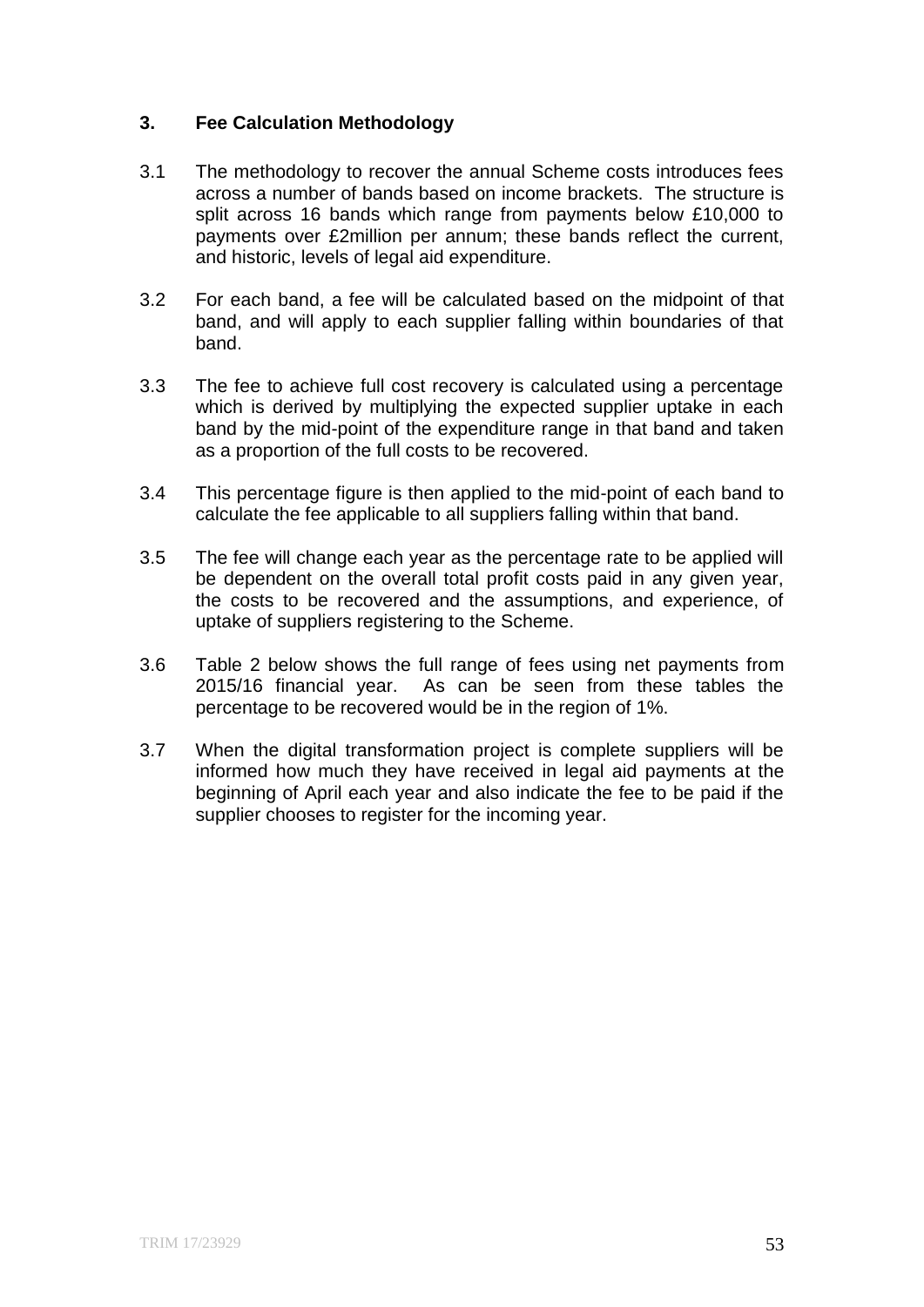### 3. Fee Calculation Methodology

3.1 The methodology to recover the annual Scheme costs introduces fees across a number of bands based on income brackets. The structure is split across 16 bands which range from payments below £10,000 to payments over £2million per annum; these bands reflect the current, and historic, levels of legal aid expenditure.

3.2 For each band, a fee will be calculated based on the midpoint of that band, and will apply to each supplier falling within boundaries of that band.

3.3 The fee to achieve full cost recovery is calculated using a percentage which is derived by multiplying the expected supplier uptake in each band by the mid-point of the expenditure range in that band and taken as a proportion of the full costs to be recovered.

3.4 This percentage figure is then applied to the mid-point of each band to calculate the fee applicable to all suppliers falling within that band.

3.5 The fee will change each year as the percentage rate to be applied will be dependent on the overall total profit costs paid in any given year, the costs to be recovered and the assumptions, and experience, of uptake of suppliers registering to the Scheme.

3.6 Table 2 below shows the full range of fees using net payments from 2015/16 financial year. As can be seen from these tables the percentage to be recovered would be in the region of 1%.

3.7 When the digital transformation project is complete suppliers will be informed how much they have received in legal aid payments at the beginning of April each year and also indicate the fee to be paid if the supplier chooses to register for the incoming year.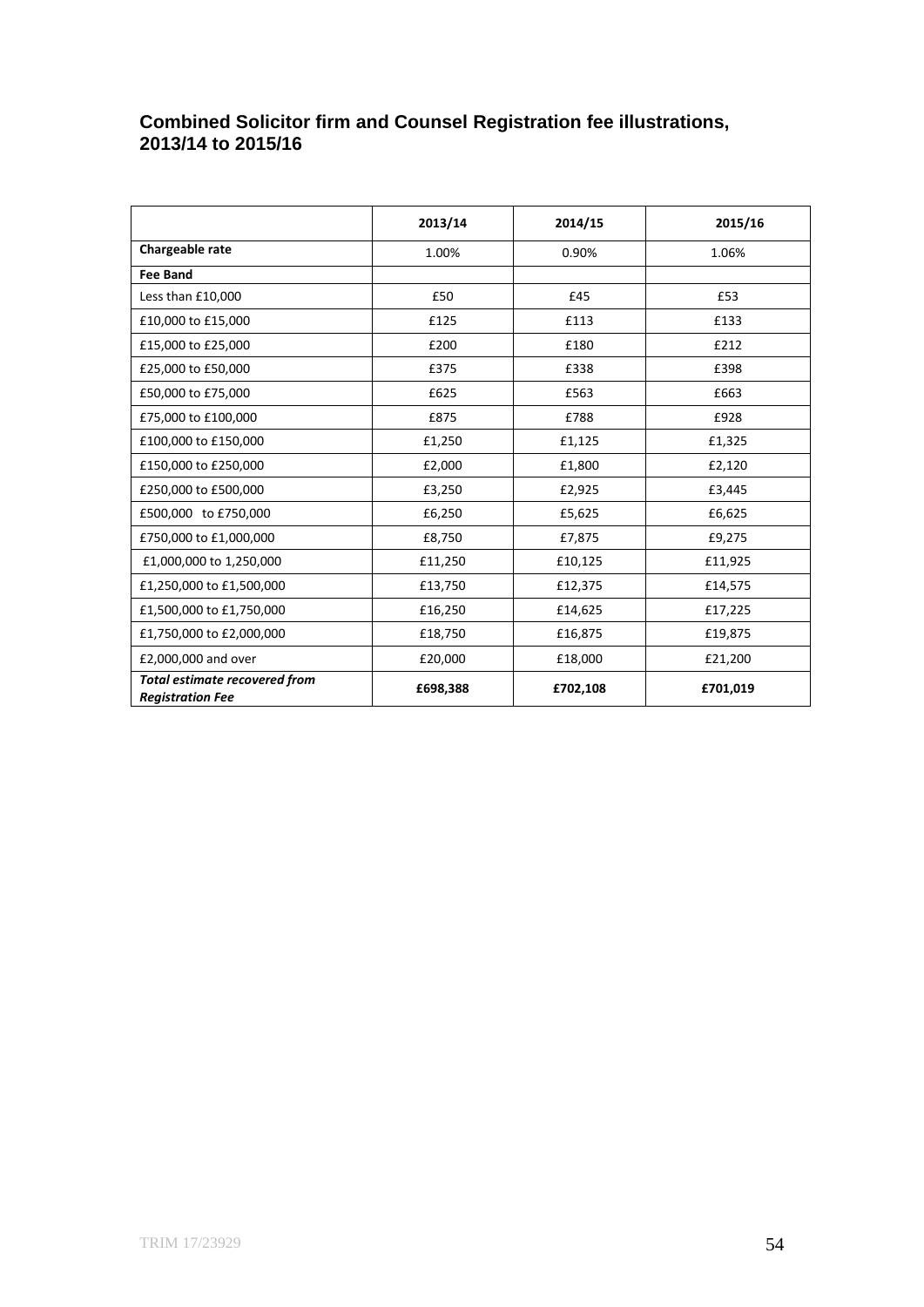## Combined Solicitor firm and Counsel Registration fee illustrations, 2013/14 to 2015/16

| | 2013/14 | 2014/15 | 2015/16 |
|---|---|---|---|
| **Chargeable rate** | 1.00% | 0.90% | 1.06% |
| **Fee Band** | | | |
| Less than £10,000 | £50 | £45 | £53 |
| £10,000 to £15,000 | £125 | £113 | £133 |
| £15,000 to £25,000 | £200 | £180 | £212 |
| £25,000 to £50,000 | £375 | £338 | £398 |
| £50,000 to £75,000 | £625 | £563 | £663 |
| £75,000 to £100,000 | £875 | £788 | £928 |
| £100,000 to £150,000 | £1,250 | £1,125 | £1,325 |
| £150,000 to £250,000 | £2,000 | £1,800 | £2,120 |
| £250,000 to £500,000 | £3,250 | £2,925 | £3,445 |
| £500,000 to £750,000 | £6,250 | £5,625 | £6,625 |
| £750,000 to £1,000,000 | £8,750 | £7,875 | £9,275 |
| £1,000,000 to 1,250,000 | £11,250 | £10,125 | £11,925 |
| £1,250,000 to £1,500,000 | £13,750 | £12,375 | £14,575 |
| £1,500,000 to £1,750,000 | £16,250 | £14,625 | £17,225 |
| £1,750,000 to £2,000,000 | £18,750 | £16,875 | £19,875 |
| £2,000,000 and over | £20,000 | £18,000 | £21,200 |
| ***Total estimate recovered from Registration Fee*** | **£698,388** | **£702,108** | **£701,019** |

TRIM 17/23929